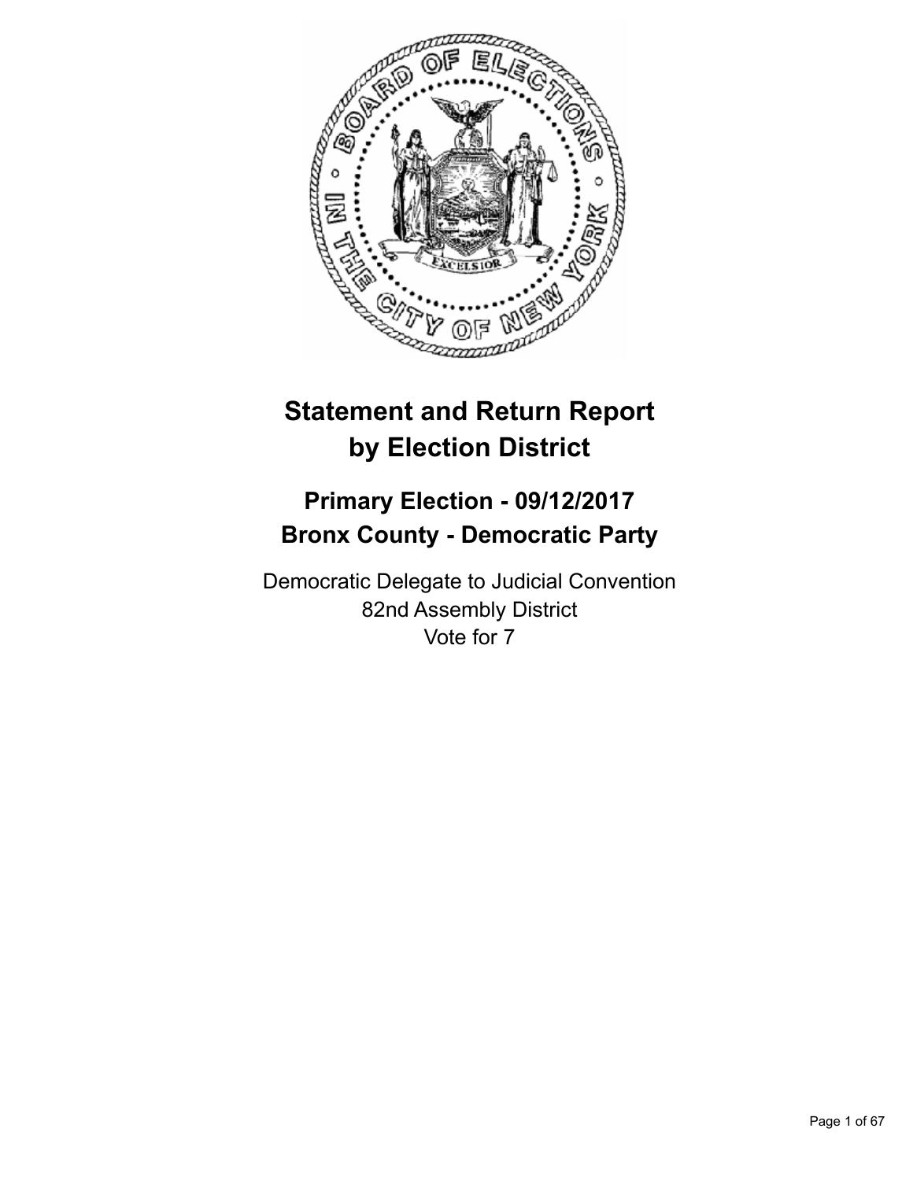# Statement and Return Report by Election District

## Primary Election - 09/12/2017
## Bronx County - Democratic Party

Democratic Delegate to Judicial Convention
82nd Assembly District
Vote for 7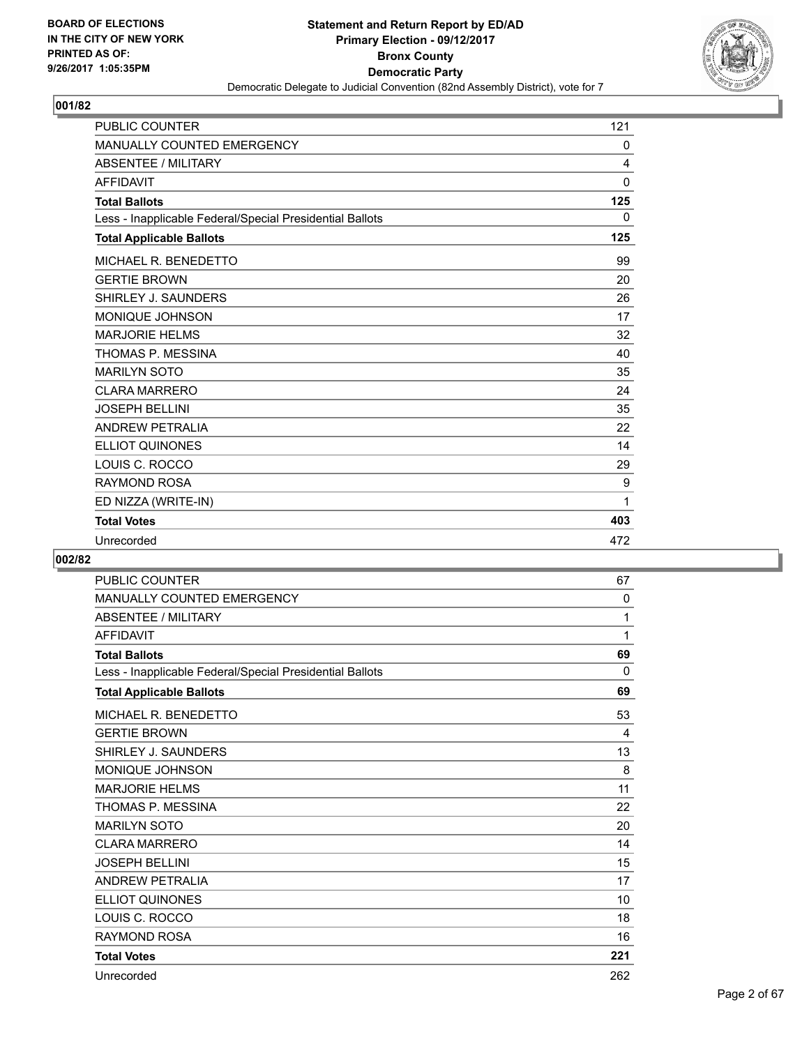BOARD OF ELECTIONS
IN THE CITY OF NEW YORK
PRINTED AS OF:
9/26/2017 1:05:35PM

**Statement and Return Report by ED/AD**
**Primary Election - 09/12/2017**
**Bronx County**
**Democratic Party**
Democratic Delegate to Judicial Convention (82nd Assembly District), vote for 7

## 001/82

| | |
|---|---|
| PUBLIC COUNTER | 121 |
| MANUALLY COUNTED EMERGENCY | 0 |
| ABSENTEE / MILITARY | 4 |
| AFFIDAVIT | 0 |
| **Total Ballots** | **125** |
| Less - Inapplicable Federal/Special Presidential Ballots | 0 |
| **Total Applicable Ballots** | **125** |
| MICHAEL R. BENEDETTO | 99 |
| GERTIE BROWN | 20 |
| SHIRLEY J. SAUNDERS | 26 |
| MONIQUE JOHNSON | 17 |
| MARJORIE HELMS | 32 |
| THOMAS P. MESSINA | 40 |
| MARILYN SOTO | 35 |
| CLARA MARRERO | 24 |
| JOSEPH BELLINI | 35 |
| ANDREW PETRALIA | 22 |
| ELLIOT QUINONES | 14 |
| LOUIS C. ROCCO | 29 |
| RAYMOND ROSA | 9 |
| ED NIZZA (WRITE-IN) | 1 |
| **Total Votes** | **403** |
| Unrecorded | 472 |

## 002/82

| | |
|---|---|
| PUBLIC COUNTER | 67 |
| MANUALLY COUNTED EMERGENCY | 0 |
| ABSENTEE / MILITARY | 1 |
| AFFIDAVIT | 1 |
| **Total Ballots** | **69** |
| Less - Inapplicable Federal/Special Presidential Ballots | 0 |
| **Total Applicable Ballots** | **69** |
| MICHAEL R. BENEDETTO | 53 |
| GERTIE BROWN | 4 |
| SHIRLEY J. SAUNDERS | 13 |
| MONIQUE JOHNSON | 8 |
| MARJORIE HELMS | 11 |
| THOMAS P. MESSINA | 22 |
| MARILYN SOTO | 20 |
| CLARA MARRERO | 14 |
| JOSEPH BELLINI | 15 |
| ANDREW PETRALIA | 17 |
| ELLIOT QUINONES | 10 |
| LOUIS C. ROCCO | 18 |
| RAYMOND ROSA | 16 |
| **Total Votes** | **221** |
| Unrecorded | 262 |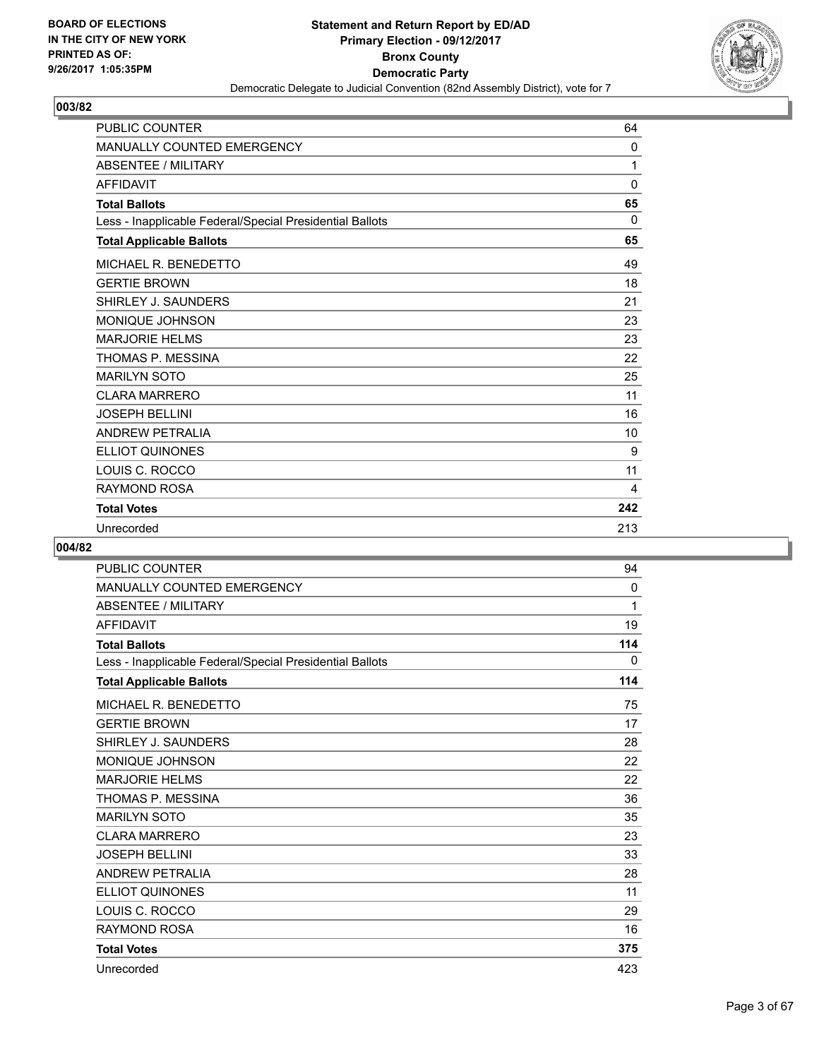BOARD OF ELECTIONS
IN THE CITY OF NEW YORK
PRINTED AS OF:
9/26/2017 1:05:35PM

**Statement and Return Report by ED/AD**
**Primary Election - 09/12/2017**
**Bronx County**
**Democratic Party**
Democratic Delegate to Judicial Convention (82nd Assembly District), vote for 7

## 003/82

| | |
|---|---|
| PUBLIC COUNTER | 64 |
| MANUALLY COUNTED EMERGENCY | 0 |
| ABSENTEE / MILITARY | 1 |
| AFFIDAVIT | 0 |
| **Total Ballots** | **65** |
| Less - Inapplicable Federal/Special Presidential Ballots | 0 |
| **Total Applicable Ballots** | **65** |
| MICHAEL R. BENEDETTO | 49 |
| GERTIE BROWN | 18 |
| SHIRLEY J. SAUNDERS | 21 |
| MONIQUE JOHNSON | 23 |
| MARJORIE HELMS | 23 |
| THOMAS P. MESSINA | 22 |
| MARILYN SOTO | 25 |
| CLARA MARRERO | 11 |
| JOSEPH BELLINI | 16 |
| ANDREW PETRALIA | 10 |
| ELLIOT QUINONES | 9 |
| LOUIS C. ROCCO | 11 |
| RAYMOND ROSA | 4 |
| **Total Votes** | **242** |
| Unrecorded | 213 |

## 004/82

| | |
|---|---|
| PUBLIC COUNTER | 94 |
| MANUALLY COUNTED EMERGENCY | 0 |
| ABSENTEE / MILITARY | 1 |
| AFFIDAVIT | 19 |
| **Total Ballots** | **114** |
| Less - Inapplicable Federal/Special Presidential Ballots | 0 |
| **Total Applicable Ballots** | **114** |
| MICHAEL R. BENEDETTO | 75 |
| GERTIE BROWN | 17 |
| SHIRLEY J. SAUNDERS | 28 |
| MONIQUE JOHNSON | 22 |
| MARJORIE HELMS | 22 |
| THOMAS P. MESSINA | 36 |
| MARILYN SOTO | 35 |
| CLARA MARRERO | 23 |
| JOSEPH BELLINI | 33 |
| ANDREW PETRALIA | 28 |
| ELLIOT QUINONES | 11 |
| LOUIS C. ROCCO | 29 |
| RAYMOND ROSA | 16 |
| **Total Votes** | **375** |
| Unrecorded | 423 |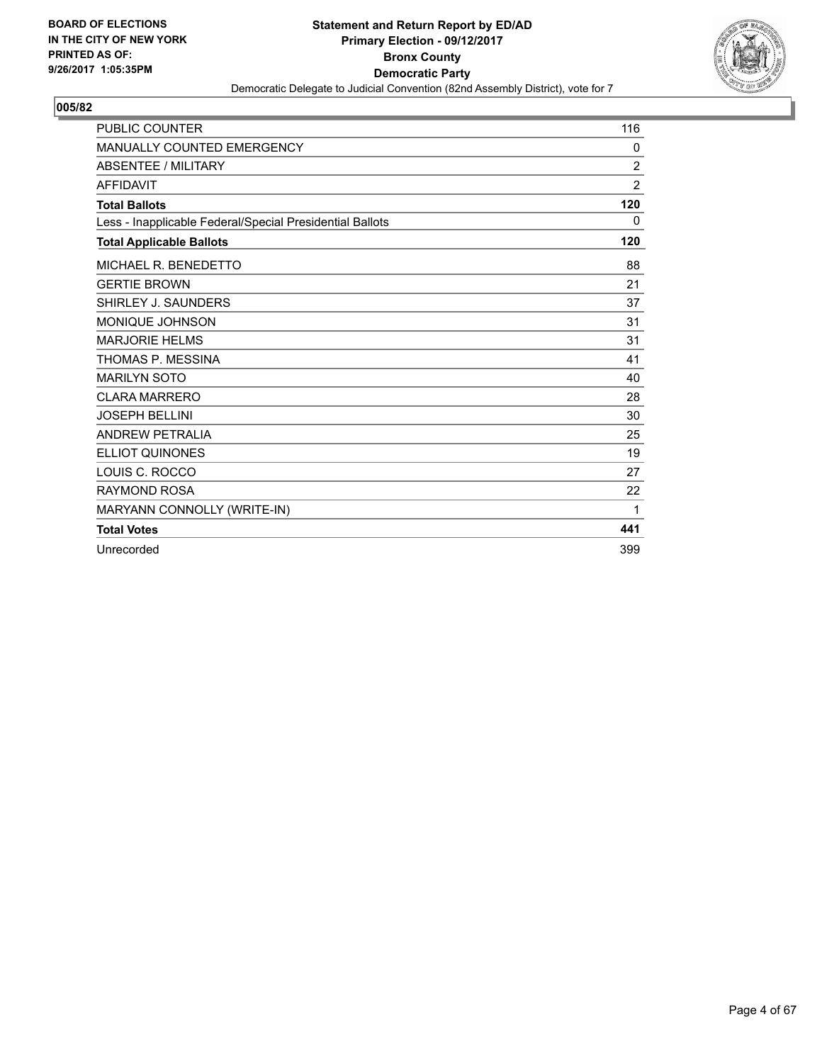**BOARD OF ELECTIONS IN THE CITY OF NEW YORK PRINTED AS OF: 9/26/2017 1:05:35PM**

# Statement and Return Report by ED/AD
## Primary Election - 09/12/2017
## Bronx County
## Democratic Party
Democratic Delegate to Judicial Convention (82nd Assembly District), vote for 7

**005/82**

| | |
|---|---|
| PUBLIC COUNTER | 116 |
| MANUALLY COUNTED EMERGENCY | 0 |
| ABSENTEE / MILITARY | 2 |
| AFFIDAVIT | 2 |
| **Total Ballots** | **120** |
| Less - Inapplicable Federal/Special Presidential Ballots | 0 |
| **Total Applicable Ballots** | **120** |
| MICHAEL R. BENEDETTO | 88 |
| GERTIE BROWN | 21 |
| SHIRLEY J. SAUNDERS | 37 |
| MONIQUE JOHNSON | 31 |
| MARJORIE HELMS | 31 |
| THOMAS P. MESSINA | 41 |
| MARILYN SOTO | 40 |
| CLARA MARRERO | 28 |
| JOSEPH BELLINI | 30 |
| ANDREW PETRALIA | 25 |
| ELLIOT QUINONES | 19 |
| LOUIS C. ROCCO | 27 |
| RAYMOND ROSA | 22 |
| MARYANN CONNOLLY (WRITE-IN) | 1 |
| **Total Votes** | **441** |
| Unrecorded | 399 |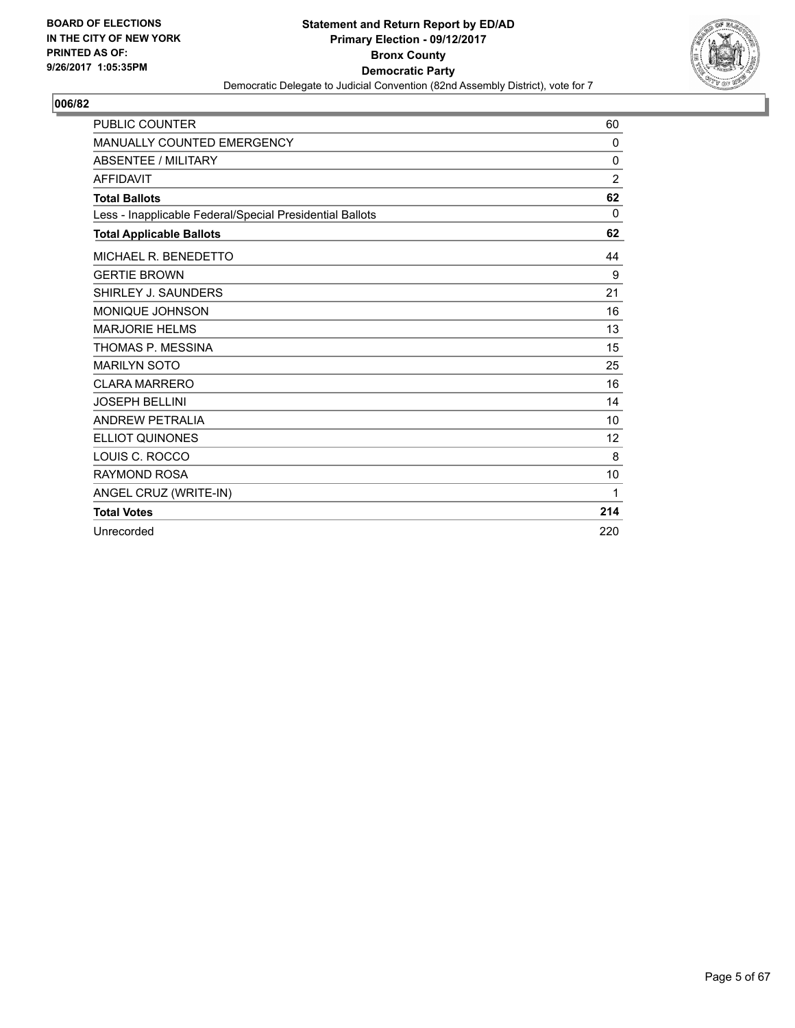BOARD OF ELECTIONS
IN THE CITY OF NEW YORK
PRINTED AS OF:
9/26/2017 1:05:35PM

**Statement and Return Report by ED/AD**
**Primary Election - 09/12/2017**
**Bronx County**
**Democratic Party**
Democratic Delegate to Judicial Convention (82nd Assembly District), vote for 7

**006/82**

| | |
|---|---|
| PUBLIC COUNTER | 60 |
| MANUALLY COUNTED EMERGENCY | 0 |
| ABSENTEE / MILITARY | 0 |
| AFFIDAVIT | 2 |
| **Total Ballots** | **62** |
| Less - Inapplicable Federal/Special Presidential Ballots | 0 |
| **Total Applicable Ballots** | **62** |
| MICHAEL R. BENEDETTO | 44 |
| GERTIE BROWN | 9 |
| SHIRLEY J. SAUNDERS | 21 |
| MONIQUE JOHNSON | 16 |
| MARJORIE HELMS | 13 |
| THOMAS P. MESSINA | 15 |
| MARILYN SOTO | 25 |
| CLARA MARRERO | 16 |
| JOSEPH BELLINI | 14 |
| ANDREW PETRALIA | 10 |
| ELLIOT QUINONES | 12 |
| LOUIS C. ROCCO | 8 |
| RAYMOND ROSA | 10 |
| ANGEL CRUZ (WRITE-IN) | 1 |
| **Total Votes** | **214** |
| Unrecorded | 220 |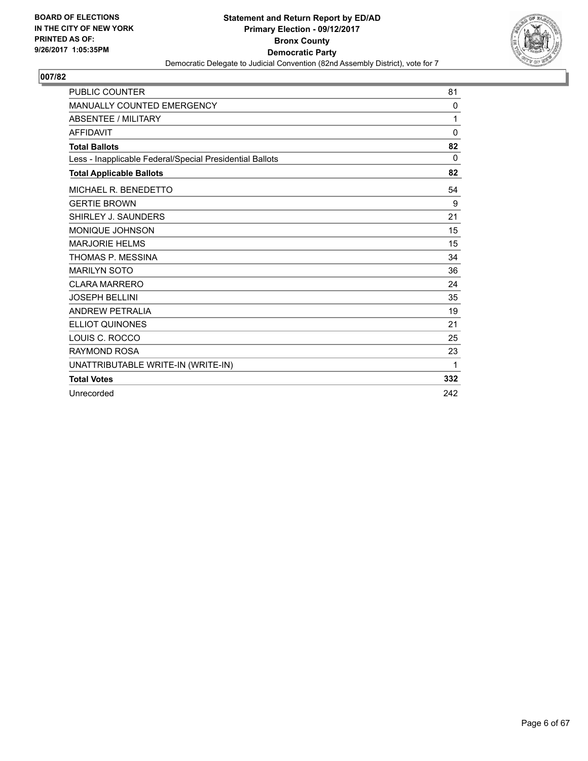**BOARD OF ELECTIONS IN THE CITY OF NEW YORK PRINTED AS OF: 9/26/2017 1:05:35PM**

**Statement and Return Report by ED/AD**
**Primary Election - 09/12/2017**
**Bronx County**
**Democratic Party**
Democratic Delegate to Judicial Convention (82nd Assembly District), vote for 7

**007/82**

| | |
|---|---|
| PUBLIC COUNTER | 81 |
| MANUALLY COUNTED EMERGENCY | 0 |
| ABSENTEE / MILITARY | 1 |
| AFFIDAVIT | 0 |
| **Total Ballots** | **82** |
| Less - Inapplicable Federal/Special Presidential Ballots | 0 |
| **Total Applicable Ballots** | **82** |
| MICHAEL R. BENEDETTO | 54 |
| GERTIE BROWN | 9 |
| SHIRLEY J. SAUNDERS | 21 |
| MONIQUE JOHNSON | 15 |
| MARJORIE HELMS | 15 |
| THOMAS P. MESSINA | 34 |
| MARILYN SOTO | 36 |
| CLARA MARRERO | 24 |
| JOSEPH BELLINI | 35 |
| ANDREW PETRALIA | 19 |
| ELLIOT QUINONES | 21 |
| LOUIS C. ROCCO | 25 |
| RAYMOND ROSA | 23 |
| UNATTRIBUTABLE WRITE-IN (WRITE-IN) | 1 |
| **Total Votes** | **332** |
| Unrecorded | 242 |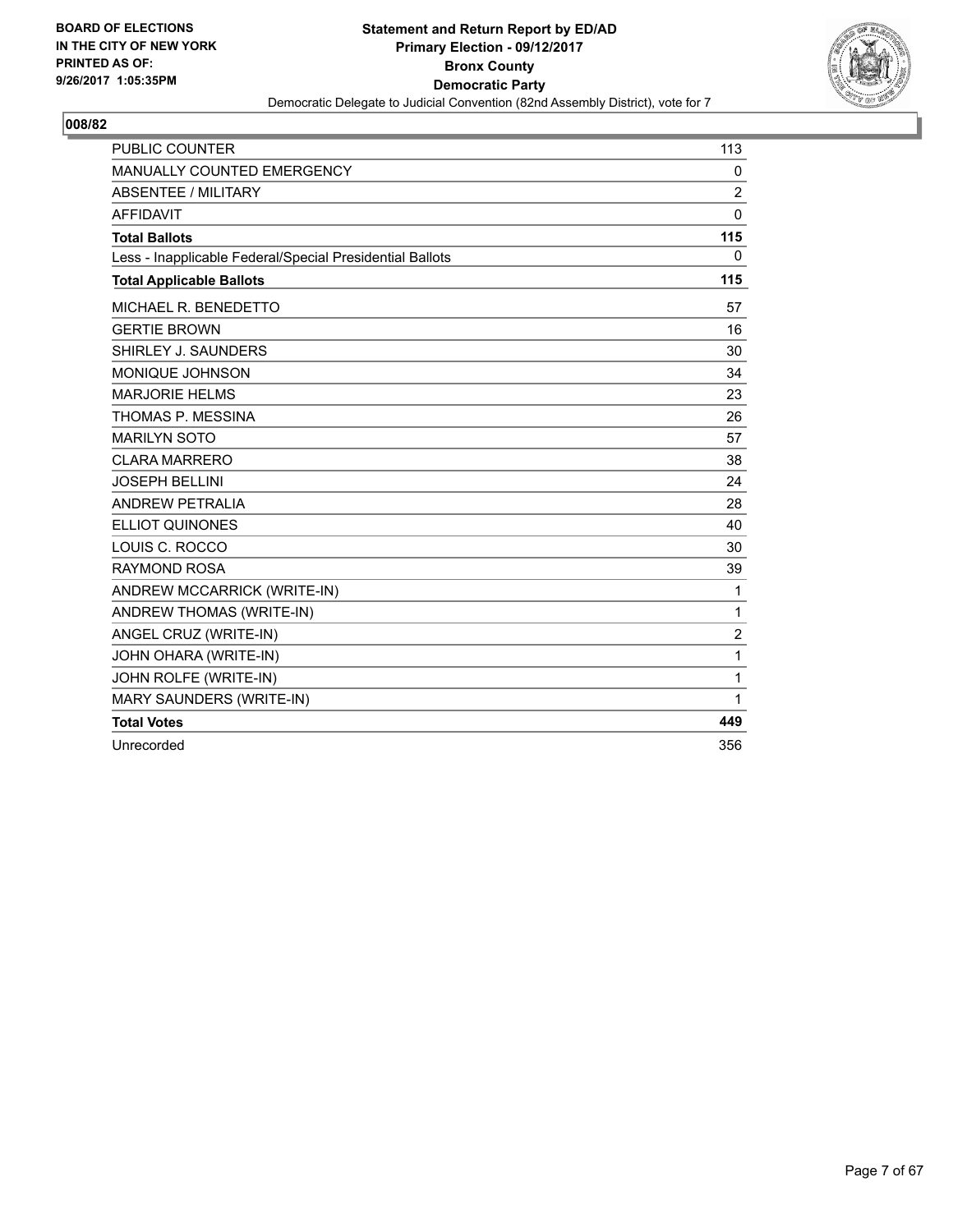BOARD OF ELECTIONS
IN THE CITY OF NEW YORK
PRINTED AS OF:
9/26/2017 1:05:35PM

**Statement and Return Report by ED/AD**
**Primary Election - 09/12/2017**
**Bronx County**
**Democratic Party**
Democratic Delegate to Judicial Convention (82nd Assembly District), vote for 7

**008/82**

| | |
|---|---|
| PUBLIC COUNTER | 113 |
| MANUALLY COUNTED EMERGENCY | 0 |
| ABSENTEE / MILITARY | 2 |
| AFFIDAVIT | 0 |
| **Total Ballots** | **115** |
| Less - Inapplicable Federal/Special Presidential Ballots | 0 |
| **Total Applicable Ballots** | **115** |
| MICHAEL R. BENEDETTO | 57 |
| GERTIE BROWN | 16 |
| SHIRLEY J. SAUNDERS | 30 |
| MONIQUE JOHNSON | 34 |
| MARJORIE HELMS | 23 |
| THOMAS P. MESSINA | 26 |
| MARILYN SOTO | 57 |
| CLARA MARRERO | 38 |
| JOSEPH BELLINI | 24 |
| ANDREW PETRALIA | 28 |
| ELLIOT QUINONES | 40 |
| LOUIS C. ROCCO | 30 |
| RAYMOND ROSA | 39 |
| ANDREW MCCARRICK (WRITE-IN) | 1 |
| ANDREW THOMAS (WRITE-IN) | 1 |
| ANGEL CRUZ (WRITE-IN) | 2 |
| JOHN OHARA (WRITE-IN) | 1 |
| JOHN ROLFE (WRITE-IN) | 1 |
| MARY SAUNDERS (WRITE-IN) | 1 |
| **Total Votes** | **449** |
| Unrecorded | 356 |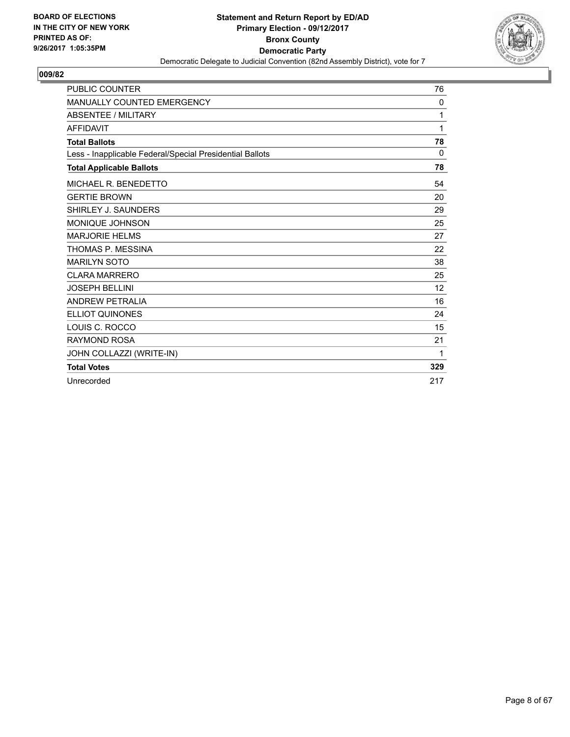**BOARD OF ELECTIONS IN THE CITY OF NEW YORK PRINTED AS OF: 9/26/2017 1:05:35PM**

**Statement and Return Report by ED/AD**
**Primary Election - 09/12/2017**
**Bronx County**
**Democratic Party**
Democratic Delegate to Judicial Convention (82nd Assembly District), vote for 7

**009/82**

| | |
|---|---|
| PUBLIC COUNTER | 76 |
| MANUALLY COUNTED EMERGENCY | 0 |
| ABSENTEE / MILITARY | 1 |
| AFFIDAVIT | 1 |
| **Total Ballots** | **78** |
| Less - Inapplicable Federal/Special Presidential Ballots | 0 |
| **Total Applicable Ballots** | **78** |
| MICHAEL R. BENEDETTO | 54 |
| GERTIE BROWN | 20 |
| SHIRLEY J. SAUNDERS | 29 |
| MONIQUE JOHNSON | 25 |
| MARJORIE HELMS | 27 |
| THOMAS P. MESSINA | 22 |
| MARILYN SOTO | 38 |
| CLARA MARRERO | 25 |
| JOSEPH BELLINI | 12 |
| ANDREW PETRALIA | 16 |
| ELLIOT QUINONES | 24 |
| LOUIS C. ROCCO | 15 |
| RAYMOND ROSA | 21 |
| JOHN COLLAZZI (WRITE-IN) | 1 |
| **Total Votes** | **329** |
| Unrecorded | 217 |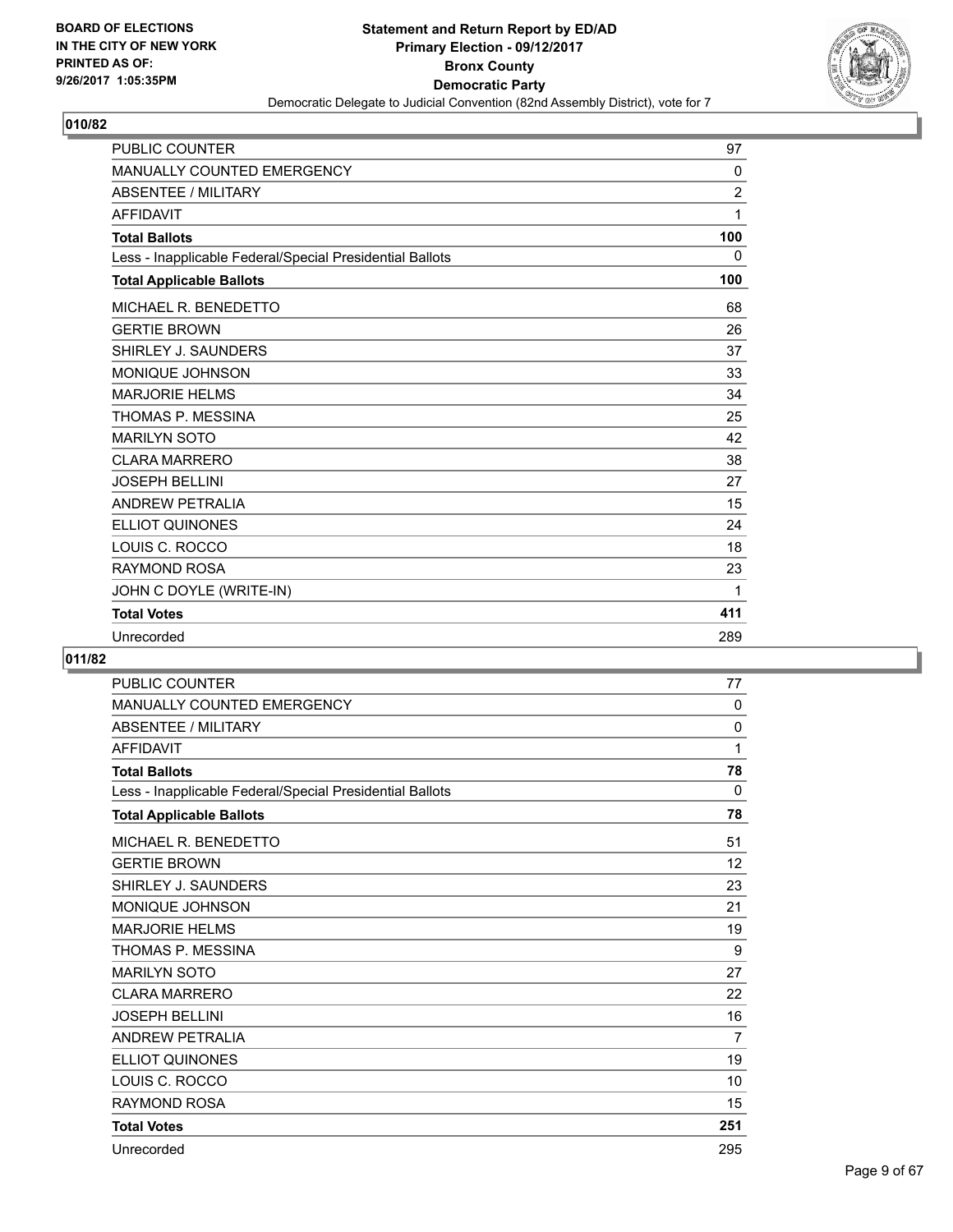BOARD OF ELECTIONS
IN THE CITY OF NEW YORK
PRINTED AS OF:
9/26/2017 1:05:35PM

**Statement and Return Report by ED/AD**
**Primary Election - 09/12/2017**
**Bronx County**
**Democratic Party**
Democratic Delegate to Judicial Convention (82nd Assembly District), vote for 7

## 010/82

| | |
|---|---|
| PUBLIC COUNTER | 97 |
| MANUALLY COUNTED EMERGENCY | 0 |
| ABSENTEE / MILITARY | 2 |
| AFFIDAVIT | 1 |
| **Total Ballots** | **100** |
| Less - Inapplicable Federal/Special Presidential Ballots | 0 |
| **Total Applicable Ballots** | **100** |
| MICHAEL R. BENEDETTO | 68 |
| GERTIE BROWN | 26 |
| SHIRLEY J. SAUNDERS | 37 |
| MONIQUE JOHNSON | 33 |
| MARJORIE HELMS | 34 |
| THOMAS P. MESSINA | 25 |
| MARILYN SOTO | 42 |
| CLARA MARRERO | 38 |
| JOSEPH BELLINI | 27 |
| ANDREW PETRALIA | 15 |
| ELLIOT QUINONES | 24 |
| LOUIS C. ROCCO | 18 |
| RAYMOND ROSA | 23 |
| JOHN C DOYLE (WRITE-IN) | 1 |
| **Total Votes** | **411** |
| Unrecorded | 289 |

## 011/82

| | |
|---|---|
| PUBLIC COUNTER | 77 |
| MANUALLY COUNTED EMERGENCY | 0 |
| ABSENTEE / MILITARY | 0 |
| AFFIDAVIT | 1 |
| **Total Ballots** | **78** |
| Less - Inapplicable Federal/Special Presidential Ballots | 0 |
| **Total Applicable Ballots** | **78** |
| MICHAEL R. BENEDETTO | 51 |
| GERTIE BROWN | 12 |
| SHIRLEY J. SAUNDERS | 23 |
| MONIQUE JOHNSON | 21 |
| MARJORIE HELMS | 19 |
| THOMAS P. MESSINA | 9 |
| MARILYN SOTO | 27 |
| CLARA MARRERO | 22 |
| JOSEPH BELLINI | 16 |
| ANDREW PETRALIA | 7 |
| ELLIOT QUINONES | 19 |
| LOUIS C. ROCCO | 10 |
| RAYMOND ROSA | 15 |
| **Total Votes** | **251** |
| Unrecorded | 295 |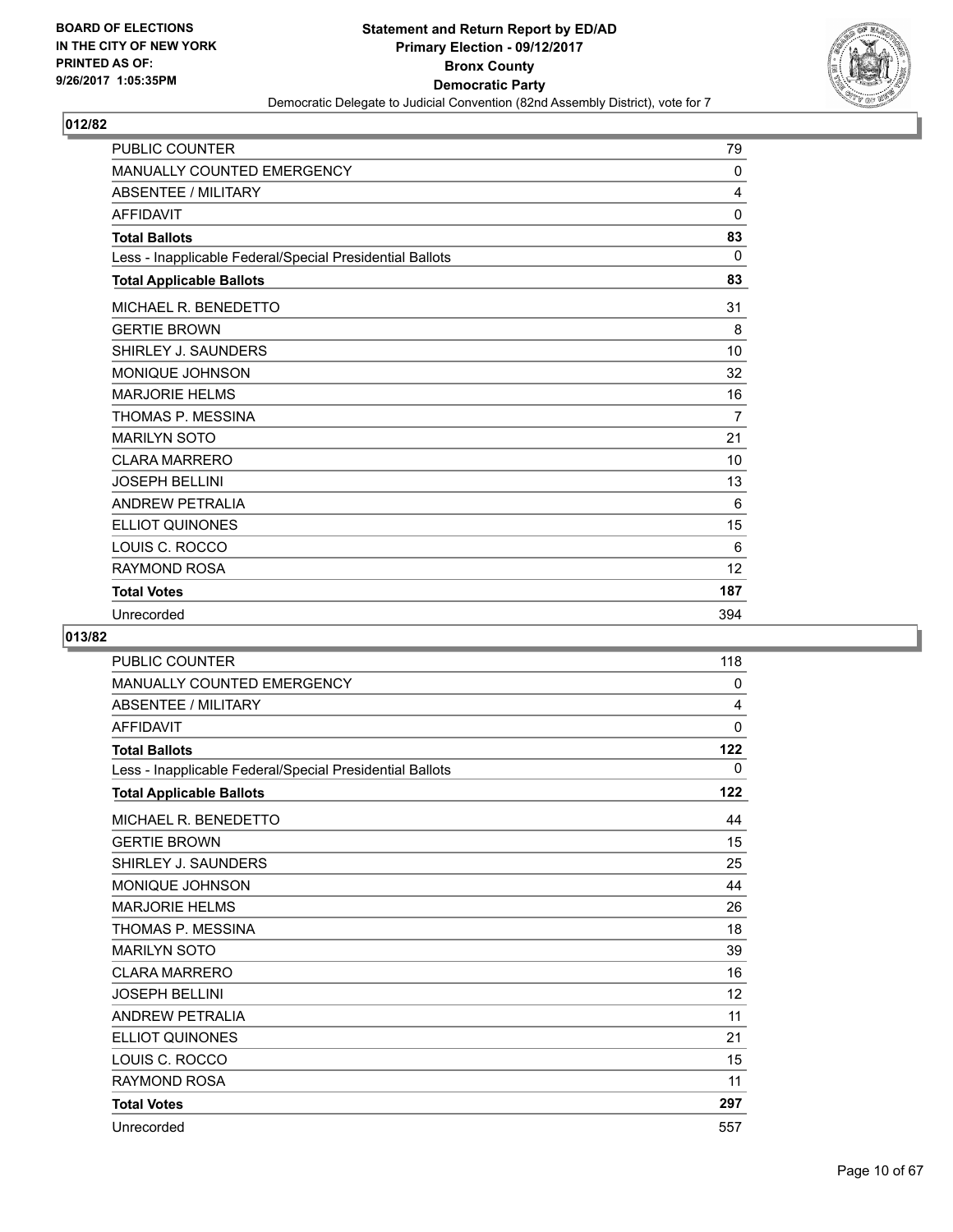**BOARD OF ELECTIONS IN THE CITY OF NEW YORK PRINTED AS OF: 9/26/2017 1:05:35PM**

# Statement and Return Report by ED/AD
## Primary Election - 09/12/2017
## Bronx County
## Democratic Party
Democratic Delegate to Judicial Convention (82nd Assembly District), vote for 7

### 012/82

| | |
|---|---|
| PUBLIC COUNTER | 79 |
| MANUALLY COUNTED EMERGENCY | 0 |
| ABSENTEE / MILITARY | 4 |
| AFFIDAVIT | 0 |
| **Total Ballots** | **83** |
| Less - Inapplicable Federal/Special Presidential Ballots | 0 |
| **Total Applicable Ballots** | **83** |
| MICHAEL R. BENEDETTO | 31 |
| GERTIE BROWN | 8 |
| SHIRLEY J. SAUNDERS | 10 |
| MONIQUE JOHNSON | 32 |
| MARJORIE HELMS | 16 |
| THOMAS P. MESSINA | 7 |
| MARILYN SOTO | 21 |
| CLARA MARRERO | 10 |
| JOSEPH BELLINI | 13 |
| ANDREW PETRALIA | 6 |
| ELLIOT QUINONES | 15 |
| LOUIS C. ROCCO | 6 |
| RAYMOND ROSA | 12 |
| **Total Votes** | **187** |
| Unrecorded | 394 |

### 013/82

| | |
|---|---|
| PUBLIC COUNTER | 118 |
| MANUALLY COUNTED EMERGENCY | 0 |
| ABSENTEE / MILITARY | 4 |
| AFFIDAVIT | 0 |
| **Total Ballots** | **122** |
| Less - Inapplicable Federal/Special Presidential Ballots | 0 |
| **Total Applicable Ballots** | **122** |
| MICHAEL R. BENEDETTO | 44 |
| GERTIE BROWN | 15 |
| SHIRLEY J. SAUNDERS | 25 |
| MONIQUE JOHNSON | 44 |
| MARJORIE HELMS | 26 |
| THOMAS P. MESSINA | 18 |
| MARILYN SOTO | 39 |
| CLARA MARRERO | 16 |
| JOSEPH BELLINI | 12 |
| ANDREW PETRALIA | 11 |
| ELLIOT QUINONES | 21 |
| LOUIS C. ROCCO | 15 |
| RAYMOND ROSA | 11 |
| **Total Votes** | **297** |
| Unrecorded | 557 |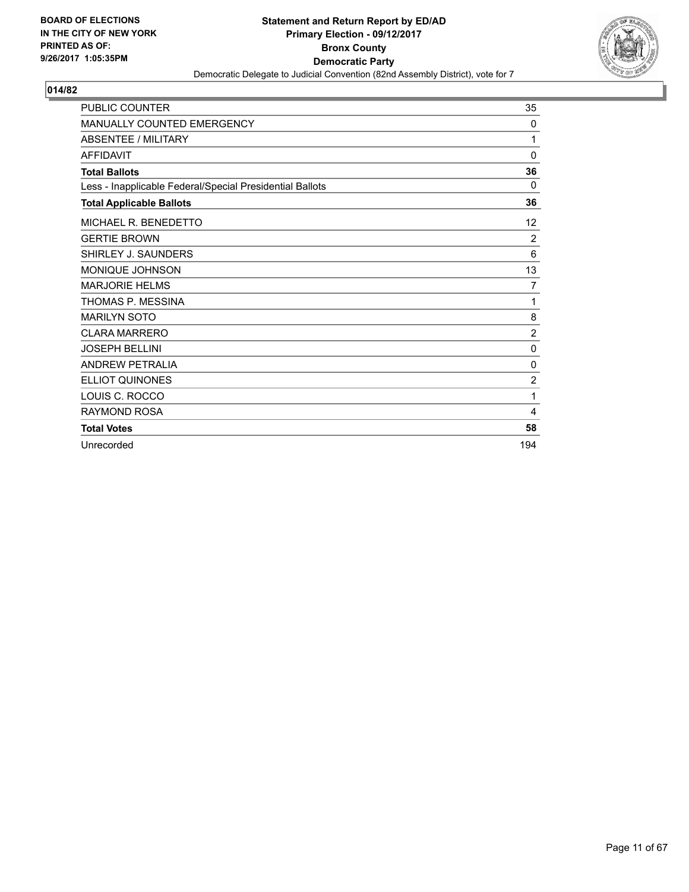BOARD OF ELECTIONS
IN THE CITY OF NEW YORK
PRINTED AS OF:
9/26/2017 1:05:35PM

**Statement and Return Report by ED/AD**
**Primary Election - 09/12/2017**
**Bronx County**
**Democratic Party**
Democratic Delegate to Judicial Convention (82nd Assembly District), vote for 7

## 014/82

| | |
|---|---|
| PUBLIC COUNTER | 35 |
| MANUALLY COUNTED EMERGENCY | 0 |
| ABSENTEE / MILITARY | 1 |
| AFFIDAVIT | 0 |
| **Total Ballots** | **36** |
| Less - Inapplicable Federal/Special Presidential Ballots | 0 |
| **Total Applicable Ballots** | **36** |
| MICHAEL R. BENEDETTO | 12 |
| GERTIE BROWN | 2 |
| SHIRLEY J. SAUNDERS | 6 |
| MONIQUE JOHNSON | 13 |
| MARJORIE HELMS | 7 |
| THOMAS P. MESSINA | 1 |
| MARILYN SOTO | 8 |
| CLARA MARRERO | 2 |
| JOSEPH BELLINI | 0 |
| ANDREW PETRALIA | 0 |
| ELLIOT QUINONES | 2 |
| LOUIS C. ROCCO | 1 |
| RAYMOND ROSA | 4 |
| **Total Votes** | **58** |
| Unrecorded | 194 |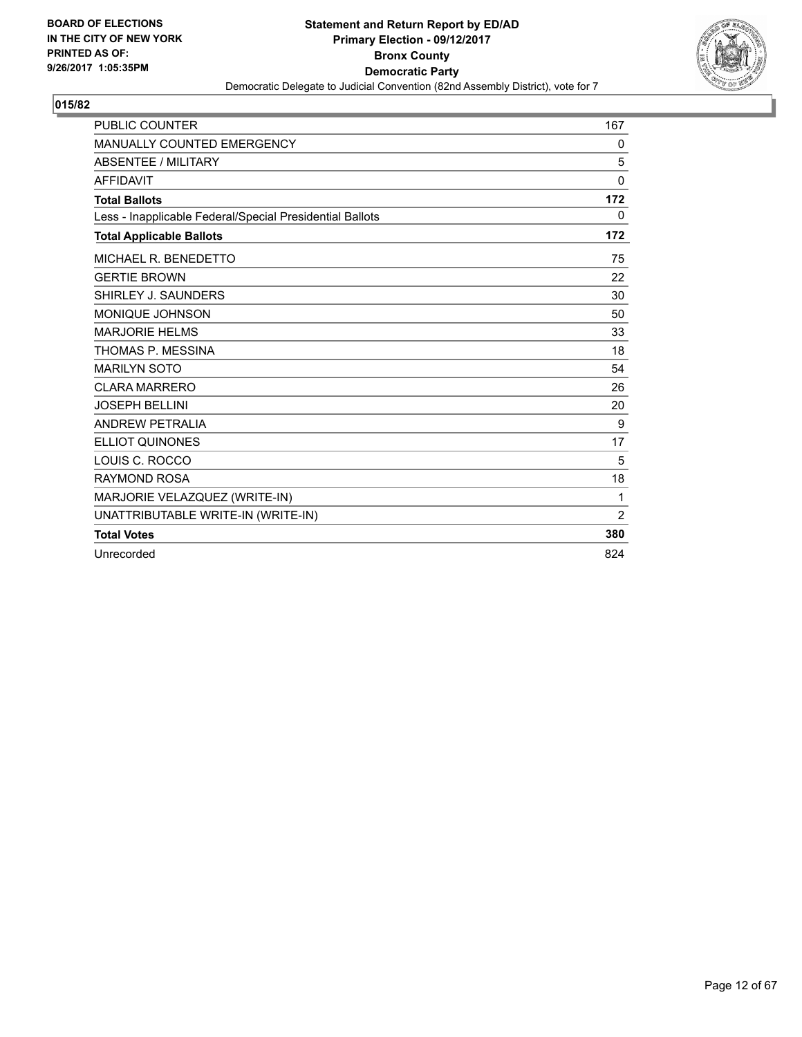BOARD OF ELECTIONS
IN THE CITY OF NEW YORK
PRINTED AS OF:
9/26/2017 1:05:35PM

**Statement and Return Report by ED/AD**
**Primary Election - 09/12/2017**
**Bronx County**
**Democratic Party**
Democratic Delegate to Judicial Convention (82nd Assembly District), vote for 7

## 015/82

| | |
|---|---|
| PUBLIC COUNTER | 167 |
| MANUALLY COUNTED EMERGENCY | 0 |
| ABSENTEE / MILITARY | 5 |
| AFFIDAVIT | 0 |
| **Total Ballots** | **172** |
| Less - Inapplicable Federal/Special Presidential Ballots | 0 |
| **Total Applicable Ballots** | **172** |
| MICHAEL R. BENEDETTO | 75 |
| GERTIE BROWN | 22 |
| SHIRLEY J. SAUNDERS | 30 |
| MONIQUE JOHNSON | 50 |
| MARJORIE HELMS | 33 |
| THOMAS P. MESSINA | 18 |
| MARILYN SOTO | 54 |
| CLARA MARRERO | 26 |
| JOSEPH BELLINI | 20 |
| ANDREW PETRALIA | 9 |
| ELLIOT QUINONES | 17 |
| LOUIS C. ROCCO | 5 |
| RAYMOND ROSA | 18 |
| MARJORIE VELAZQUEZ (WRITE-IN) | 1 |
| UNATTRIBUTABLE WRITE-IN (WRITE-IN) | 2 |
| **Total Votes** | **380** |
| Unrecorded | 824 |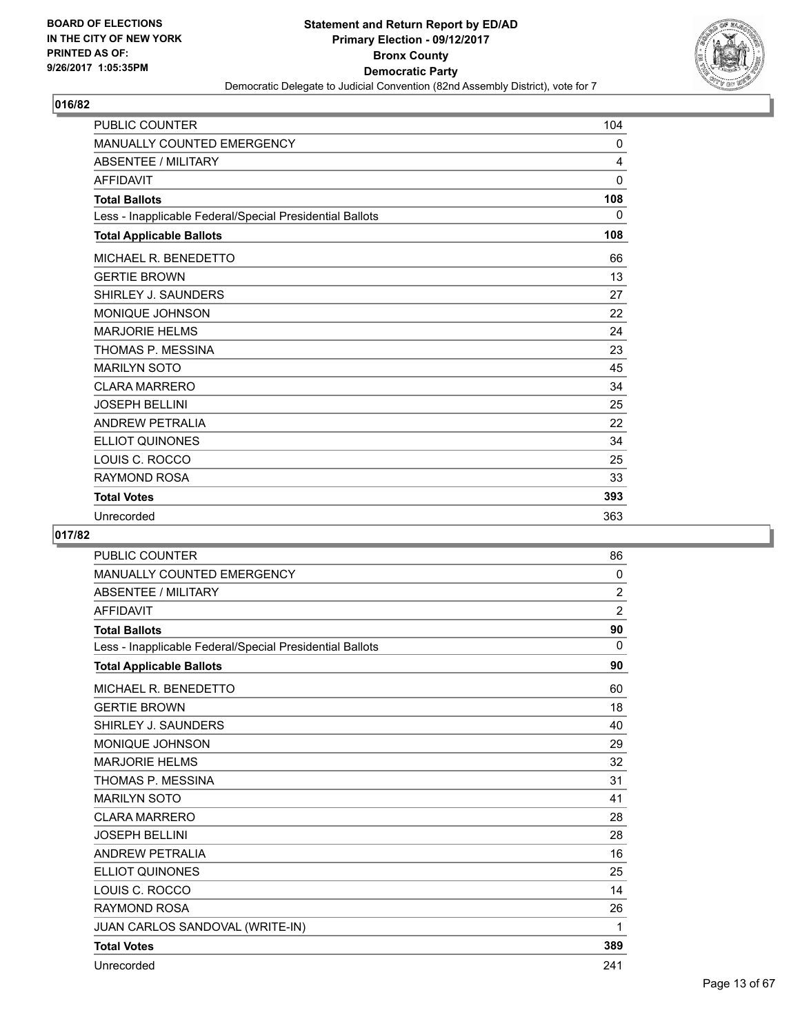**Statement and Return Report by ED/AD**
**Primary Election - 09/12/2017**
**Bronx County**
**Democratic Party**
Democratic Delegate to Judicial Convention (82nd Assembly District), vote for 7

BOARD OF ELECTIONS IN THE CITY OF NEW YORK PRINTED AS OF: 9/26/2017 1:05:35PM

## 016/82

| | |
|---|---|
| PUBLIC COUNTER | 104 |
| MANUALLY COUNTED EMERGENCY | 0 |
| ABSENTEE / MILITARY | 4 |
| AFFIDAVIT | 0 |
| **Total Ballots** | **108** |
| Less - Inapplicable Federal/Special Presidential Ballots | 0 |
| **Total Applicable Ballots** | **108** |
| MICHAEL R. BENEDETTO | 66 |
| GERTIE BROWN | 13 |
| SHIRLEY J. SAUNDERS | 27 |
| MONIQUE JOHNSON | 22 |
| MARJORIE HELMS | 24 |
| THOMAS P. MESSINA | 23 |
| MARILYN SOTO | 45 |
| CLARA MARRERO | 34 |
| JOSEPH BELLINI | 25 |
| ANDREW PETRALIA | 22 |
| ELLIOT QUINONES | 34 |
| LOUIS C. ROCCO | 25 |
| RAYMOND ROSA | 33 |
| **Total Votes** | **393** |
| Unrecorded | 363 |

## 017/82

| | |
|---|---|
| PUBLIC COUNTER | 86 |
| MANUALLY COUNTED EMERGENCY | 0 |
| ABSENTEE / MILITARY | 2 |
| AFFIDAVIT | 2 |
| **Total Ballots** | **90** |
| Less - Inapplicable Federal/Special Presidential Ballots | 0 |
| **Total Applicable Ballots** | **90** |
| MICHAEL R. BENEDETTO | 60 |
| GERTIE BROWN | 18 |
| SHIRLEY J. SAUNDERS | 40 |
| MONIQUE JOHNSON | 29 |
| MARJORIE HELMS | 32 |
| THOMAS P. MESSINA | 31 |
| MARILYN SOTO | 41 |
| CLARA MARRERO | 28 |
| JOSEPH BELLINI | 28 |
| ANDREW PETRALIA | 16 |
| ELLIOT QUINONES | 25 |
| LOUIS C. ROCCO | 14 |
| RAYMOND ROSA | 26 |
| JUAN CARLOS SANDOVAL (WRITE-IN) | 1 |
| **Total Votes** | **389** |
| Unrecorded | 241 |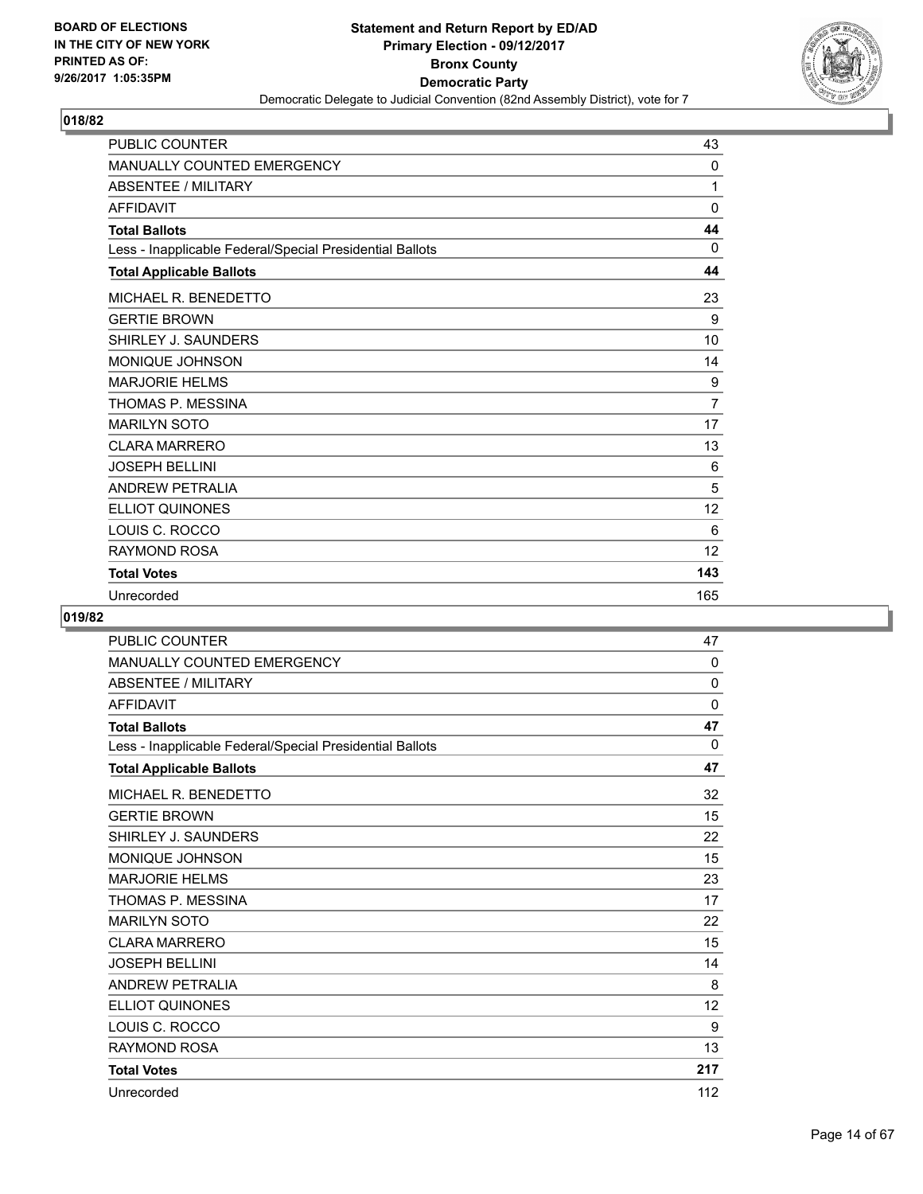## 018/82

| | |
|---|---|
| PUBLIC COUNTER | 43 |
| MANUALLY COUNTED EMERGENCY | 0 |
| ABSENTEE / MILITARY | 1 |
| AFFIDAVIT | 0 |
| **Total Ballots** | **44** |
| Less - Inapplicable Federal/Special Presidential Ballots | 0 |
| **Total Applicable Ballots** | **44** |
| MICHAEL R. BENEDETTO | 23 |
| GERTIE BROWN | 9 |
| SHIRLEY J. SAUNDERS | 10 |
| MONIQUE JOHNSON | 14 |
| MARJORIE HELMS | 9 |
| THOMAS P. MESSINA | 7 |
| MARILYN SOTO | 17 |
| CLARA MARRERO | 13 |
| JOSEPH BELLINI | 6 |
| ANDREW PETRALIA | 5 |
| ELLIOT QUINONES | 12 |
| LOUIS C. ROCCO | 6 |
| RAYMOND ROSA | 12 |
| **Total Votes** | **143** |
| Unrecorded | 165 |

## 019/82

| | |
|---|---|
| PUBLIC COUNTER | 47 |
| MANUALLY COUNTED EMERGENCY | 0 |
| ABSENTEE / MILITARY | 0 |
| AFFIDAVIT | 0 |
| **Total Ballots** | **47** |
| Less - Inapplicable Federal/Special Presidential Ballots | 0 |
| **Total Applicable Ballots** | **47** |
| MICHAEL R. BENEDETTO | 32 |
| GERTIE BROWN | 15 |
| SHIRLEY J. SAUNDERS | 22 |
| MONIQUE JOHNSON | 15 |
| MARJORIE HELMS | 23 |
| THOMAS P. MESSINA | 17 |
| MARILYN SOTO | 22 |
| CLARA MARRERO | 15 |
| JOSEPH BELLINI | 14 |
| ANDREW PETRALIA | 8 |
| ELLIOT QUINONES | 12 |
| LOUIS C. ROCCO | 9 |
| RAYMOND ROSA | 13 |
| **Total Votes** | **217** |
| Unrecorded | 112 |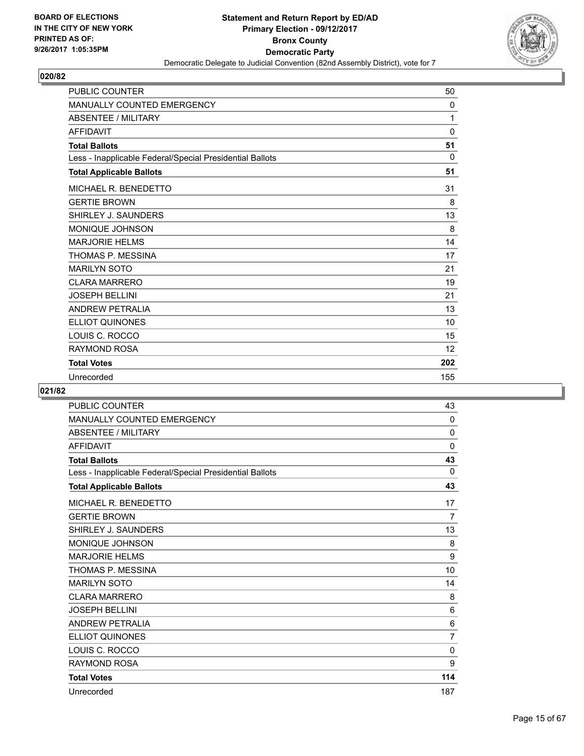## 020/82

| | |
|---|---|
| PUBLIC COUNTER | 50 |
| MANUALLY COUNTED EMERGENCY | 0 |
| ABSENTEE / MILITARY | 1 |
| AFFIDAVIT | 0 |
| **Total Ballots** | **51** |
| Less - Inapplicable Federal/Special Presidential Ballots | 0 |
| **Total Applicable Ballots** | **51** |
| MICHAEL R. BENEDETTO | 31 |
| GERTIE BROWN | 8 |
| SHIRLEY J. SAUNDERS | 13 |
| MONIQUE JOHNSON | 8 |
| MARJORIE HELMS | 14 |
| THOMAS P. MESSINA | 17 |
| MARILYN SOTO | 21 |
| CLARA MARRERO | 19 |
| JOSEPH BELLINI | 21 |
| ANDREW PETRALIA | 13 |
| ELLIOT QUINONES | 10 |
| LOUIS C. ROCCO | 15 |
| RAYMOND ROSA | 12 |
| **Total Votes** | **202** |
| Unrecorded | 155 |

## 021/82

| | |
|---|---|
| PUBLIC COUNTER | 43 |
| MANUALLY COUNTED EMERGENCY | 0 |
| ABSENTEE / MILITARY | 0 |
| AFFIDAVIT | 0 |
| **Total Ballots** | **43** |
| Less - Inapplicable Federal/Special Presidential Ballots | 0 |
| **Total Applicable Ballots** | **43** |
| MICHAEL R. BENEDETTO | 17 |
| GERTIE BROWN | 7 |
| SHIRLEY J. SAUNDERS | 13 |
| MONIQUE JOHNSON | 8 |
| MARJORIE HELMS | 9 |
| THOMAS P. MESSINA | 10 |
| MARILYN SOTO | 14 |
| CLARA MARRERO | 8 |
| JOSEPH BELLINI | 6 |
| ANDREW PETRALIA | 6 |
| ELLIOT QUINONES | 7 |
| LOUIS C. ROCCO | 0 |
| RAYMOND ROSA | 9 |
| **Total Votes** | **114** |
| Unrecorded | 187 |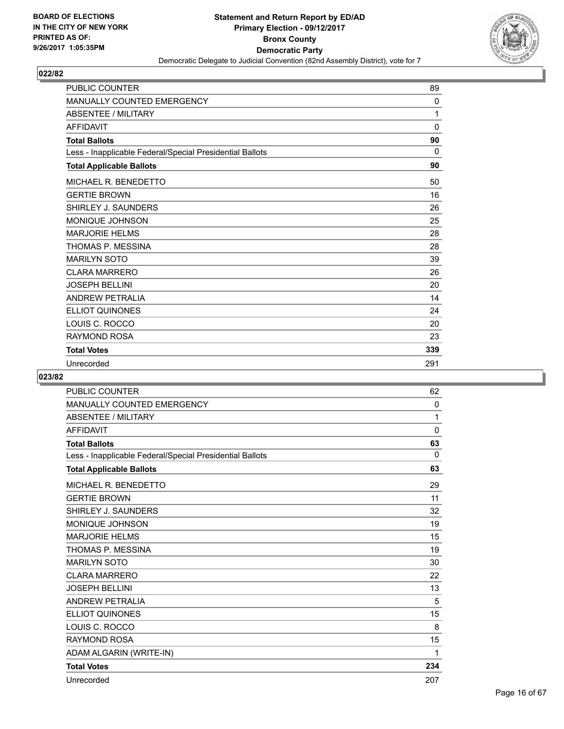**Statement and Return Report by ED/AD**
**Primary Election - 09/12/2017**
**Bronx County**
**Democratic Party**
Democratic Delegate to Judicial Convention (82nd Assembly District), vote for 7

BOARD OF ELECTIONS
IN THE CITY OF NEW YORK
PRINTED AS OF:
9/26/2017 1:05:35PM

## 022/82

| | |
|---|---|
| PUBLIC COUNTER | 89 |
| MANUALLY COUNTED EMERGENCY | 0 |
| ABSENTEE / MILITARY | 1 |
| AFFIDAVIT | 0 |
| **Total Ballots** | **90** |
| Less - Inapplicable Federal/Special Presidential Ballots | 0 |
| **Total Applicable Ballots** | **90** |
| MICHAEL R. BENEDETTO | 50 |
| GERTIE BROWN | 16 |
| SHIRLEY J. SAUNDERS | 26 |
| MONIQUE JOHNSON | 25 |
| MARJORIE HELMS | 28 |
| THOMAS P. MESSINA | 28 |
| MARILYN SOTO | 39 |
| CLARA MARRERO | 26 |
| JOSEPH BELLINI | 20 |
| ANDREW PETRALIA | 14 |
| ELLIOT QUINONES | 24 |
| LOUIS C. ROCCO | 20 |
| RAYMOND ROSA | 23 |
| **Total Votes** | **339** |
| Unrecorded | 291 |

## 023/82

| | |
|---|---|
| PUBLIC COUNTER | 62 |
| MANUALLY COUNTED EMERGENCY | 0 |
| ABSENTEE / MILITARY | 1 |
| AFFIDAVIT | 0 |
| **Total Ballots** | **63** |
| Less - Inapplicable Federal/Special Presidential Ballots | 0 |
| **Total Applicable Ballots** | **63** |
| MICHAEL R. BENEDETTO | 29 |
| GERTIE BROWN | 11 |
| SHIRLEY J. SAUNDERS | 32 |
| MONIQUE JOHNSON | 19 |
| MARJORIE HELMS | 15 |
| THOMAS P. MESSINA | 19 |
| MARILYN SOTO | 30 |
| CLARA MARRERO | 22 |
| JOSEPH BELLINI | 13 |
| ANDREW PETRALIA | 5 |
| ELLIOT QUINONES | 15 |
| LOUIS C. ROCCO | 8 |
| RAYMOND ROSA | 15 |
| ADAM ALGARIN (WRITE-IN) | 1 |
| **Total Votes** | **234** |
| Unrecorded | 207 |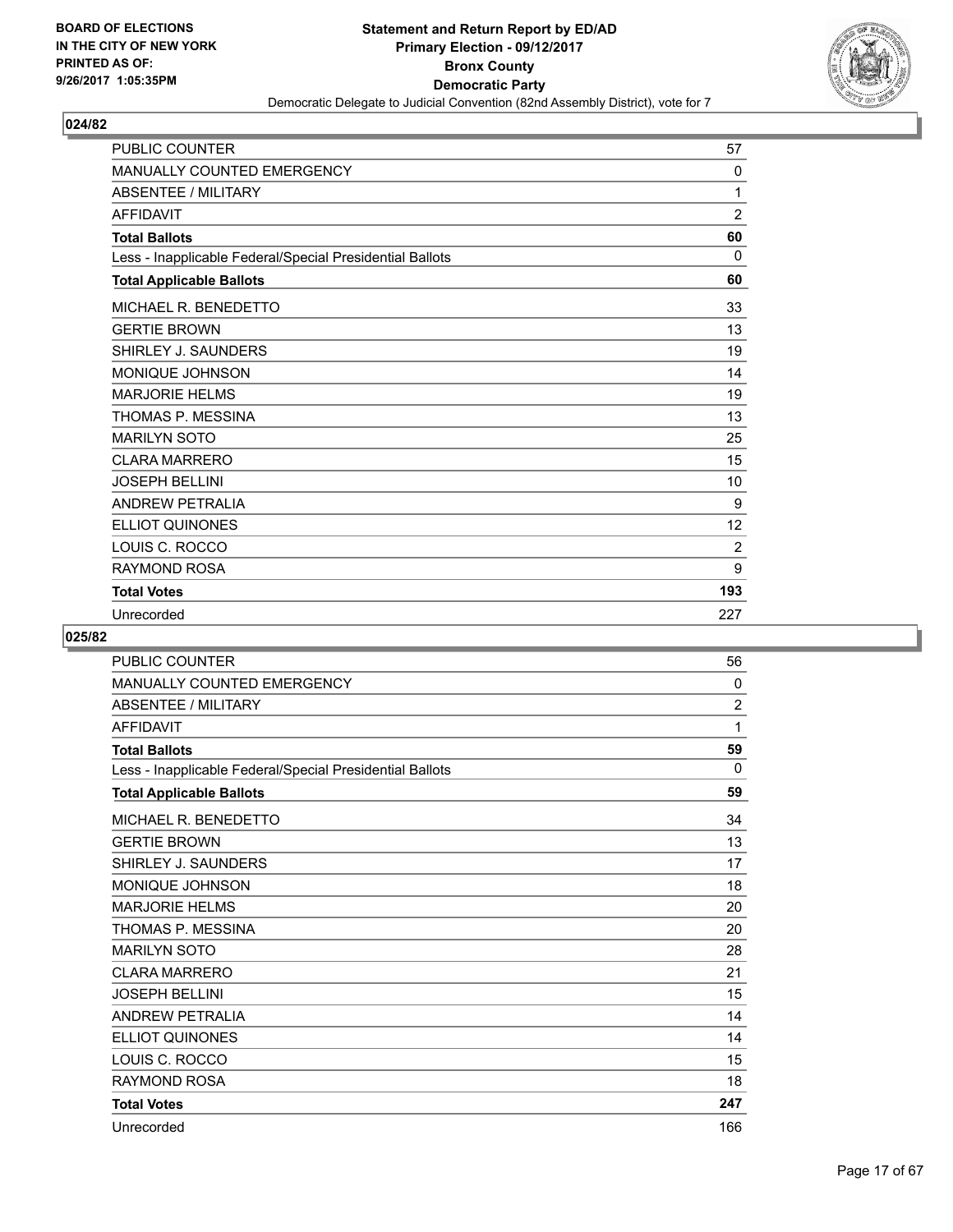## 024/82

| | |
|---|---|
| PUBLIC COUNTER | 57 |
| MANUALLY COUNTED EMERGENCY | 0 |
| ABSENTEE / MILITARY | 1 |
| AFFIDAVIT | 2 |
| **Total Ballots** | **60** |
| Less - Inapplicable Federal/Special Presidential Ballots | 0 |
| **Total Applicable Ballots** | **60** |
| MICHAEL R. BENEDETTO | 33 |
| GERTIE BROWN | 13 |
| SHIRLEY J. SAUNDERS | 19 |
| MONIQUE JOHNSON | 14 |
| MARJORIE HELMS | 19 |
| THOMAS P. MESSINA | 13 |
| MARILYN SOTO | 25 |
| CLARA MARRERO | 15 |
| JOSEPH BELLINI | 10 |
| ANDREW PETRALIA | 9 |
| ELLIOT QUINONES | 12 |
| LOUIS C. ROCCO | 2 |
| RAYMOND ROSA | 9 |
| **Total Votes** | **193** |
| Unrecorded | 227 |

## 025/82

| | |
|---|---|
| PUBLIC COUNTER | 56 |
| MANUALLY COUNTED EMERGENCY | 0 |
| ABSENTEE / MILITARY | 2 |
| AFFIDAVIT | 1 |
| **Total Ballots** | **59** |
| Less - Inapplicable Federal/Special Presidential Ballots | 0 |
| **Total Applicable Ballots** | **59** |
| MICHAEL R. BENEDETTO | 34 |
| GERTIE BROWN | 13 |
| SHIRLEY J. SAUNDERS | 17 |
| MONIQUE JOHNSON | 18 |
| MARJORIE HELMS | 20 |
| THOMAS P. MESSINA | 20 |
| MARILYN SOTO | 28 |
| CLARA MARRERO | 21 |
| JOSEPH BELLINI | 15 |
| ANDREW PETRALIA | 14 |
| ELLIOT QUINONES | 14 |
| LOUIS C. ROCCO | 15 |
| RAYMOND ROSA | 18 |
| **Total Votes** | **247** |
| Unrecorded | 166 |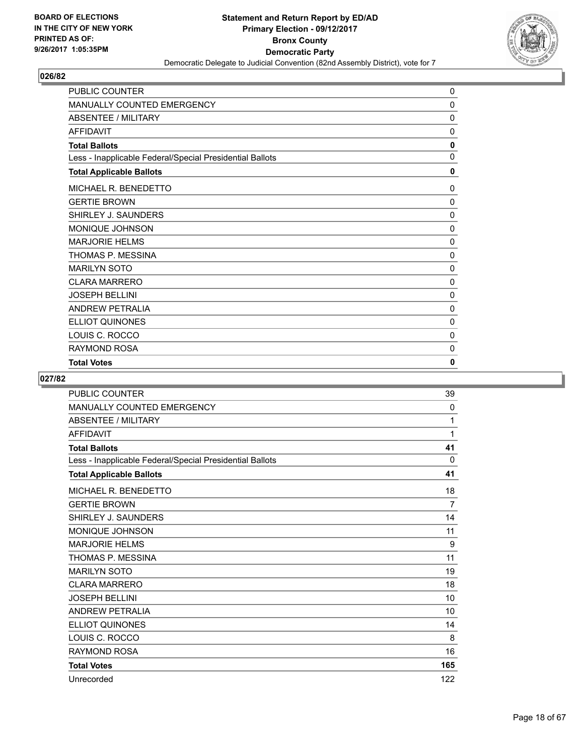**BOARD OF ELECTIONS IN THE CITY OF NEW YORK PRINTED AS OF: 9/26/2017 1:05:35PM**

**Statement and Return Report by ED/AD**
**Primary Election - 09/12/2017**
**Bronx County**
**Democratic Party**
Democratic Delegate to Judicial Convention (82nd Assembly District), vote for 7

## 026/82

| | |
|---|---|
| PUBLIC COUNTER | 0 |
| MANUALLY COUNTED EMERGENCY | 0 |
| ABSENTEE / MILITARY | 0 |
| AFFIDAVIT | 0 |
| **Total Ballots** | **0** |
| Less - Inapplicable Federal/Special Presidential Ballots | 0 |
| **Total Applicable Ballots** | **0** |
| MICHAEL R. BENEDETTO | 0 |
| GERTIE BROWN | 0 |
| SHIRLEY J. SAUNDERS | 0 |
| MONIQUE JOHNSON | 0 |
| MARJORIE HELMS | 0 |
| THOMAS P. MESSINA | 0 |
| MARILYN SOTO | 0 |
| CLARA MARRERO | 0 |
| JOSEPH BELLINI | 0 |
| ANDREW PETRALIA | 0 |
| ELLIOT QUINONES | 0 |
| LOUIS C. ROCCO | 0 |
| RAYMOND ROSA | 0 |
| **Total Votes** | **0** |

## 027/82

| | |
|---|---|
| PUBLIC COUNTER | 39 |
| MANUALLY COUNTED EMERGENCY | 0 |
| ABSENTEE / MILITARY | 1 |
| AFFIDAVIT | 1 |
| **Total Ballots** | **41** |
| Less - Inapplicable Federal/Special Presidential Ballots | 0 |
| **Total Applicable Ballots** | **41** |
| MICHAEL R. BENEDETTO | 18 |
| GERTIE BROWN | 7 |
| SHIRLEY J. SAUNDERS | 14 |
| MONIQUE JOHNSON | 11 |
| MARJORIE HELMS | 9 |
| THOMAS P. MESSINA | 11 |
| MARILYN SOTO | 19 |
| CLARA MARRERO | 18 |
| JOSEPH BELLINI | 10 |
| ANDREW PETRALIA | 10 |
| ELLIOT QUINONES | 14 |
| LOUIS C. ROCCO | 8 |
| RAYMOND ROSA | 16 |
| **Total Votes** | **165** |
| Unrecorded | 122 |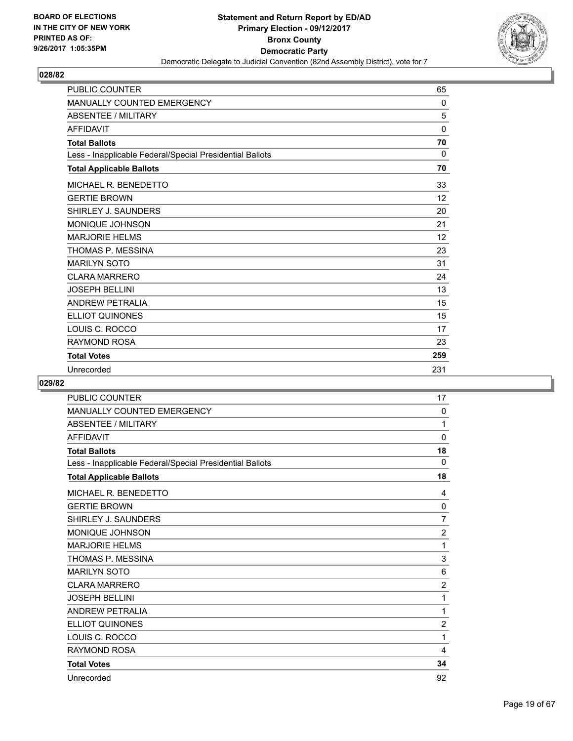**BOARD OF ELECTIONS IN THE CITY OF NEW YORK PRINTED AS OF: 9/26/2017 1:05:35PM**

**Statement and Return Report by ED/AD**
**Primary Election - 09/12/2017**
**Bronx County**
**Democratic Party**
Democratic Delegate to Judicial Convention (82nd Assembly District), vote for 7

## 028/82

| | |
|---|---|
| PUBLIC COUNTER | 65 |
| MANUALLY COUNTED EMERGENCY | 0 |
| ABSENTEE / MILITARY | 5 |
| AFFIDAVIT | 0 |
| **Total Ballots** | **70** |
| Less - Inapplicable Federal/Special Presidential Ballots | 0 |
| **Total Applicable Ballots** | **70** |
| MICHAEL R. BENEDETTO | 33 |
| GERTIE BROWN | 12 |
| SHIRLEY J. SAUNDERS | 20 |
| MONIQUE JOHNSON | 21 |
| MARJORIE HELMS | 12 |
| THOMAS P. MESSINA | 23 |
| MARILYN SOTO | 31 |
| CLARA MARRERO | 24 |
| JOSEPH BELLINI | 13 |
| ANDREW PETRALIA | 15 |
| ELLIOT QUINONES | 15 |
| LOUIS C. ROCCO | 17 |
| RAYMOND ROSA | 23 |
| **Total Votes** | **259** |
| Unrecorded | 231 |

## 029/82

| | |
|---|---|
| PUBLIC COUNTER | 17 |
| MANUALLY COUNTED EMERGENCY | 0 |
| ABSENTEE / MILITARY | 1 |
| AFFIDAVIT | 0 |
| **Total Ballots** | **18** |
| Less - Inapplicable Federal/Special Presidential Ballots | 0 |
| **Total Applicable Ballots** | **18** |
| MICHAEL R. BENEDETTO | 4 |
| GERTIE BROWN | 0 |
| SHIRLEY J. SAUNDERS | 7 |
| MONIQUE JOHNSON | 2 |
| MARJORIE HELMS | 1 |
| THOMAS P. MESSINA | 3 |
| MARILYN SOTO | 6 |
| CLARA MARRERO | 2 |
| JOSEPH BELLINI | 1 |
| ANDREW PETRALIA | 1 |
| ELLIOT QUINONES | 2 |
| LOUIS C. ROCCO | 1 |
| RAYMOND ROSA | 4 |
| **Total Votes** | **34** |
| Unrecorded | 92 |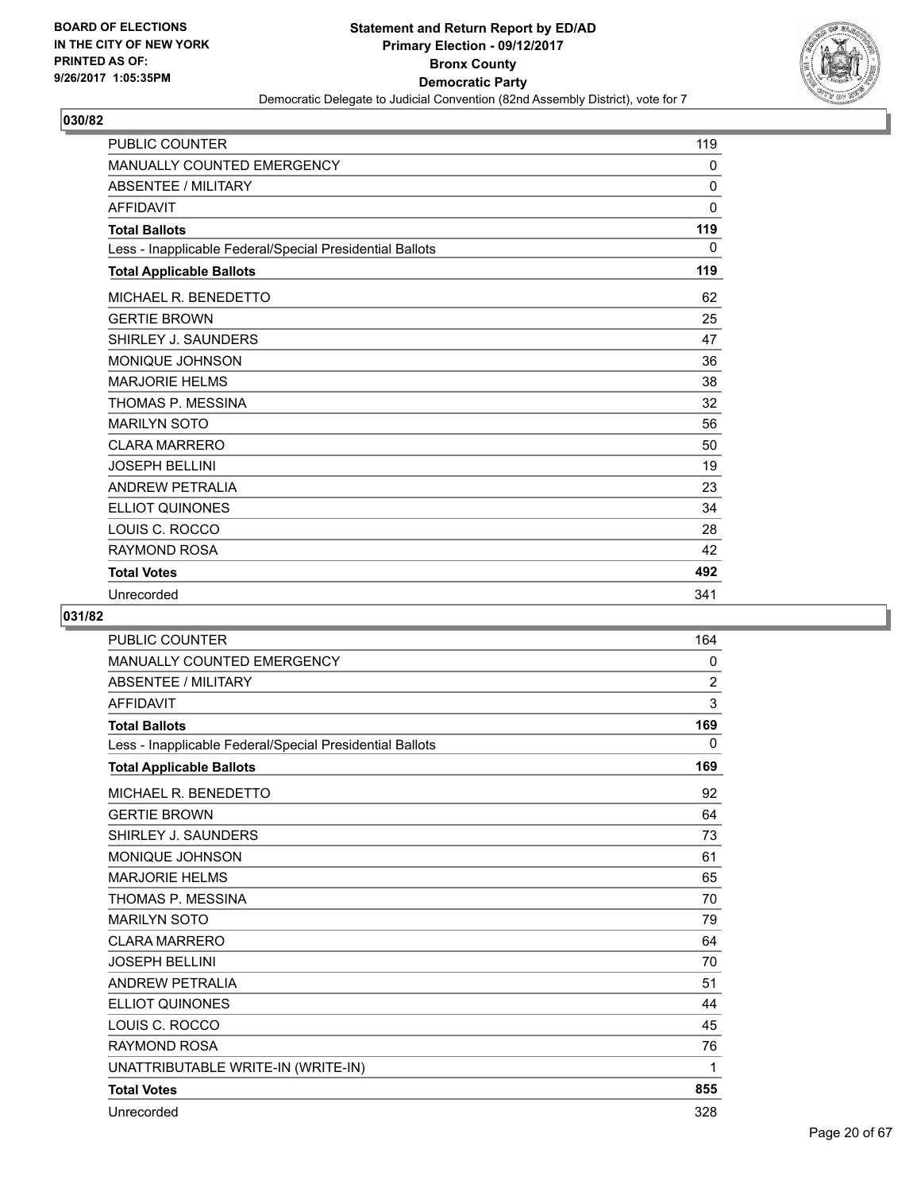**BOARD OF ELECTIONS IN THE CITY OF NEW YORK PRINTED AS OF: 9/26/2017 1:05:35PM**

**Statement and Return Report by ED/AD**
**Primary Election - 09/12/2017**
**Bronx County**
**Democratic Party**
Democratic Delegate to Judicial Convention (82nd Assembly District), vote for 7

## 030/82

| | |
|---|---|
| PUBLIC COUNTER | 119 |
| MANUALLY COUNTED EMERGENCY | 0 |
| ABSENTEE / MILITARY | 0 |
| AFFIDAVIT | 0 |
| **Total Ballots** | **119** |
| Less - Inapplicable Federal/Special Presidential Ballots | 0 |
| **Total Applicable Ballots** | **119** |
| MICHAEL R. BENEDETTO | 62 |
| GERTIE BROWN | 25 |
| SHIRLEY J. SAUNDERS | 47 |
| MONIQUE JOHNSON | 36 |
| MARJORIE HELMS | 38 |
| THOMAS P. MESSINA | 32 |
| MARILYN SOTO | 56 |
| CLARA MARRERO | 50 |
| JOSEPH BELLINI | 19 |
| ANDREW PETRALIA | 23 |
| ELLIOT QUINONES | 34 |
| LOUIS C. ROCCO | 28 |
| RAYMOND ROSA | 42 |
| **Total Votes** | **492** |
| Unrecorded | 341 |

## 031/82

| | |
|---|---|
| PUBLIC COUNTER | 164 |
| MANUALLY COUNTED EMERGENCY | 0 |
| ABSENTEE / MILITARY | 2 |
| AFFIDAVIT | 3 |
| **Total Ballots** | **169** |
| Less - Inapplicable Federal/Special Presidential Ballots | 0 |
| **Total Applicable Ballots** | **169** |
| MICHAEL R. BENEDETTO | 92 |
| GERTIE BROWN | 64 |
| SHIRLEY J. SAUNDERS | 73 |
| MONIQUE JOHNSON | 61 |
| MARJORIE HELMS | 65 |
| THOMAS P. MESSINA | 70 |
| MARILYN SOTO | 79 |
| CLARA MARRERO | 64 |
| JOSEPH BELLINI | 70 |
| ANDREW PETRALIA | 51 |
| ELLIOT QUINONES | 44 |
| LOUIS C. ROCCO | 45 |
| RAYMOND ROSA | 76 |
| UNATTRIBUTABLE WRITE-IN (WRITE-IN) | 1 |
| **Total Votes** | **855** |
| Unrecorded | 328 |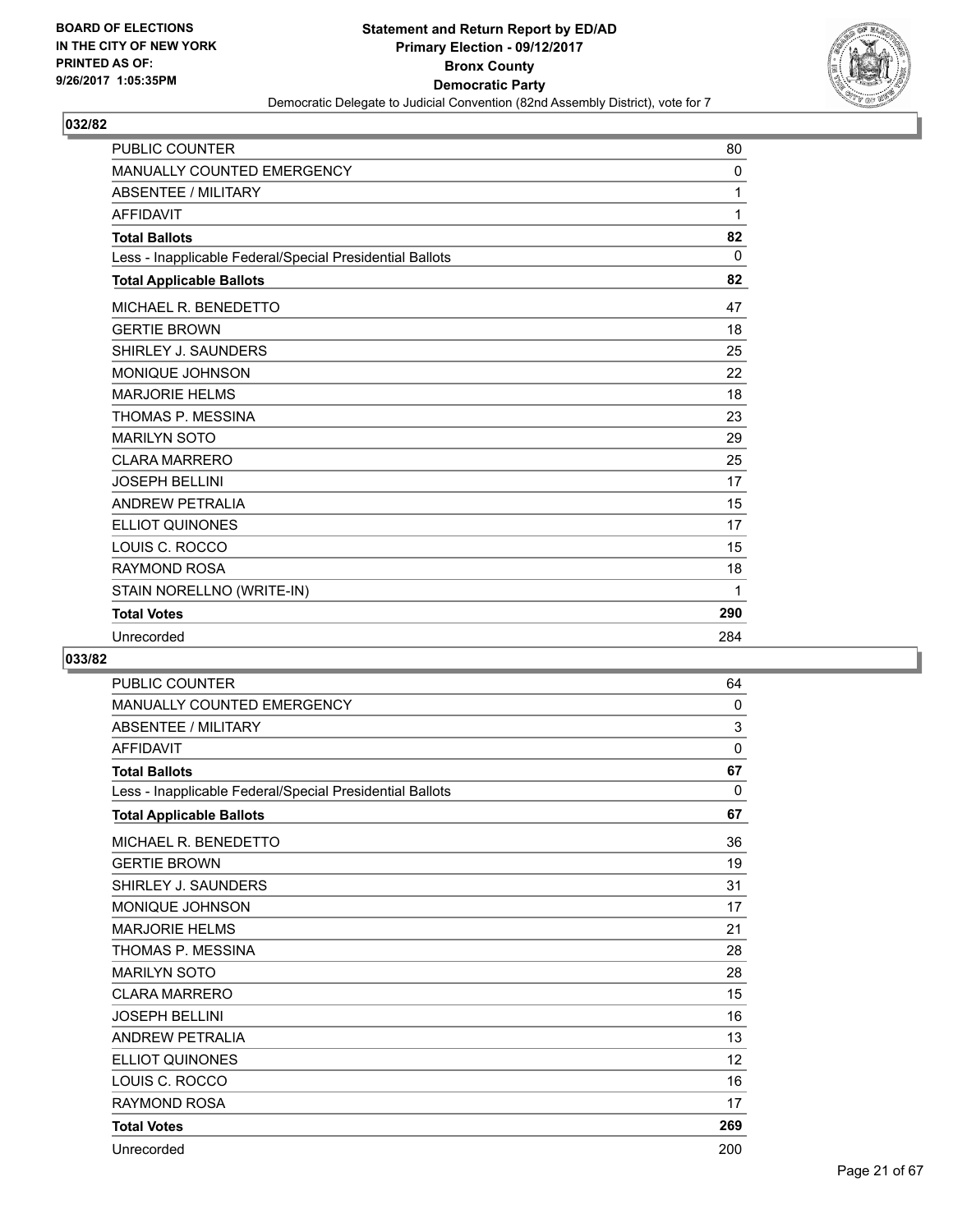BOARD OF ELECTIONS
IN THE CITY OF NEW YORK
PRINTED AS OF:
9/26/2017 1:05:35PM

**Statement and Return Report by ED/AD**
**Primary Election - 09/12/2017**
**Bronx County**
**Democratic Party**
Democratic Delegate to Judicial Convention (82nd Assembly District), vote for 7

## 032/82

| | |
|---|---|
| PUBLIC COUNTER | 80 |
| MANUALLY COUNTED EMERGENCY | 0 |
| ABSENTEE / MILITARY | 1 |
| AFFIDAVIT | 1 |
| **Total Ballots** | **82** |
| Less - Inapplicable Federal/Special Presidential Ballots | 0 |
| **Total Applicable Ballots** | **82** |
| MICHAEL R. BENEDETTO | 47 |
| GERTIE BROWN | 18 |
| SHIRLEY J. SAUNDERS | 25 |
| MONIQUE JOHNSON | 22 |
| MARJORIE HELMS | 18 |
| THOMAS P. MESSINA | 23 |
| MARILYN SOTO | 29 |
| CLARA MARRERO | 25 |
| JOSEPH BELLINI | 17 |
| ANDREW PETRALIA | 15 |
| ELLIOT QUINONES | 17 |
| LOUIS C. ROCCO | 15 |
| RAYMOND ROSA | 18 |
| STAIN NORELLNO (WRITE-IN) | 1 |
| **Total Votes** | **290** |
| Unrecorded | 284 |

## 033/82

| | |
|---|---|
| PUBLIC COUNTER | 64 |
| MANUALLY COUNTED EMERGENCY | 0 |
| ABSENTEE / MILITARY | 3 |
| AFFIDAVIT | 0 |
| **Total Ballots** | **67** |
| Less - Inapplicable Federal/Special Presidential Ballots | 0 |
| **Total Applicable Ballots** | **67** |
| MICHAEL R. BENEDETTO | 36 |
| GERTIE BROWN | 19 |
| SHIRLEY J. SAUNDERS | 31 |
| MONIQUE JOHNSON | 17 |
| MARJORIE HELMS | 21 |
| THOMAS P. MESSINA | 28 |
| MARILYN SOTO | 28 |
| CLARA MARRERO | 15 |
| JOSEPH BELLINI | 16 |
| ANDREW PETRALIA | 13 |
| ELLIOT QUINONES | 12 |
| LOUIS C. ROCCO | 16 |
| RAYMOND ROSA | 17 |
| **Total Votes** | **269** |
| Unrecorded | 200 |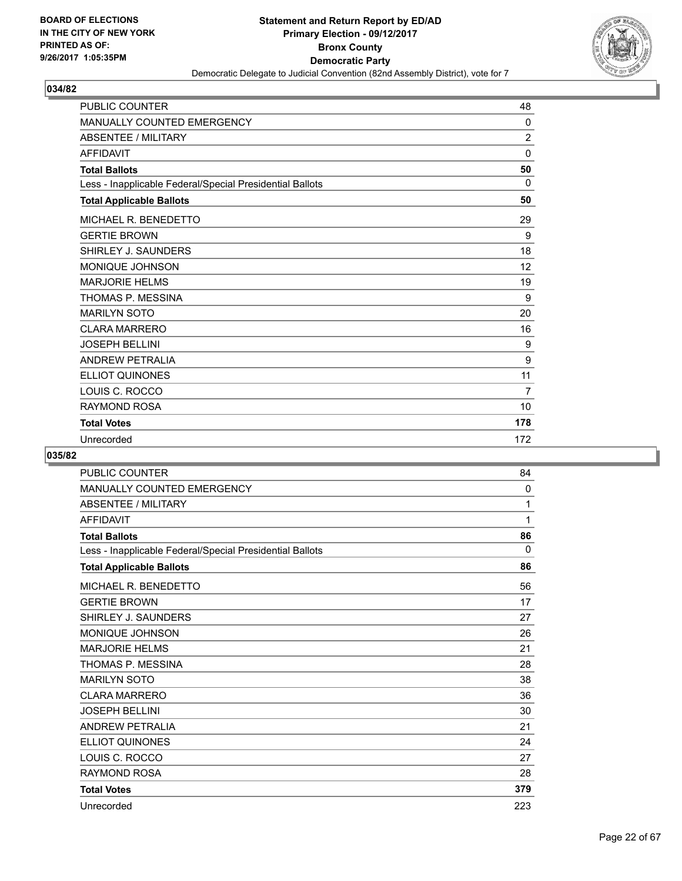### 034/82

| | |
|---|---|
| PUBLIC COUNTER | 48 |
| MANUALLY COUNTED EMERGENCY | 0 |
| ABSENTEE / MILITARY | 2 |
| AFFIDAVIT | 0 |
| **Total Ballots** | **50** |
| Less - Inapplicable Federal/Special Presidential Ballots | 0 |
| **Total Applicable Ballots** | **50** |
| MICHAEL R. BENEDETTO | 29 |
| GERTIE BROWN | 9 |
| SHIRLEY J. SAUNDERS | 18 |
| MONIQUE JOHNSON | 12 |
| MARJORIE HELMS | 19 |
| THOMAS P. MESSINA | 9 |
| MARILYN SOTO | 20 |
| CLARA MARRERO | 16 |
| JOSEPH BELLINI | 9 |
| ANDREW PETRALIA | 9 |
| ELLIOT QUINONES | 11 |
| LOUIS C. ROCCO | 7 |
| RAYMOND ROSA | 10 |
| **Total Votes** | **178** |
| Unrecorded | 172 |

### 035/82

| | |
|---|---|
| PUBLIC COUNTER | 84 |
| MANUALLY COUNTED EMERGENCY | 0 |
| ABSENTEE / MILITARY | 1 |
| AFFIDAVIT | 1 |
| **Total Ballots** | **86** |
| Less - Inapplicable Federal/Special Presidential Ballots | 0 |
| **Total Applicable Ballots** | **86** |
| MICHAEL R. BENEDETTO | 56 |
| GERTIE BROWN | 17 |
| SHIRLEY J. SAUNDERS | 27 |
| MONIQUE JOHNSON | 26 |
| MARJORIE HELMS | 21 |
| THOMAS P. MESSINA | 28 |
| MARILYN SOTO | 38 |
| CLARA MARRERO | 36 |
| JOSEPH BELLINI | 30 |
| ANDREW PETRALIA | 21 |
| ELLIOT QUINONES | 24 |
| LOUIS C. ROCCO | 27 |
| RAYMOND ROSA | 28 |
| **Total Votes** | **379** |
| Unrecorded | 223 |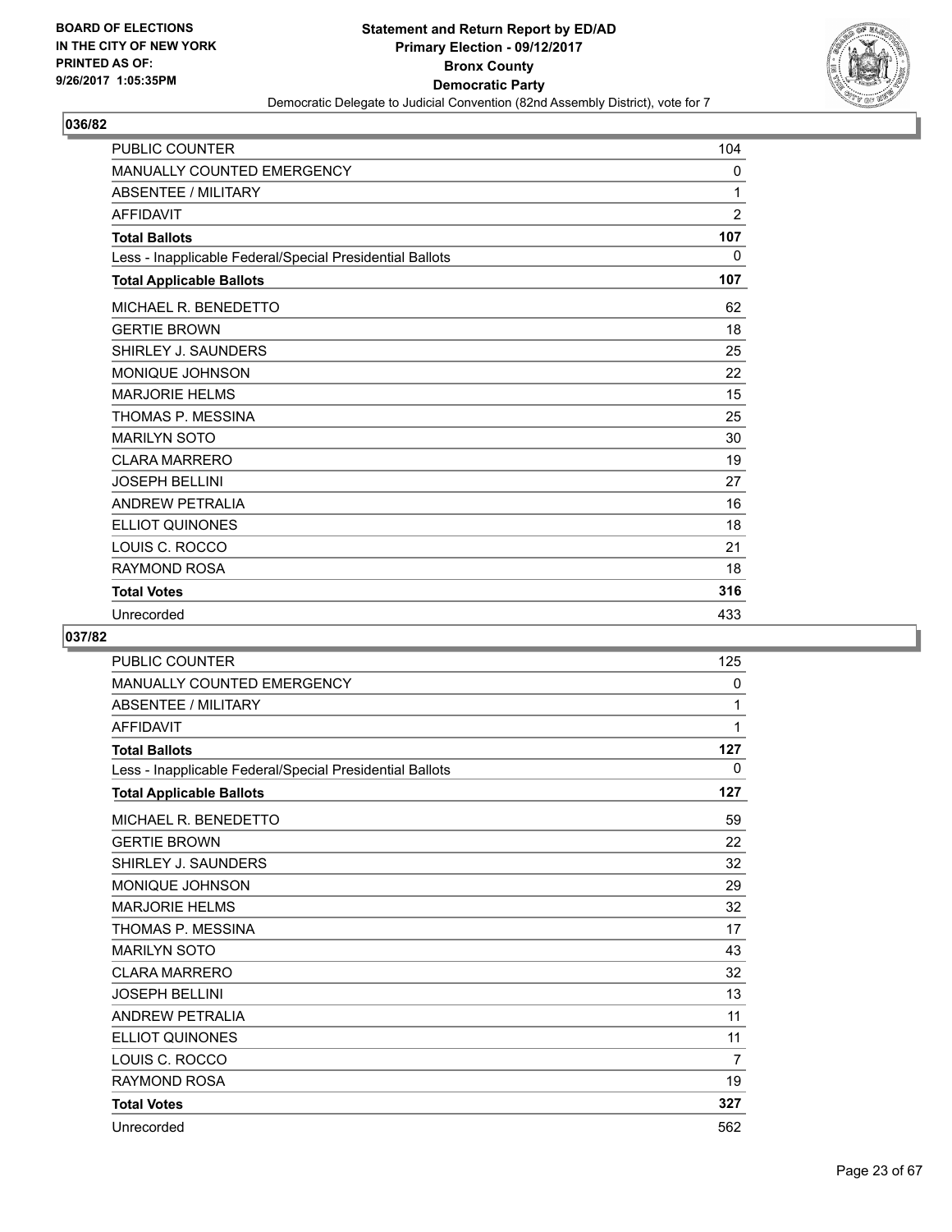BOARD OF ELECTIONS
IN THE CITY OF NEW YORK
PRINTED AS OF:
9/26/2017 1:05:35PM

**Statement and Return Report by ED/AD**
**Primary Election - 09/12/2017**
**Bronx County**
**Democratic Party**
Democratic Delegate to Judicial Convention (82nd Assembly District), vote for 7

## 036/82

| | |
|---|---|
| PUBLIC COUNTER | 104 |
| MANUALLY COUNTED EMERGENCY | 0 |
| ABSENTEE / MILITARY | 1 |
| AFFIDAVIT | 2 |
| **Total Ballots** | **107** |
| Less - Inapplicable Federal/Special Presidential Ballots | 0 |
| **Total Applicable Ballots** | **107** |
| MICHAEL R. BENEDETTO | 62 |
| GERTIE BROWN | 18 |
| SHIRLEY J. SAUNDERS | 25 |
| MONIQUE JOHNSON | 22 |
| MARJORIE HELMS | 15 |
| THOMAS P. MESSINA | 25 |
| MARILYN SOTO | 30 |
| CLARA MARRERO | 19 |
| JOSEPH BELLINI | 27 |
| ANDREW PETRALIA | 16 |
| ELLIOT QUINONES | 18 |
| LOUIS C. ROCCO | 21 |
| RAYMOND ROSA | 18 |
| **Total Votes** | **316** |
| Unrecorded | 433 |

## 037/82

| | |
|---|---|
| PUBLIC COUNTER | 125 |
| MANUALLY COUNTED EMERGENCY | 0 |
| ABSENTEE / MILITARY | 1 |
| AFFIDAVIT | 1 |
| **Total Ballots** | **127** |
| Less - Inapplicable Federal/Special Presidential Ballots | 0 |
| **Total Applicable Ballots** | **127** |
| MICHAEL R. BENEDETTO | 59 |
| GERTIE BROWN | 22 |
| SHIRLEY J. SAUNDERS | 32 |
| MONIQUE JOHNSON | 29 |
| MARJORIE HELMS | 32 |
| THOMAS P. MESSINA | 17 |
| MARILYN SOTO | 43 |
| CLARA MARRERO | 32 |
| JOSEPH BELLINI | 13 |
| ANDREW PETRALIA | 11 |
| ELLIOT QUINONES | 11 |
| LOUIS C. ROCCO | 7 |
| RAYMOND ROSA | 19 |
| **Total Votes** | **327** |
| Unrecorded | 562 |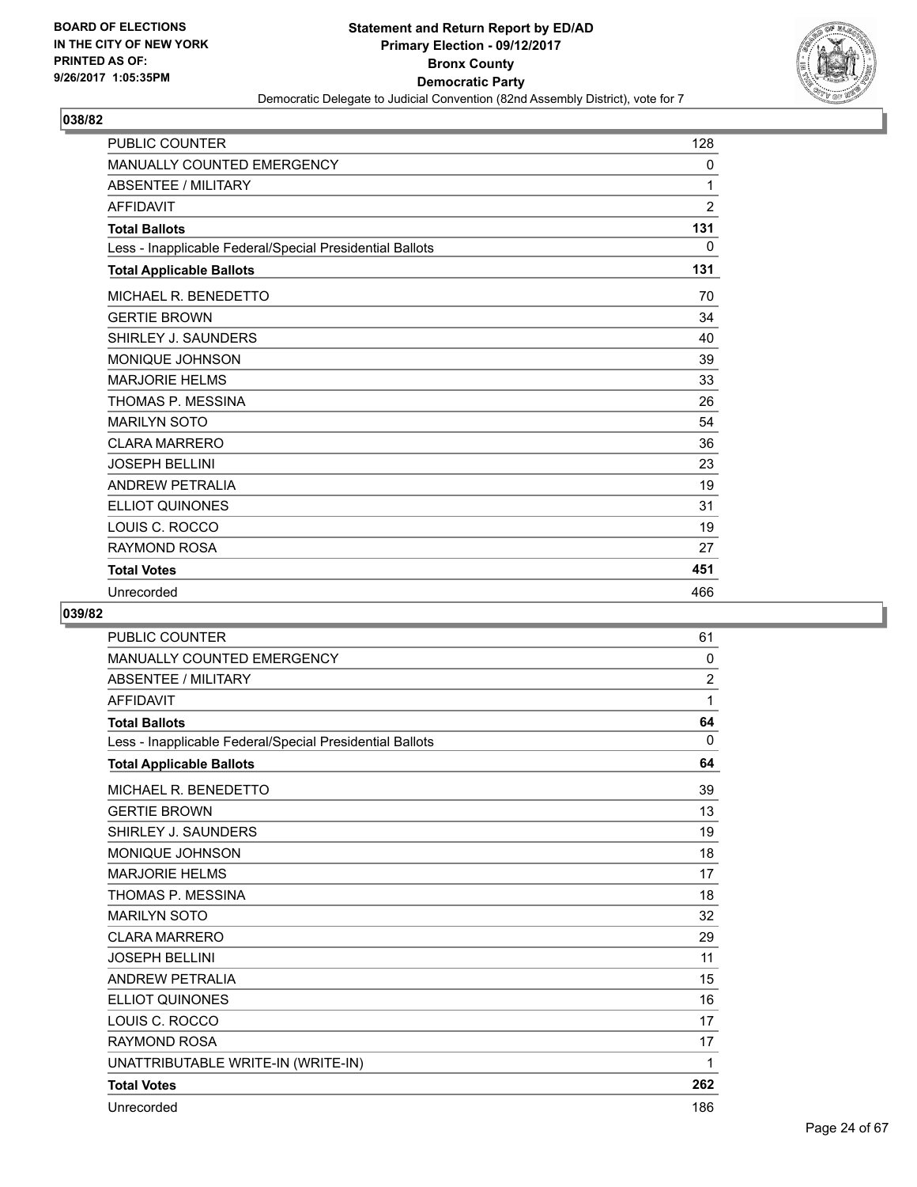**Statement and Return Report by ED/AD**
**Primary Election - 09/12/2017**
**Bronx County**
**Democratic Party**
Democratic Delegate to Judicial Convention (82nd Assembly District), vote for 7

BOARD OF ELECTIONS
IN THE CITY OF NEW YORK
PRINTED AS OF:
9/26/2017 1:05:35PM

## 038/82

| | |
|---|---|
| PUBLIC COUNTER | 128 |
| MANUALLY COUNTED EMERGENCY | 0 |
| ABSENTEE / MILITARY | 1 |
| AFFIDAVIT | 2 |
| **Total Ballots** | **131** |
| Less - Inapplicable Federal/Special Presidential Ballots | 0 |
| **Total Applicable Ballots** | **131** |
| MICHAEL R. BENEDETTO | 70 |
| GERTIE BROWN | 34 |
| SHIRLEY J. SAUNDERS | 40 |
| MONIQUE JOHNSON | 39 |
| MARJORIE HELMS | 33 |
| THOMAS P. MESSINA | 26 |
| MARILYN SOTO | 54 |
| CLARA MARRERO | 36 |
| JOSEPH BELLINI | 23 |
| ANDREW PETRALIA | 19 |
| ELLIOT QUINONES | 31 |
| LOUIS C. ROCCO | 19 |
| RAYMOND ROSA | 27 |
| **Total Votes** | **451** |
| Unrecorded | 466 |

## 039/82

| | |
|---|---|
| PUBLIC COUNTER | 61 |
| MANUALLY COUNTED EMERGENCY | 0 |
| ABSENTEE / MILITARY | 2 |
| AFFIDAVIT | 1 |
| **Total Ballots** | **64** |
| Less - Inapplicable Federal/Special Presidential Ballots | 0 |
| **Total Applicable Ballots** | **64** |
| MICHAEL R. BENEDETTO | 39 |
| GERTIE BROWN | 13 |
| SHIRLEY J. SAUNDERS | 19 |
| MONIQUE JOHNSON | 18 |
| MARJORIE HELMS | 17 |
| THOMAS P. MESSINA | 18 |
| MARILYN SOTO | 32 |
| CLARA MARRERO | 29 |
| JOSEPH BELLINI | 11 |
| ANDREW PETRALIA | 15 |
| ELLIOT QUINONES | 16 |
| LOUIS C. ROCCO | 17 |
| RAYMOND ROSA | 17 |
| UNATTRIBUTABLE WRITE-IN (WRITE-IN) | 1 |
| **Total Votes** | **262** |
| Unrecorded | 186 |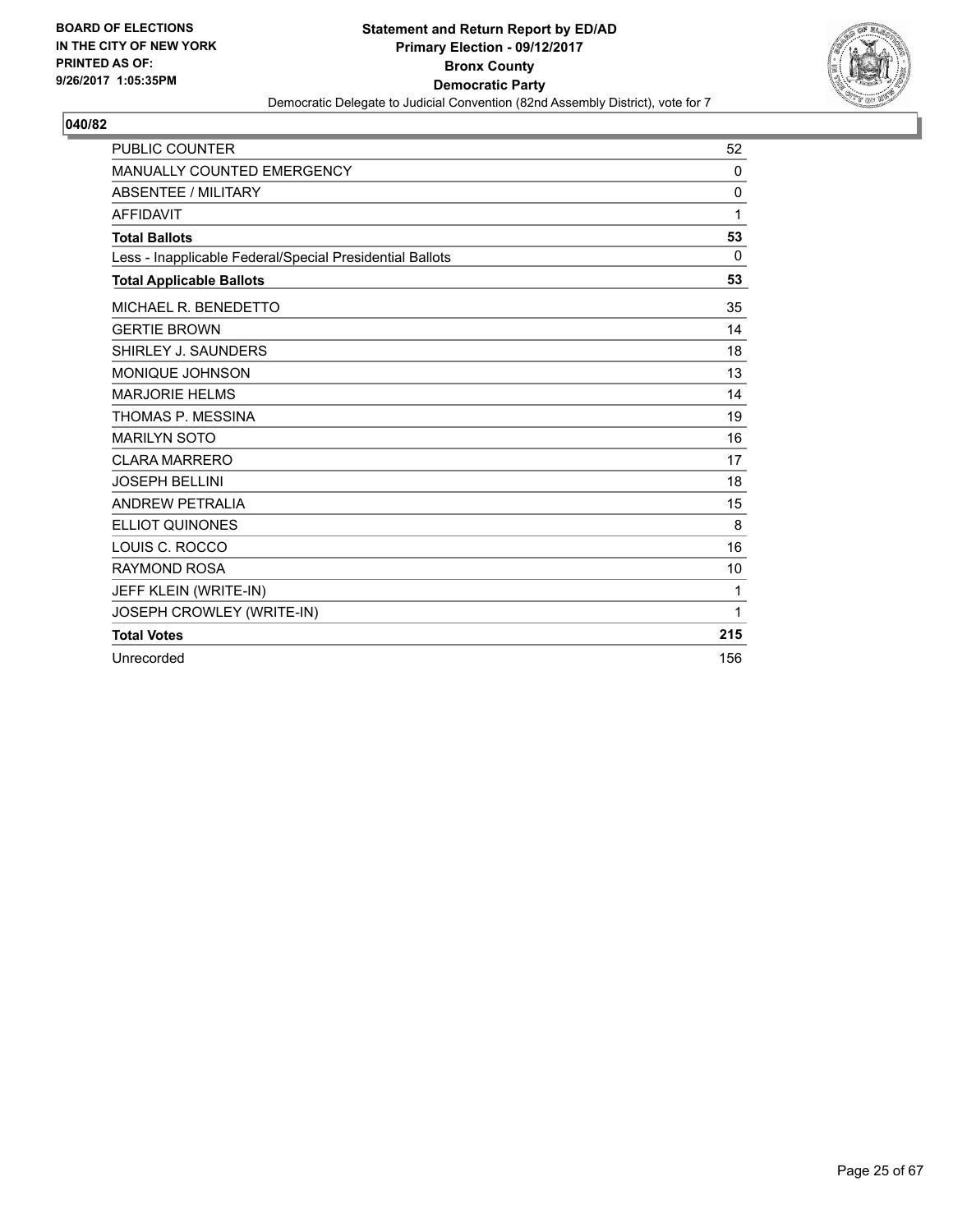BOARD OF ELECTIONS
IN THE CITY OF NEW YORK
PRINTED AS OF:
9/26/2017 1:05:35PM

**Statement and Return Report by ED/AD**
**Primary Election - 09/12/2017**
**Bronx County**
**Democratic Party**
Democratic Delegate to Judicial Convention (82nd Assembly District), vote for 7

**040/82**

| | |
|---|---|
| PUBLIC COUNTER | 52 |
| MANUALLY COUNTED EMERGENCY | 0 |
| ABSENTEE / MILITARY | 0 |
| AFFIDAVIT | 1 |
| **Total Ballots** | **53** |
| Less - Inapplicable Federal/Special Presidential Ballots | 0 |
| **Total Applicable Ballots** | **53** |
| MICHAEL R. BENEDETTO | 35 |
| GERTIE BROWN | 14 |
| SHIRLEY J. SAUNDERS | 18 |
| MONIQUE JOHNSON | 13 |
| MARJORIE HELMS | 14 |
| THOMAS P. MESSINA | 19 |
| MARILYN SOTO | 16 |
| CLARA MARRERO | 17 |
| JOSEPH BELLINI | 18 |
| ANDREW PETRALIA | 15 |
| ELLIOT QUINONES | 8 |
| LOUIS C. ROCCO | 16 |
| RAYMOND ROSA | 10 |
| JEFF KLEIN (WRITE-IN) | 1 |
| JOSEPH CROWLEY (WRITE-IN) | 1 |
| **Total Votes** | **215** |
| Unrecorded | 156 |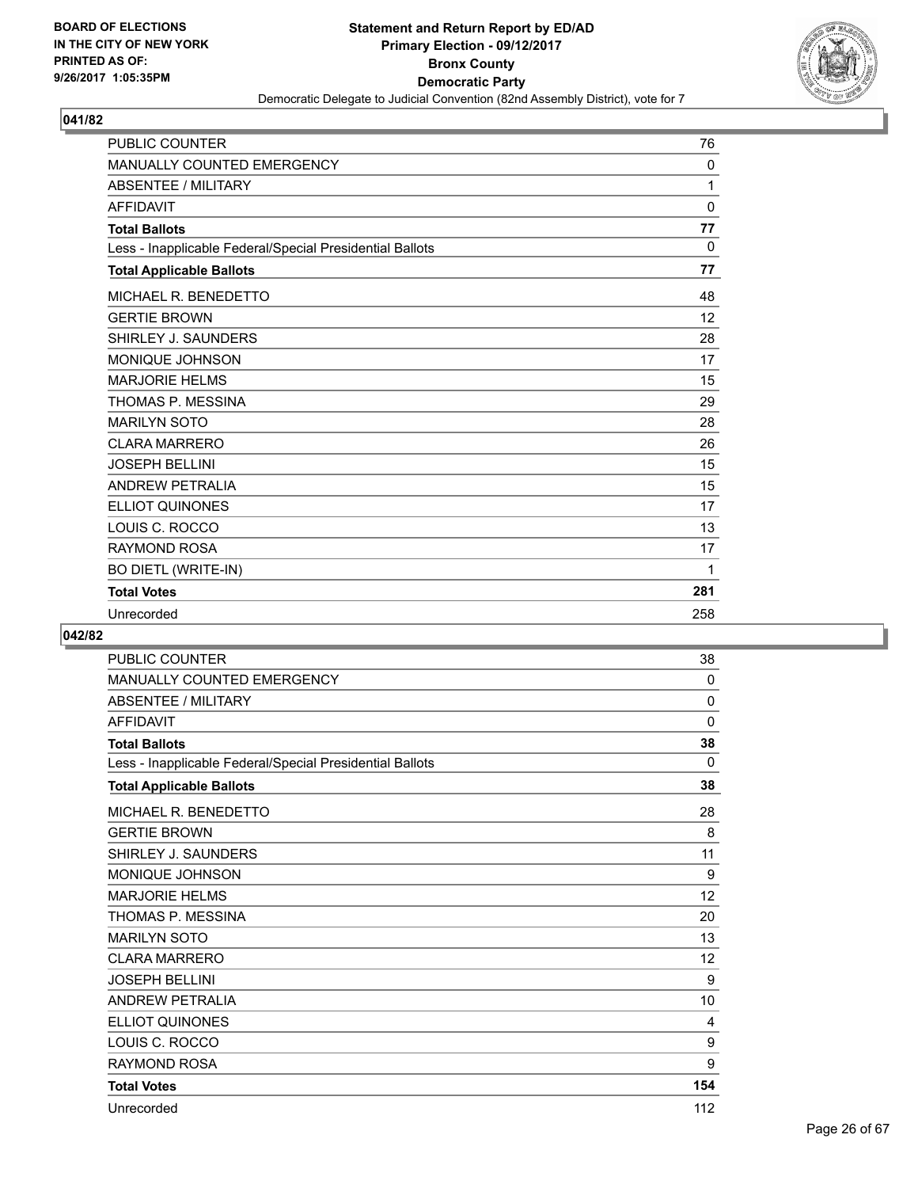**BOARD OF ELECTIONS IN THE CITY OF NEW YORK PRINTED AS OF: 9/26/2017 1:05:35PM**

**Statement and Return Report by ED/AD**
**Primary Election - 09/12/2017**
**Bronx County**
**Democratic Party**
Democratic Delegate to Judicial Convention (82nd Assembly District), vote for 7

## 041/82

| | |
|---|---|
| PUBLIC COUNTER | 76 |
| MANUALLY COUNTED EMERGENCY | 0 |
| ABSENTEE / MILITARY | 1 |
| AFFIDAVIT | 0 |
| **Total Ballots** | **77** |
| Less - Inapplicable Federal/Special Presidential Ballots | 0 |
| **Total Applicable Ballots** | **77** |
| MICHAEL R. BENEDETTO | 48 |
| GERTIE BROWN | 12 |
| SHIRLEY J. SAUNDERS | 28 |
| MONIQUE JOHNSON | 17 |
| MARJORIE HELMS | 15 |
| THOMAS P. MESSINA | 29 |
| MARILYN SOTO | 28 |
| CLARA MARRERO | 26 |
| JOSEPH BELLINI | 15 |
| ANDREW PETRALIA | 15 |
| ELLIOT QUINONES | 17 |
| LOUIS C. ROCCO | 13 |
| RAYMOND ROSA | 17 |
| BO DIETL (WRITE-IN) | 1 |
| **Total Votes** | **281** |
| Unrecorded | 258 |

## 042/82

| | |
|---|---|
| PUBLIC COUNTER | 38 |
| MANUALLY COUNTED EMERGENCY | 0 |
| ABSENTEE / MILITARY | 0 |
| AFFIDAVIT | 0 |
| **Total Ballots** | **38** |
| Less - Inapplicable Federal/Special Presidential Ballots | 0 |
| **Total Applicable Ballots** | **38** |
| MICHAEL R. BENEDETTO | 28 |
| GERTIE BROWN | 8 |
| SHIRLEY J. SAUNDERS | 11 |
| MONIQUE JOHNSON | 9 |
| MARJORIE HELMS | 12 |
| THOMAS P. MESSINA | 20 |
| MARILYN SOTO | 13 |
| CLARA MARRERO | 12 |
| JOSEPH BELLINI | 9 |
| ANDREW PETRALIA | 10 |
| ELLIOT QUINONES | 4 |
| LOUIS C. ROCCO | 9 |
| RAYMOND ROSA | 9 |
| **Total Votes** | **154** |
| Unrecorded | 112 |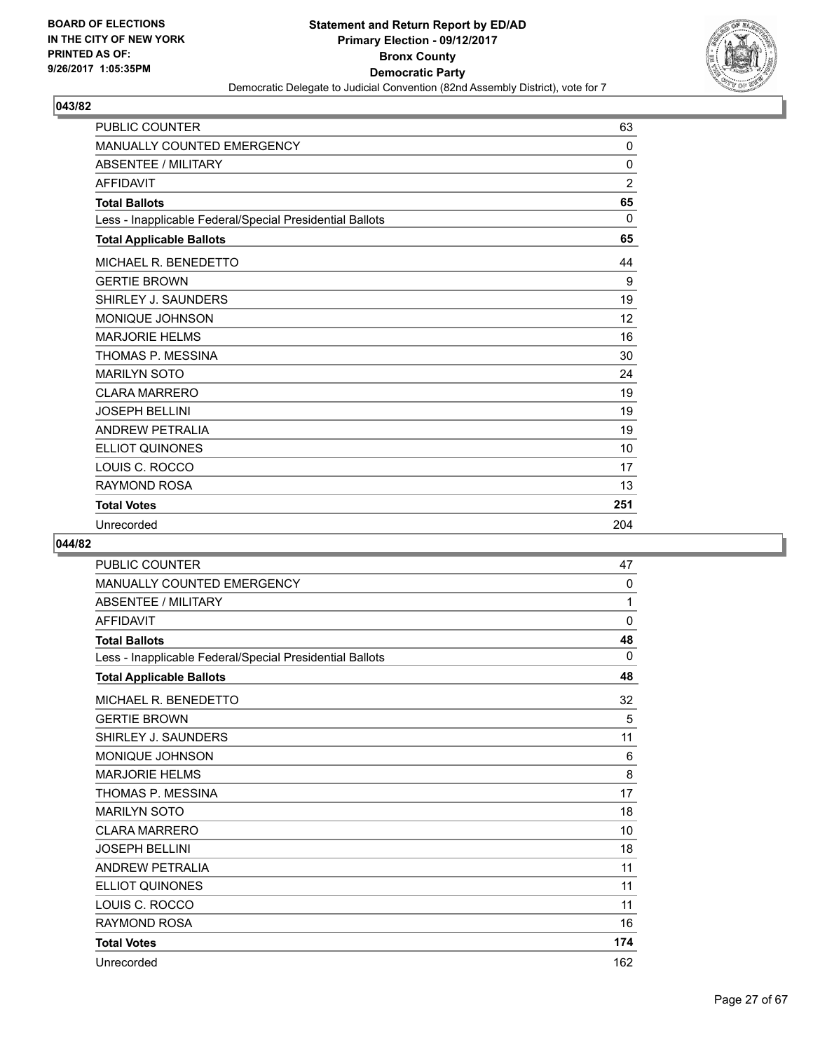**BOARD OF ELECTIONS IN THE CITY OF NEW YORK PRINTED AS OF: 9/26/2017 1:05:35PM**

**Statement and Return Report by ED/AD**
**Primary Election - 09/12/2017**
**Bronx County**
**Democratic Party**
Democratic Delegate to Judicial Convention (82nd Assembly District), vote for 7

## 043/82

| | |
|---|---|
| PUBLIC COUNTER | 63 |
| MANUALLY COUNTED EMERGENCY | 0 |
| ABSENTEE / MILITARY | 0 |
| AFFIDAVIT | 2 |
| **Total Ballots** | **65** |
| Less - Inapplicable Federal/Special Presidential Ballots | 0 |
| **Total Applicable Ballots** | **65** |
| MICHAEL R. BENEDETTO | 44 |
| GERTIE BROWN | 9 |
| SHIRLEY J. SAUNDERS | 19 |
| MONIQUE JOHNSON | 12 |
| MARJORIE HELMS | 16 |
| THOMAS P. MESSINA | 30 |
| MARILYN SOTO | 24 |
| CLARA MARRERO | 19 |
| JOSEPH BELLINI | 19 |
| ANDREW PETRALIA | 19 |
| ELLIOT QUINONES | 10 |
| LOUIS C. ROCCO | 17 |
| RAYMOND ROSA | 13 |
| **Total Votes** | **251** |
| Unrecorded | 204 |

## 044/82

| | |
|---|---|
| PUBLIC COUNTER | 47 |
| MANUALLY COUNTED EMERGENCY | 0 |
| ABSENTEE / MILITARY | 1 |
| AFFIDAVIT | 0 |
| **Total Ballots** | **48** |
| Less - Inapplicable Federal/Special Presidential Ballots | 0 |
| **Total Applicable Ballots** | **48** |
| MICHAEL R. BENEDETTO | 32 |
| GERTIE BROWN | 5 |
| SHIRLEY J. SAUNDERS | 11 |
| MONIQUE JOHNSON | 6 |
| MARJORIE HELMS | 8 |
| THOMAS P. MESSINA | 17 |
| MARILYN SOTO | 18 |
| CLARA MARRERO | 10 |
| JOSEPH BELLINI | 18 |
| ANDREW PETRALIA | 11 |
| ELLIOT QUINONES | 11 |
| LOUIS C. ROCCO | 11 |
| RAYMOND ROSA | 16 |
| **Total Votes** | **174** |
| Unrecorded | 162 |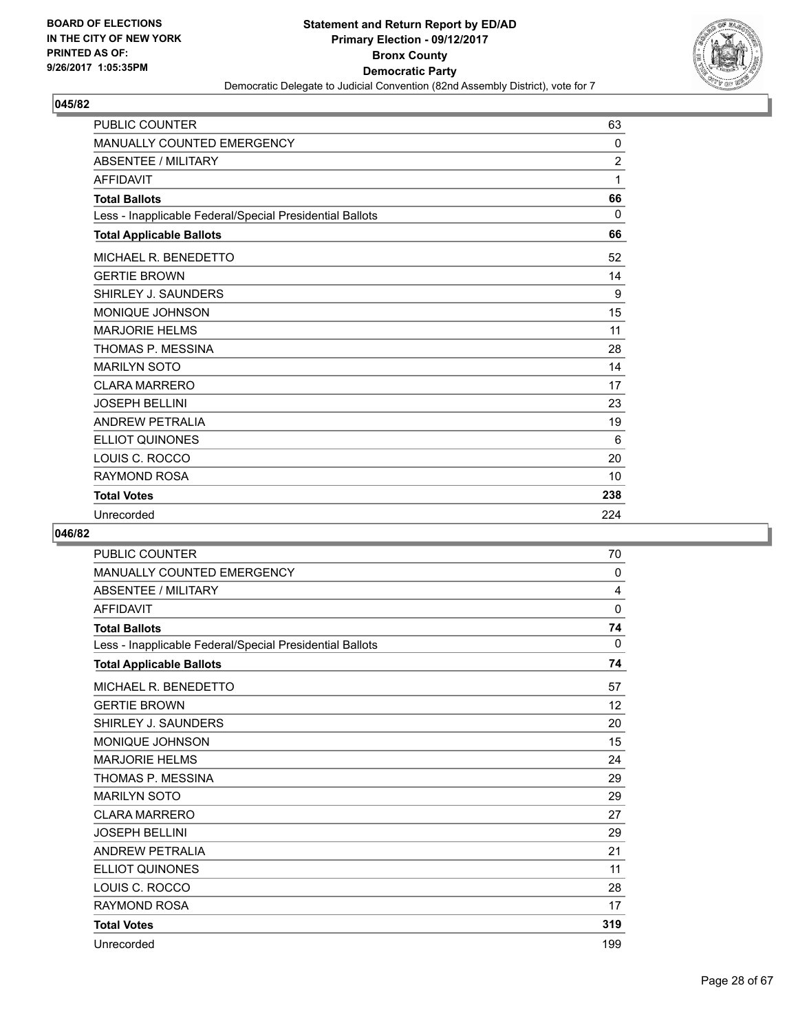BOARD OF ELECTIONS
IN THE CITY OF NEW YORK
PRINTED AS OF:
9/26/2017 1:05:35PM

**Statement and Return Report by ED/AD**
**Primary Election - 09/12/2017**
**Bronx County**
**Democratic Party**
Democratic Delegate to Judicial Convention (82nd Assembly District), vote for 7

## 045/82

| | |
|---|---|
| PUBLIC COUNTER | 63 |
| MANUALLY COUNTED EMERGENCY | 0 |
| ABSENTEE / MILITARY | 2 |
| AFFIDAVIT | 1 |
| **Total Ballots** | **66** |
| Less - Inapplicable Federal/Special Presidential Ballots | 0 |
| **Total Applicable Ballots** | **66** |
| MICHAEL R. BENEDETTO | 52 |
| GERTIE BROWN | 14 |
| SHIRLEY J. SAUNDERS | 9 |
| MONIQUE JOHNSON | 15 |
| MARJORIE HELMS | 11 |
| THOMAS P. MESSINA | 28 |
| MARILYN SOTO | 14 |
| CLARA MARRERO | 17 |
| JOSEPH BELLINI | 23 |
| ANDREW PETRALIA | 19 |
| ELLIOT QUINONES | 6 |
| LOUIS C. ROCCO | 20 |
| RAYMOND ROSA | 10 |
| **Total Votes** | **238** |
| Unrecorded | 224 |

## 046/82

| | |
|---|---|
| PUBLIC COUNTER | 70 |
| MANUALLY COUNTED EMERGENCY | 0 |
| ABSENTEE / MILITARY | 4 |
| AFFIDAVIT | 0 |
| **Total Ballots** | **74** |
| Less - Inapplicable Federal/Special Presidential Ballots | 0 |
| **Total Applicable Ballots** | **74** |
| MICHAEL R. BENEDETTO | 57 |
| GERTIE BROWN | 12 |
| SHIRLEY J. SAUNDERS | 20 |
| MONIQUE JOHNSON | 15 |
| MARJORIE HELMS | 24 |
| THOMAS P. MESSINA | 29 |
| MARILYN SOTO | 29 |
| CLARA MARRERO | 27 |
| JOSEPH BELLINI | 29 |
| ANDREW PETRALIA | 21 |
| ELLIOT QUINONES | 11 |
| LOUIS C. ROCCO | 28 |
| RAYMOND ROSA | 17 |
| **Total Votes** | **319** |
| Unrecorded | 199 |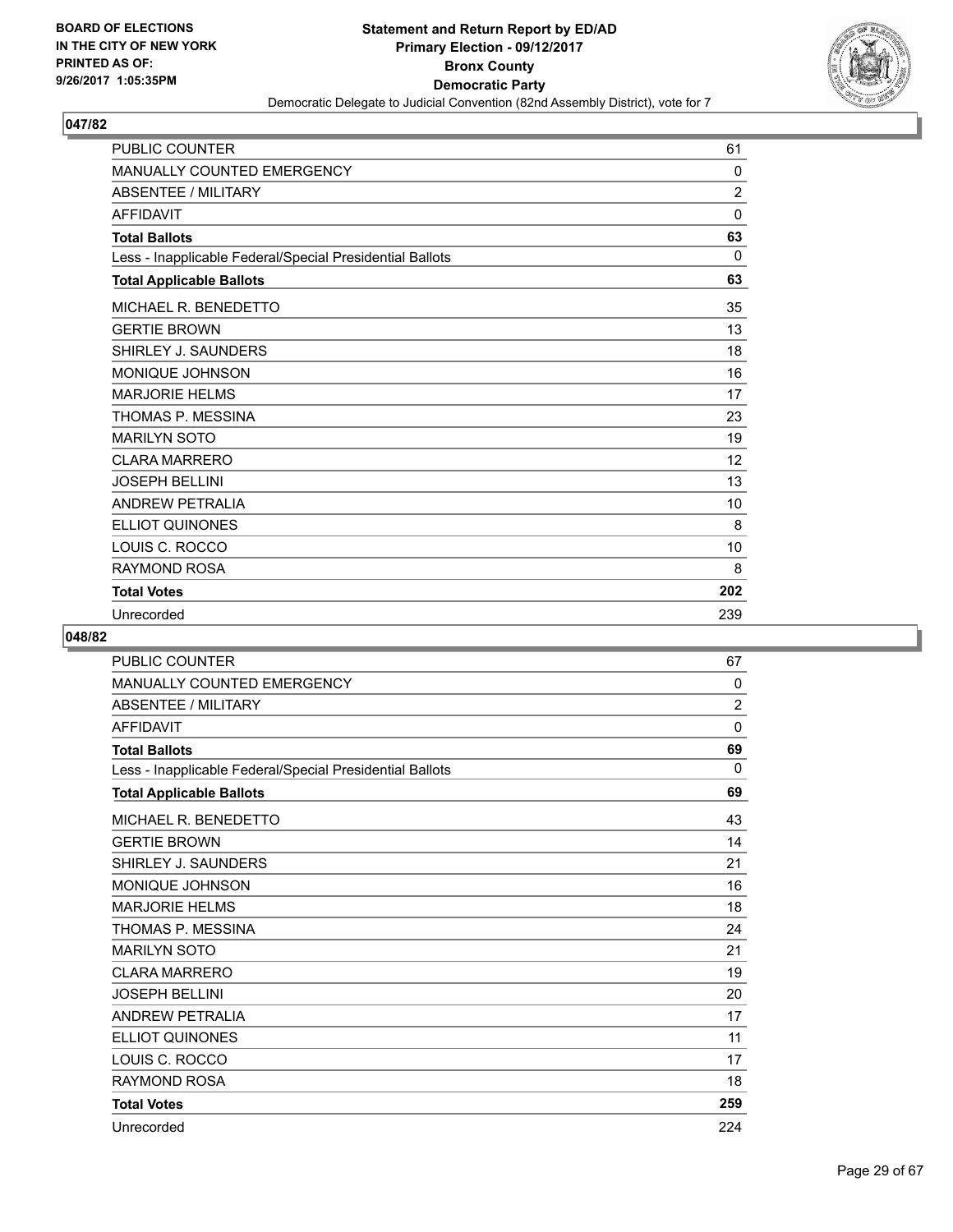**BOARD OF ELECTIONS IN THE CITY OF NEW YORK PRINTED AS OF: 9/26/2017 1:05:35PM**

**Statement and Return Report by ED/AD Primary Election - 09/12/2017 Bronx County Democratic Party**

Democratic Delegate to Judicial Convention (82nd Assembly District), vote for 7

### 047/82

| | |
|---|---|
| PUBLIC COUNTER | 61 |
| MANUALLY COUNTED EMERGENCY | 0 |
| ABSENTEE / MILITARY | 2 |
| AFFIDAVIT | 0 |
| **Total Ballots** | **63** |
| Less - Inapplicable Federal/Special Presidential Ballots | 0 |
| **Total Applicable Ballots** | **63** |
| MICHAEL R. BENEDETTO | 35 |
| GERTIE BROWN | 13 |
| SHIRLEY J. SAUNDERS | 18 |
| MONIQUE JOHNSON | 16 |
| MARJORIE HELMS | 17 |
| THOMAS P. MESSINA | 23 |
| MARILYN SOTO | 19 |
| CLARA MARRERO | 12 |
| JOSEPH BELLINI | 13 |
| ANDREW PETRALIA | 10 |
| ELLIOT QUINONES | 8 |
| LOUIS C. ROCCO | 10 |
| RAYMOND ROSA | 8 |
| **Total Votes** | **202** |
| Unrecorded | 239 |

### 048/82

| | |
|---|---|
| PUBLIC COUNTER | 67 |
| MANUALLY COUNTED EMERGENCY | 0 |
| ABSENTEE / MILITARY | 2 |
| AFFIDAVIT | 0 |
| **Total Ballots** | **69** |
| Less - Inapplicable Federal/Special Presidential Ballots | 0 |
| **Total Applicable Ballots** | **69** |
| MICHAEL R. BENEDETTO | 43 |
| GERTIE BROWN | 14 |
| SHIRLEY J. SAUNDERS | 21 |
| MONIQUE JOHNSON | 16 |
| MARJORIE HELMS | 18 |
| THOMAS P. MESSINA | 24 |
| MARILYN SOTO | 21 |
| CLARA MARRERO | 19 |
| JOSEPH BELLINI | 20 |
| ANDREW PETRALIA | 17 |
| ELLIOT QUINONES | 11 |
| LOUIS C. ROCCO | 17 |
| RAYMOND ROSA | 18 |
| **Total Votes** | **259** |
| Unrecorded | 224 |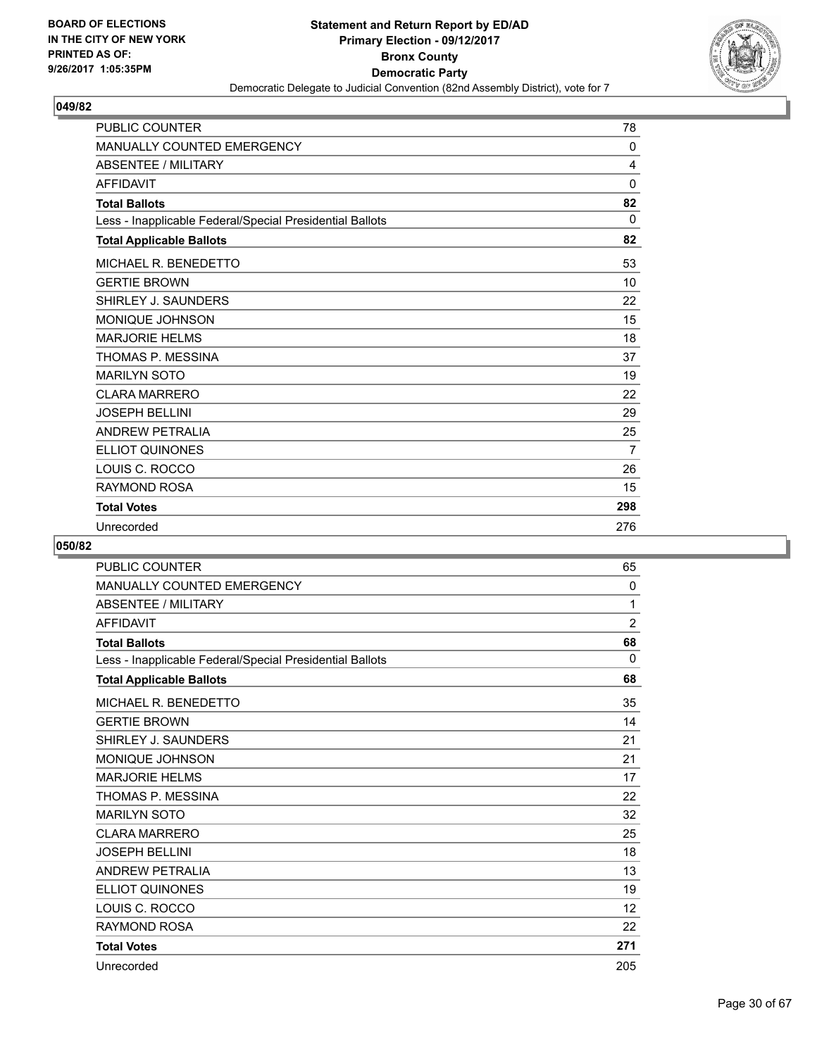**049/82**

| | |
|---|---|
| PUBLIC COUNTER | 78 |
| MANUALLY COUNTED EMERGENCY | 0 |
| ABSENTEE / MILITARY | 4 |
| AFFIDAVIT | 0 |
| **Total Ballots** | **82** |
| Less - Inapplicable Federal/Special Presidential Ballots | 0 |
| **Total Applicable Ballots** | **82** |
| MICHAEL R. BENEDETTO | 53 |
| GERTIE BROWN | 10 |
| SHIRLEY J. SAUNDERS | 22 |
| MONIQUE JOHNSON | 15 |
| MARJORIE HELMS | 18 |
| THOMAS P. MESSINA | 37 |
| MARILYN SOTO | 19 |
| CLARA MARRERO | 22 |
| JOSEPH BELLINI | 29 |
| ANDREW PETRALIA | 25 |
| ELLIOT QUINONES | 7 |
| LOUIS C. ROCCO | 26 |
| RAYMOND ROSA | 15 |
| **Total Votes** | **298** |
| Unrecorded | 276 |

**050/82**

| | |
|---|---|
| PUBLIC COUNTER | 65 |
| MANUALLY COUNTED EMERGENCY | 0 |
| ABSENTEE / MILITARY | 1 |
| AFFIDAVIT | 2 |
| **Total Ballots** | **68** |
| Less - Inapplicable Federal/Special Presidential Ballots | 0 |
| **Total Applicable Ballots** | **68** |
| MICHAEL R. BENEDETTO | 35 |
| GERTIE BROWN | 14 |
| SHIRLEY J. SAUNDERS | 21 |
| MONIQUE JOHNSON | 21 |
| MARJORIE HELMS | 17 |
| THOMAS P. MESSINA | 22 |
| MARILYN SOTO | 32 |
| CLARA MARRERO | 25 |
| JOSEPH BELLINI | 18 |
| ANDREW PETRALIA | 13 |
| ELLIOT QUINONES | 19 |
| LOUIS C. ROCCO | 12 |
| RAYMOND ROSA | 22 |
| **Total Votes** | **271** |
| Unrecorded | 205 |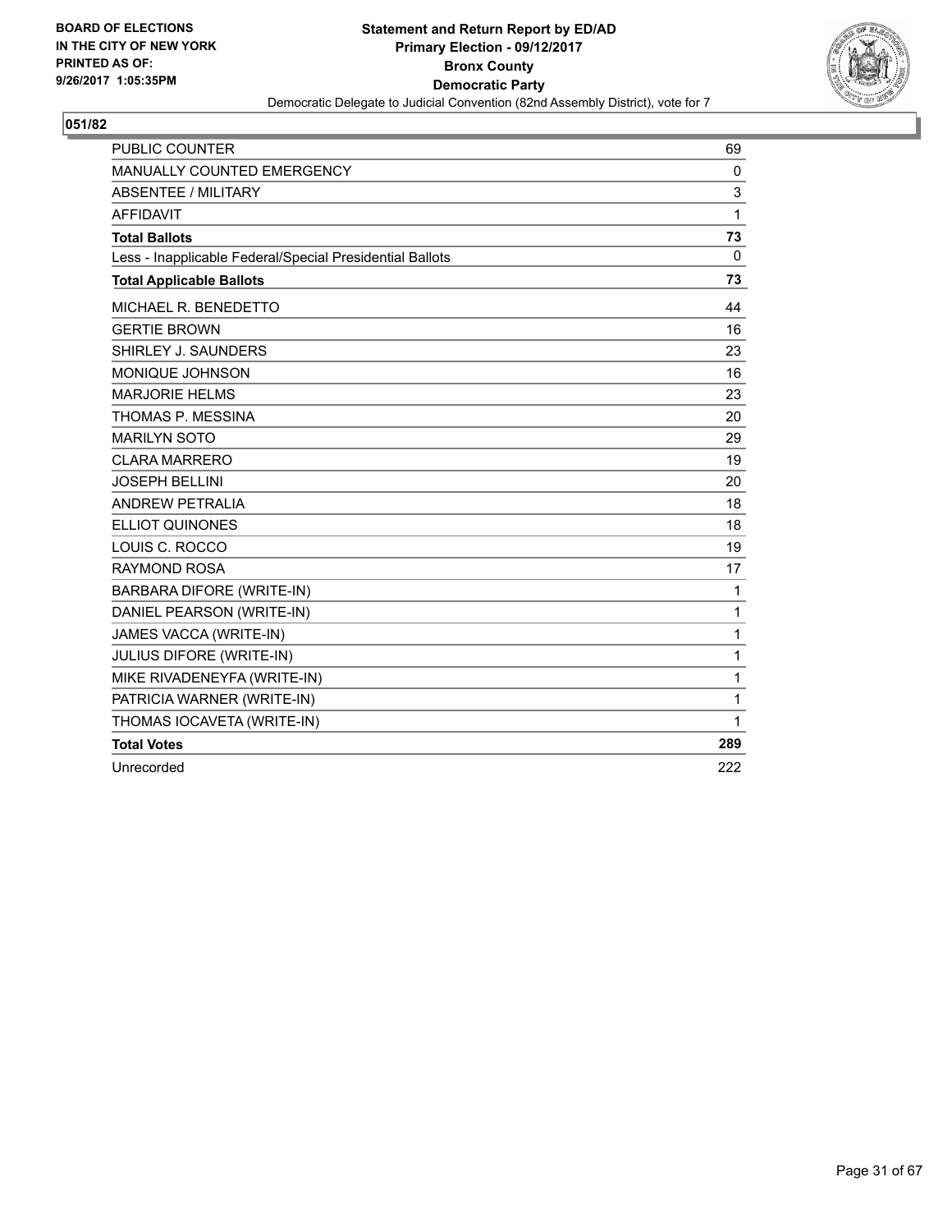BOARD OF ELECTIONS
IN THE CITY OF NEW YORK
PRINTED AS OF:
9/26/2017 1:05:35PM

**Statement and Return Report by ED/AD**
**Primary Election - 09/12/2017**
**Bronx County**
**Democratic Party**
Democratic Delegate to Judicial Convention (82nd Assembly District), vote for 7

## 051/82

| | |
|---|---|
| PUBLIC COUNTER | 69 |
| MANUALLY COUNTED EMERGENCY | 0 |
| ABSENTEE / MILITARY | 3 |
| AFFIDAVIT | 1 |
| **Total Ballots** | **73** |
| Less - Inapplicable Federal/Special Presidential Ballots | 0 |
| **Total Applicable Ballots** | **73** |
| MICHAEL R. BENEDETTO | 44 |
| GERTIE BROWN | 16 |
| SHIRLEY J. SAUNDERS | 23 |
| MONIQUE JOHNSON | 16 |
| MARJORIE HELMS | 23 |
| THOMAS P. MESSINA | 20 |
| MARILYN SOTO | 29 |
| CLARA MARRERO | 19 |
| JOSEPH BELLINI | 20 |
| ANDREW PETRALIA | 18 |
| ELLIOT QUINONES | 18 |
| LOUIS C. ROCCO | 19 |
| RAYMOND ROSA | 17 |
| BARBARA DIFORE (WRITE-IN) | 1 |
| DANIEL PEARSON (WRITE-IN) | 1 |
| JAMES VACCA (WRITE-IN) | 1 |
| JULIUS DIFORE (WRITE-IN) | 1 |
| MIKE RIVADENEYFA (WRITE-IN) | 1 |
| PATRICIA WARNER (WRITE-IN) | 1 |
| THOMAS IOCAVETA (WRITE-IN) | 1 |
| **Total Votes** | **289** |
| Unrecorded | 222 |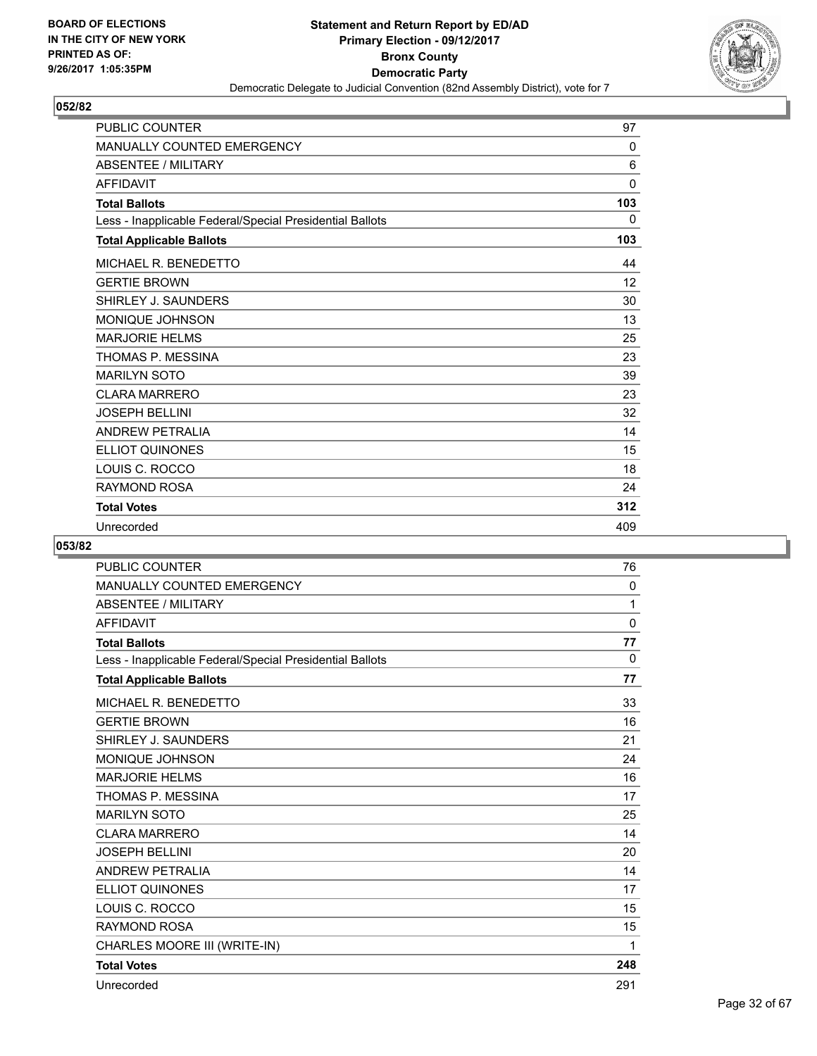BOARD OF ELECTIONS
IN THE CITY OF NEW YORK
PRINTED AS OF:
9/26/2017 1:05:35PM

**Statement and Return Report by ED/AD**
**Primary Election - 09/12/2017**
**Bronx County**
**Democratic Party**
Democratic Delegate to Judicial Convention (82nd Assembly District), vote for 7

### 052/82

| | |
|---|---|
| PUBLIC COUNTER | 97 |
| MANUALLY COUNTED EMERGENCY | 0 |
| ABSENTEE / MILITARY | 6 |
| AFFIDAVIT | 0 |
| **Total Ballots** | **103** |
| Less - Inapplicable Federal/Special Presidential Ballots | 0 |
| **Total Applicable Ballots** | **103** |
| MICHAEL R. BENEDETTO | 44 |
| GERTIE BROWN | 12 |
| SHIRLEY J. SAUNDERS | 30 |
| MONIQUE JOHNSON | 13 |
| MARJORIE HELMS | 25 |
| THOMAS P. MESSINA | 23 |
| MARILYN SOTO | 39 |
| CLARA MARRERO | 23 |
| JOSEPH BELLINI | 32 |
| ANDREW PETRALIA | 14 |
| ELLIOT QUINONES | 15 |
| LOUIS C. ROCCO | 18 |
| RAYMOND ROSA | 24 |
| **Total Votes** | **312** |
| Unrecorded | 409 |

### 053/82

| | |
|---|---|
| PUBLIC COUNTER | 76 |
| MANUALLY COUNTED EMERGENCY | 0 |
| ABSENTEE / MILITARY | 1 |
| AFFIDAVIT | 0 |
| **Total Ballots** | **77** |
| Less - Inapplicable Federal/Special Presidential Ballots | 0 |
| **Total Applicable Ballots** | **77** |
| MICHAEL R. BENEDETTO | 33 |
| GERTIE BROWN | 16 |
| SHIRLEY J. SAUNDERS | 21 |
| MONIQUE JOHNSON | 24 |
| MARJORIE HELMS | 16 |
| THOMAS P. MESSINA | 17 |
| MARILYN SOTO | 25 |
| CLARA MARRERO | 14 |
| JOSEPH BELLINI | 20 |
| ANDREW PETRALIA | 14 |
| ELLIOT QUINONES | 17 |
| LOUIS C. ROCCO | 15 |
| RAYMOND ROSA | 15 |
| CHARLES MOORE III (WRITE-IN) | 1 |
| **Total Votes** | **248** |
| Unrecorded | 291 |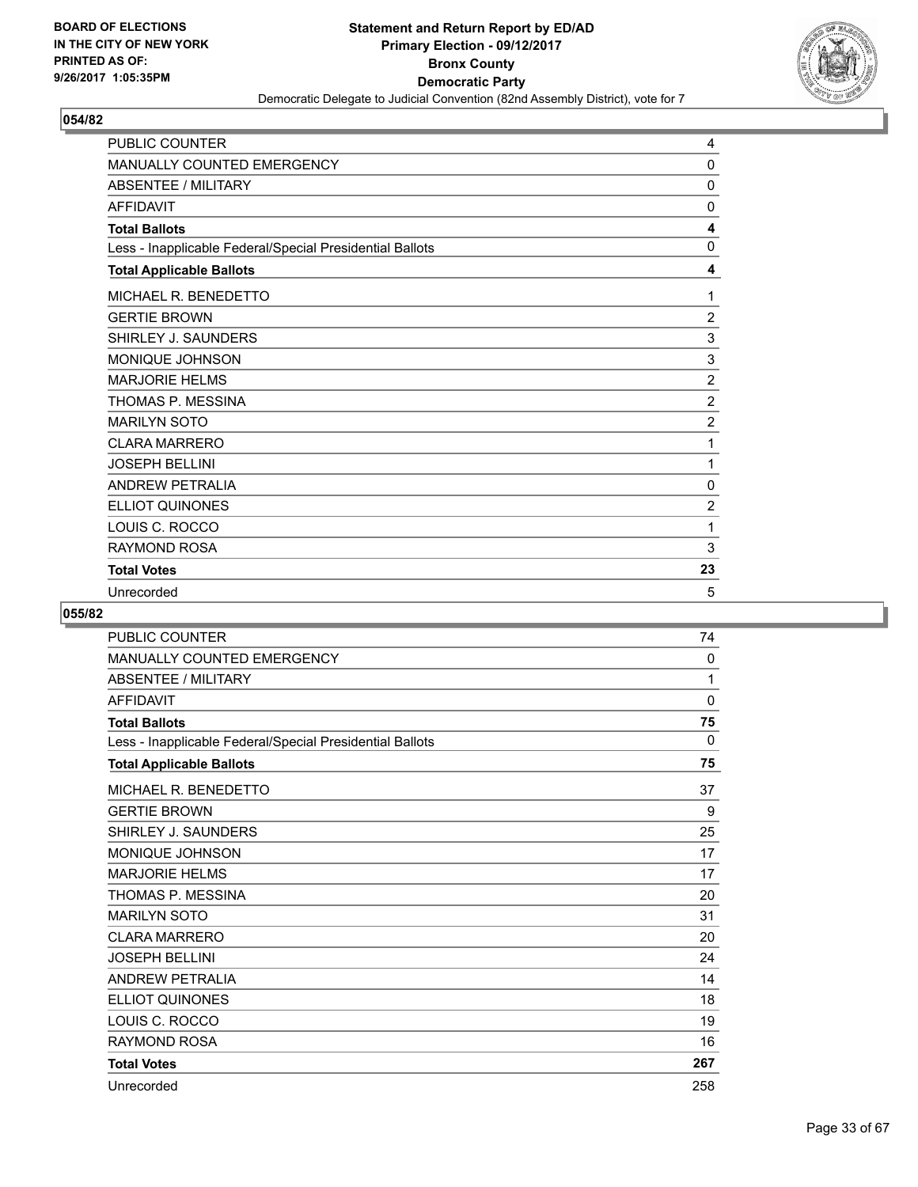BOARD OF ELECTIONS
IN THE CITY OF NEW YORK
PRINTED AS OF:
9/26/2017 1:05:35PM

**Statement and Return Report by ED/AD**
**Primary Election - 09/12/2017**
**Bronx County**
**Democratic Party**
Democratic Delegate to Judicial Convention (82nd Assembly District), vote for 7

## 054/82

| | |
|---|---|
| PUBLIC COUNTER | 4 |
| MANUALLY COUNTED EMERGENCY | 0 |
| ABSENTEE / MILITARY | 0 |
| AFFIDAVIT | 0 |
| **Total Ballots** | **4** |
| Less - Inapplicable Federal/Special Presidential Ballots | 0 |
| **Total Applicable Ballots** | **4** |
| MICHAEL R. BENEDETTO | 1 |
| GERTIE BROWN | 2 |
| SHIRLEY J. SAUNDERS | 3 |
| MONIQUE JOHNSON | 3 |
| MARJORIE HELMS | 2 |
| THOMAS P. MESSINA | 2 |
| MARILYN SOTO | 2 |
| CLARA MARRERO | 1 |
| JOSEPH BELLINI | 1 |
| ANDREW PETRALIA | 0 |
| ELLIOT QUINONES | 2 |
| LOUIS C. ROCCO | 1 |
| RAYMOND ROSA | 3 |
| **Total Votes** | **23** |
| Unrecorded | 5 |

## 055/82

| | |
|---|---|
| PUBLIC COUNTER | 74 |
| MANUALLY COUNTED EMERGENCY | 0 |
| ABSENTEE / MILITARY | 1 |
| AFFIDAVIT | 0 |
| **Total Ballots** | **75** |
| Less - Inapplicable Federal/Special Presidential Ballots | 0 |
| **Total Applicable Ballots** | **75** |
| MICHAEL R. BENEDETTO | 37 |
| GERTIE BROWN | 9 |
| SHIRLEY J. SAUNDERS | 25 |
| MONIQUE JOHNSON | 17 |
| MARJORIE HELMS | 17 |
| THOMAS P. MESSINA | 20 |
| MARILYN SOTO | 31 |
| CLARA MARRERO | 20 |
| JOSEPH BELLINI | 24 |
| ANDREW PETRALIA | 14 |
| ELLIOT QUINONES | 18 |
| LOUIS C. ROCCO | 19 |
| RAYMOND ROSA | 16 |
| **Total Votes** | **267** |
| Unrecorded | 258 |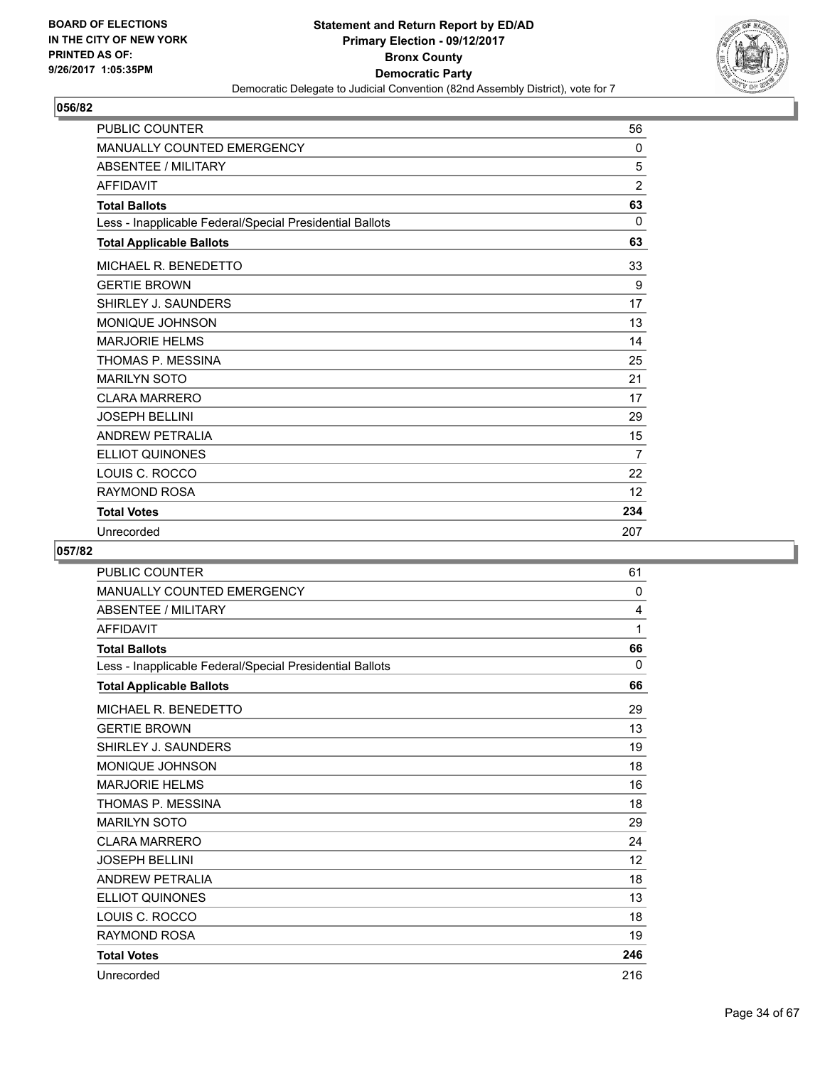**BOARD OF ELECTIONS IN THE CITY OF NEW YORK PRINTED AS OF: 9/26/2017 1:05:35PM**

# Statement and Return Report by ED/AD
## Primary Election - 09/12/2017
## Bronx County
## Democratic Party
### Democratic Delegate to Judicial Convention (82nd Assembly District), vote for 7

**056/82**

| | |
|---|---|
| PUBLIC COUNTER | 56 |
| MANUALLY COUNTED EMERGENCY | 0 |
| ABSENTEE / MILITARY | 5 |
| AFFIDAVIT | 2 |
| **Total Ballots** | **63** |
| Less - Inapplicable Federal/Special Presidential Ballots | 0 |
| **Total Applicable Ballots** | **63** |
| MICHAEL R. BENEDETTO | 33 |
| GERTIE BROWN | 9 |
| SHIRLEY J. SAUNDERS | 17 |
| MONIQUE JOHNSON | 13 |
| MARJORIE HELMS | 14 |
| THOMAS P. MESSINA | 25 |
| MARILYN SOTO | 21 |
| CLARA MARRERO | 17 |
| JOSEPH BELLINI | 29 |
| ANDREW PETRALIA | 15 |
| ELLIOT QUINONES | 7 |
| LOUIS C. ROCCO | 22 |
| RAYMOND ROSA | 12 |
| **Total Votes** | **234** |
| Unrecorded | 207 |

**057/82**

| | |
|---|---|
| PUBLIC COUNTER | 61 |
| MANUALLY COUNTED EMERGENCY | 0 |
| ABSENTEE / MILITARY | 4 |
| AFFIDAVIT | 1 |
| **Total Ballots** | **66** |
| Less - Inapplicable Federal/Special Presidential Ballots | 0 |
| **Total Applicable Ballots** | **66** |
| MICHAEL R. BENEDETTO | 29 |
| GERTIE BROWN | 13 |
| SHIRLEY J. SAUNDERS | 19 |
| MONIQUE JOHNSON | 18 |
| MARJORIE HELMS | 16 |
| THOMAS P. MESSINA | 18 |
| MARILYN SOTO | 29 |
| CLARA MARRERO | 24 |
| JOSEPH BELLINI | 12 |
| ANDREW PETRALIA | 18 |
| ELLIOT QUINONES | 13 |
| LOUIS C. ROCCO | 18 |
| RAYMOND ROSA | 19 |
| **Total Votes** | **246** |
| Unrecorded | 216 |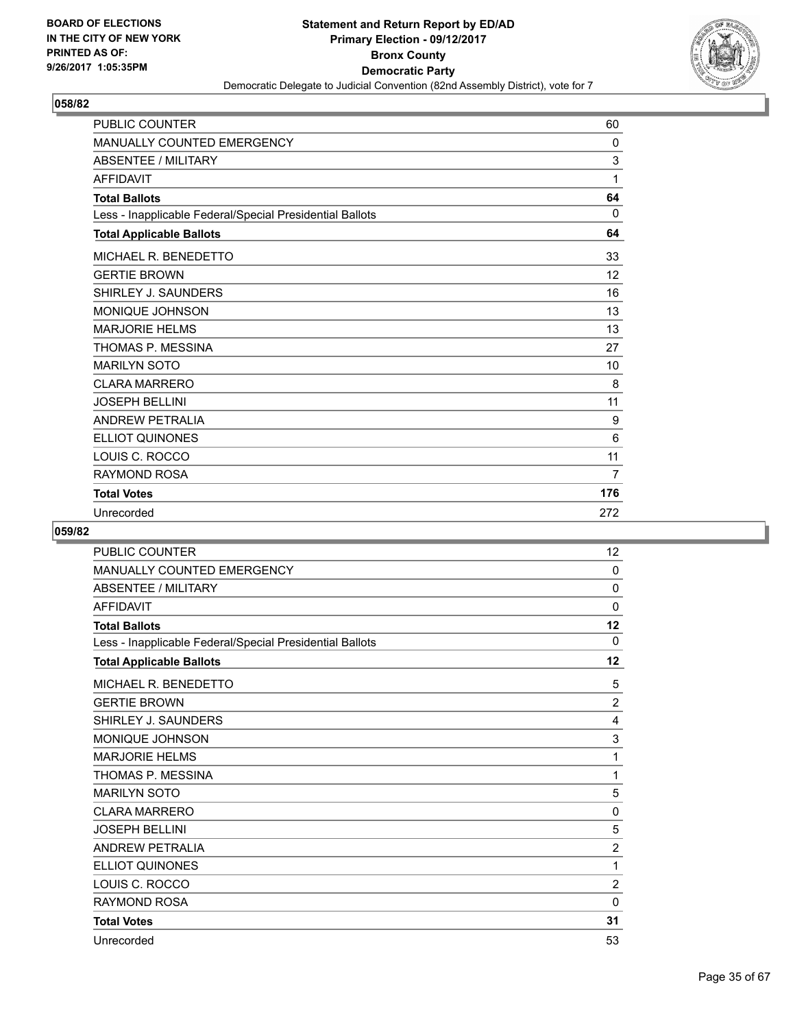**BOARD OF ELECTIONS IN THE CITY OF NEW YORK PRINTED AS OF: 9/26/2017 1:05:35PM**

**Statement and Return Report by ED/AD**
**Primary Election - 09/12/2017**
**Bronx County**
**Democratic Party**
Democratic Delegate to Judicial Convention (82nd Assembly District), vote for 7

**058/82**

| | |
|---|---|
| PUBLIC COUNTER | 60 |
| MANUALLY COUNTED EMERGENCY | 0 |
| ABSENTEE / MILITARY | 3 |
| AFFIDAVIT | 1 |
| **Total Ballots** | **64** |
| Less - Inapplicable Federal/Special Presidential Ballots | 0 |
| **Total Applicable Ballots** | **64** |
| MICHAEL R. BENEDETTO | 33 |
| GERTIE BROWN | 12 |
| SHIRLEY J. SAUNDERS | 16 |
| MONIQUE JOHNSON | 13 |
| MARJORIE HELMS | 13 |
| THOMAS P. MESSINA | 27 |
| MARILYN SOTO | 10 |
| CLARA MARRERO | 8 |
| JOSEPH BELLINI | 11 |
| ANDREW PETRALIA | 9 |
| ELLIOT QUINONES | 6 |
| LOUIS C. ROCCO | 11 |
| RAYMOND ROSA | 7 |
| **Total Votes** | **176** |
| Unrecorded | 272 |

**059/82**

| | |
|---|---|
| PUBLIC COUNTER | 12 |
| MANUALLY COUNTED EMERGENCY | 0 |
| ABSENTEE / MILITARY | 0 |
| AFFIDAVIT | 0 |
| **Total Ballots** | **12** |
| Less - Inapplicable Federal/Special Presidential Ballots | 0 |
| **Total Applicable Ballots** | **12** |
| MICHAEL R. BENEDETTO | 5 |
| GERTIE BROWN | 2 |
| SHIRLEY J. SAUNDERS | 4 |
| MONIQUE JOHNSON | 3 |
| MARJORIE HELMS | 1 |
| THOMAS P. MESSINA | 1 |
| MARILYN SOTO | 5 |
| CLARA MARRERO | 0 |
| JOSEPH BELLINI | 5 |
| ANDREW PETRALIA | 2 |
| ELLIOT QUINONES | 1 |
| LOUIS C. ROCCO | 2 |
| RAYMOND ROSA | 0 |
| **Total Votes** | **31** |
| Unrecorded | 53 |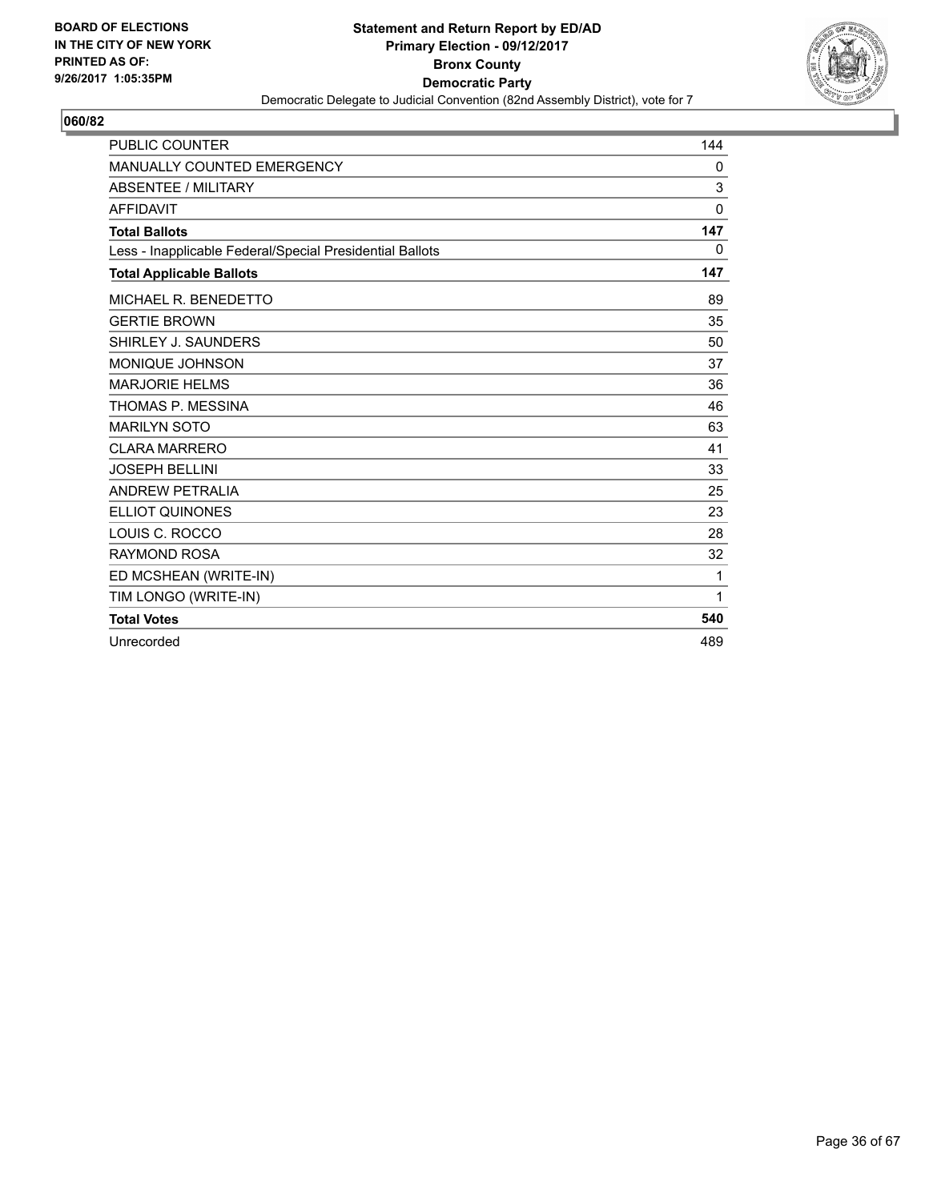BOARD OF ELECTIONS
IN THE CITY OF NEW YORK
PRINTED AS OF:
9/26/2017 1:05:35PM

**Statement and Return Report by ED/AD**
**Primary Election - 09/12/2017**
**Bronx County**
**Democratic Party**
Democratic Delegate to Judicial Convention (82nd Assembly District), vote for 7

## 060/82

| | |
|---|---|
| PUBLIC COUNTER | 144 |
| MANUALLY COUNTED EMERGENCY | 0 |
| ABSENTEE / MILITARY | 3 |
| AFFIDAVIT | 0 |
| **Total Ballots** | **147** |
| Less - Inapplicable Federal/Special Presidential Ballots | 0 |
| **Total Applicable Ballots** | **147** |
| MICHAEL R. BENEDETTO | 89 |
| GERTIE BROWN | 35 |
| SHIRLEY J. SAUNDERS | 50 |
| MONIQUE JOHNSON | 37 |
| MARJORIE HELMS | 36 |
| THOMAS P. MESSINA | 46 |
| MARILYN SOTO | 63 |
| CLARA MARRERO | 41 |
| JOSEPH BELLINI | 33 |
| ANDREW PETRALIA | 25 |
| ELLIOT QUINONES | 23 |
| LOUIS C. ROCCO | 28 |
| RAYMOND ROSA | 32 |
| ED MCSHEAN (WRITE-IN) | 1 |
| TIM LONGO (WRITE-IN) | 1 |
| **Total Votes** | **540** |
| Unrecorded | 489 |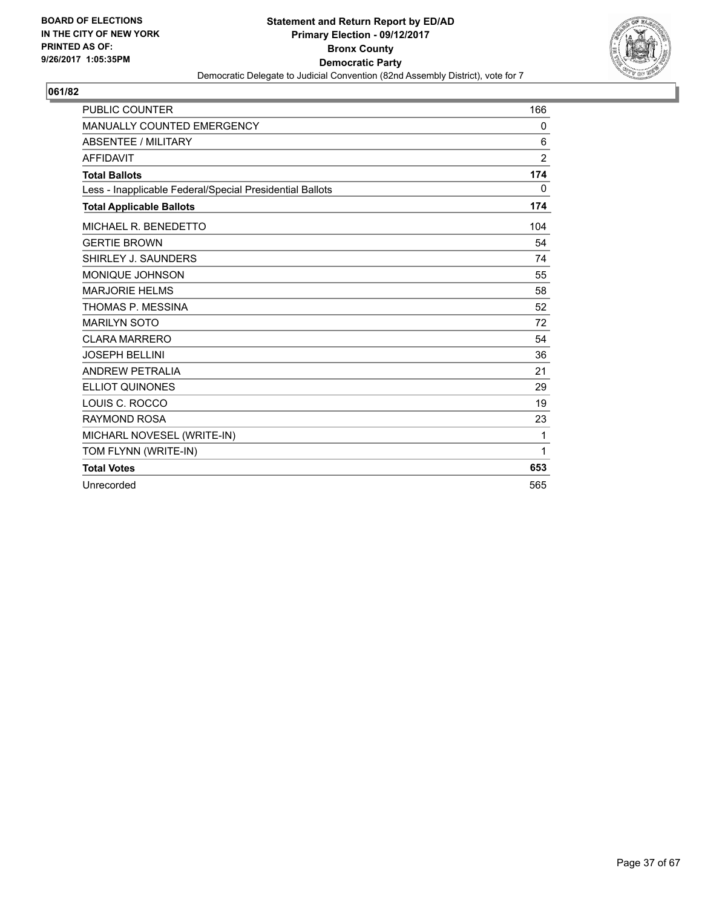BOARD OF ELECTIONS
IN THE CITY OF NEW YORK
PRINTED AS OF:
9/26/2017 1:05:35PM

**Statement and Return Report by ED/AD**
**Primary Election - 09/12/2017**
**Bronx County**
**Democratic Party**
Democratic Delegate to Judicial Convention (82nd Assembly District), vote for 7

## 061/82

| | |
|---|---|
| PUBLIC COUNTER | 166 |
| MANUALLY COUNTED EMERGENCY | 0 |
| ABSENTEE / MILITARY | 6 |
| AFFIDAVIT | 2 |
| **Total Ballots** | **174** |
| Less - Inapplicable Federal/Special Presidential Ballots | 0 |
| **Total Applicable Ballots** | **174** |
| MICHAEL R. BENEDETTO | 104 |
| GERTIE BROWN | 54 |
| SHIRLEY J. SAUNDERS | 74 |
| MONIQUE JOHNSON | 55 |
| MARJORIE HELMS | 58 |
| THOMAS P. MESSINA | 52 |
| MARILYN SOTO | 72 |
| CLARA MARRERO | 54 |
| JOSEPH BELLINI | 36 |
| ANDREW PETRALIA | 21 |
| ELLIOT QUINONES | 29 |
| LOUIS C. ROCCO | 19 |
| RAYMOND ROSA | 23 |
| MICHARL NOVESEL (WRITE-IN) | 1 |
| TOM FLYNN (WRITE-IN) | 1 |
| **Total Votes** | **653** |
| Unrecorded | 565 |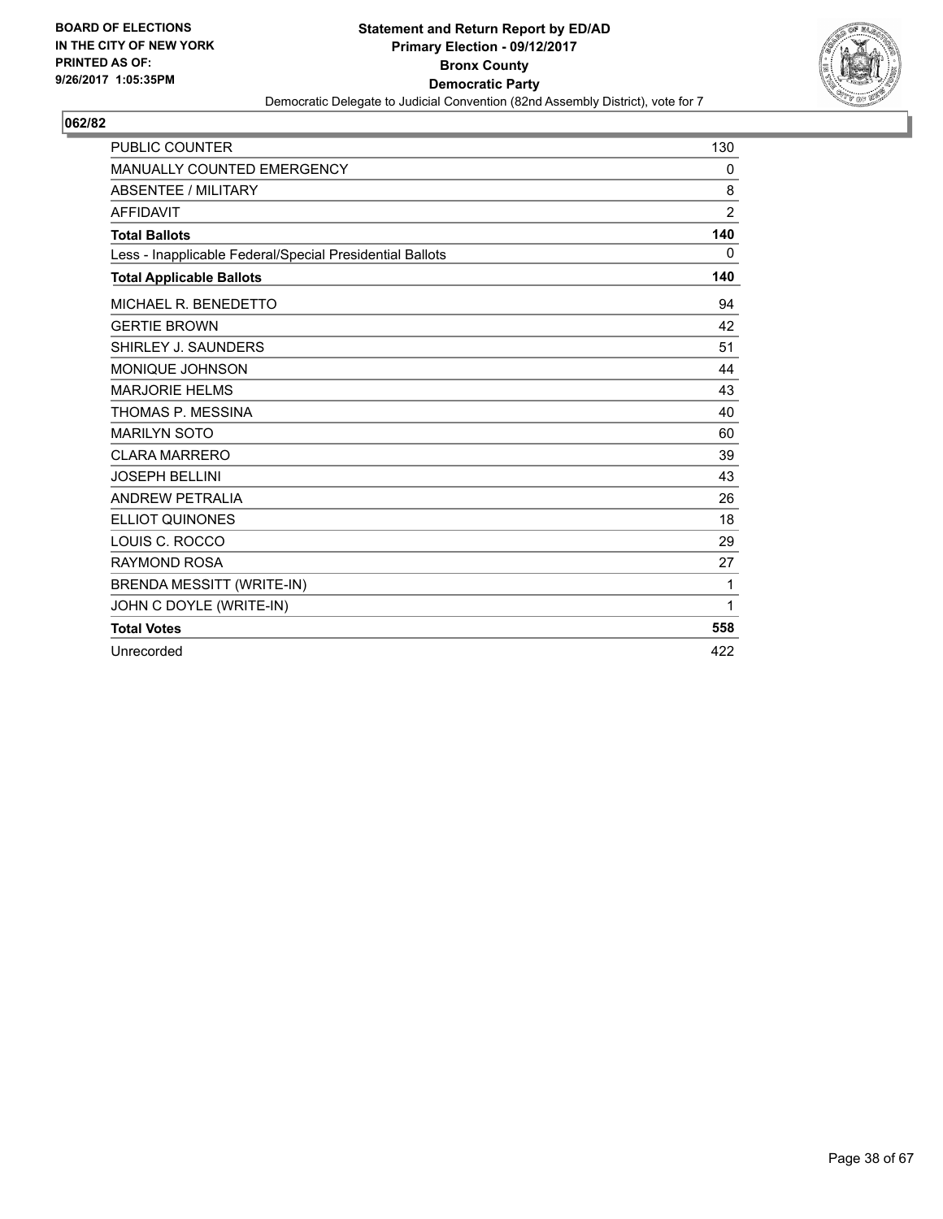BOARD OF ELECTIONS
IN THE CITY OF NEW YORK
PRINTED AS OF:
9/26/2017 1:05:35PM

**Statement and Return Report by ED/AD**
**Primary Election - 09/12/2017**
**Bronx County**
**Democratic Party**
Democratic Delegate to Judicial Convention (82nd Assembly District), vote for 7

**062/82**

| | |
|---|---|
| PUBLIC COUNTER | 130 |
| MANUALLY COUNTED EMERGENCY | 0 |
| ABSENTEE / MILITARY | 8 |
| AFFIDAVIT | 2 |
| **Total Ballots** | **140** |
| Less - Inapplicable Federal/Special Presidential Ballots | 0 |
| **Total Applicable Ballots** | **140** |
| MICHAEL R. BENEDETTO | 94 |
| GERTIE BROWN | 42 |
| SHIRLEY J. SAUNDERS | 51 |
| MONIQUE JOHNSON | 44 |
| MARJORIE HELMS | 43 |
| THOMAS P. MESSINA | 40 |
| MARILYN SOTO | 60 |
| CLARA MARRERO | 39 |
| JOSEPH BELLINI | 43 |
| ANDREW PETRALIA | 26 |
| ELLIOT QUINONES | 18 |
| LOUIS C. ROCCO | 29 |
| RAYMOND ROSA | 27 |
| BRENDA MESSITT (WRITE-IN) | 1 |
| JOHN C DOYLE (WRITE-IN) | 1 |
| **Total Votes** | **558** |
| Unrecorded | 422 |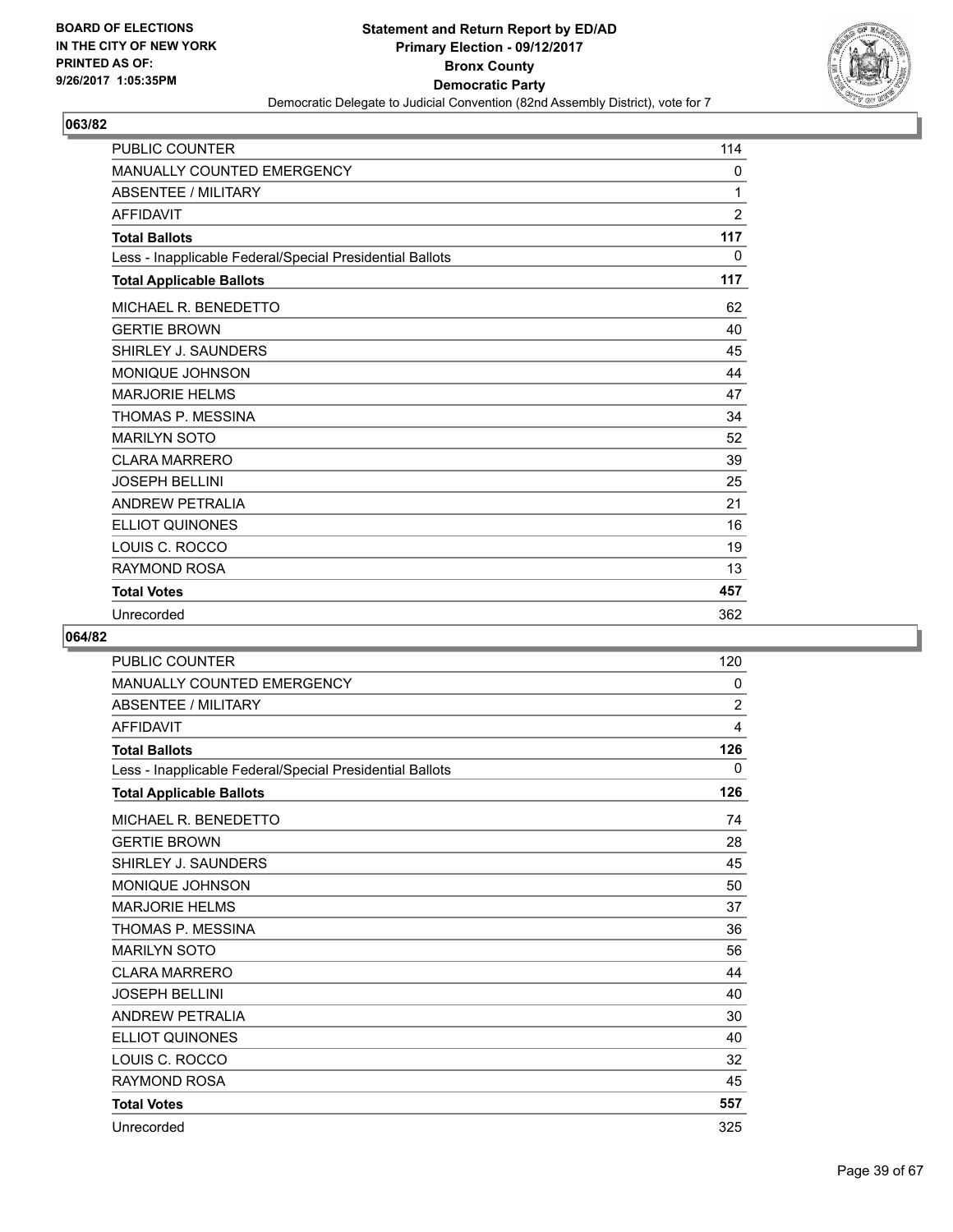**BOARD OF ELECTIONS IN THE CITY OF NEW YORK PRINTED AS OF: 9/26/2017 1:05:35PM**

**Statement and Return Report by ED/AD**
**Primary Election - 09/12/2017**
**Bronx County**
**Democratic Party**
Democratic Delegate to Judicial Convention (82nd Assembly District), vote for 7

## 063/82

| | |
|---|---|
| PUBLIC COUNTER | 114 |
| MANUALLY COUNTED EMERGENCY | 0 |
| ABSENTEE / MILITARY | 1 |
| AFFIDAVIT | 2 |
| **Total Ballots** | **117** |
| Less - Inapplicable Federal/Special Presidential Ballots | 0 |
| **Total Applicable Ballots** | **117** |
| MICHAEL R. BENEDETTO | 62 |
| GERTIE BROWN | 40 |
| SHIRLEY J. SAUNDERS | 45 |
| MONIQUE JOHNSON | 44 |
| MARJORIE HELMS | 47 |
| THOMAS P. MESSINA | 34 |
| MARILYN SOTO | 52 |
| CLARA MARRERO | 39 |
| JOSEPH BELLINI | 25 |
| ANDREW PETRALIA | 21 |
| ELLIOT QUINONES | 16 |
| LOUIS C. ROCCO | 19 |
| RAYMOND ROSA | 13 |
| **Total Votes** | **457** |
| Unrecorded | 362 |

## 064/82

| | |
|---|---|
| PUBLIC COUNTER | 120 |
| MANUALLY COUNTED EMERGENCY | 0 |
| ABSENTEE / MILITARY | 2 |
| AFFIDAVIT | 4 |
| **Total Ballots** | **126** |
| Less - Inapplicable Federal/Special Presidential Ballots | 0 |
| **Total Applicable Ballots** | **126** |
| MICHAEL R. BENEDETTO | 74 |
| GERTIE BROWN | 28 |
| SHIRLEY J. SAUNDERS | 45 |
| MONIQUE JOHNSON | 50 |
| MARJORIE HELMS | 37 |
| THOMAS P. MESSINA | 36 |
| MARILYN SOTO | 56 |
| CLARA MARRERO | 44 |
| JOSEPH BELLINI | 40 |
| ANDREW PETRALIA | 30 |
| ELLIOT QUINONES | 40 |
| LOUIS C. ROCCO | 32 |
| RAYMOND ROSA | 45 |
| **Total Votes** | **557** |
| Unrecorded | 325 |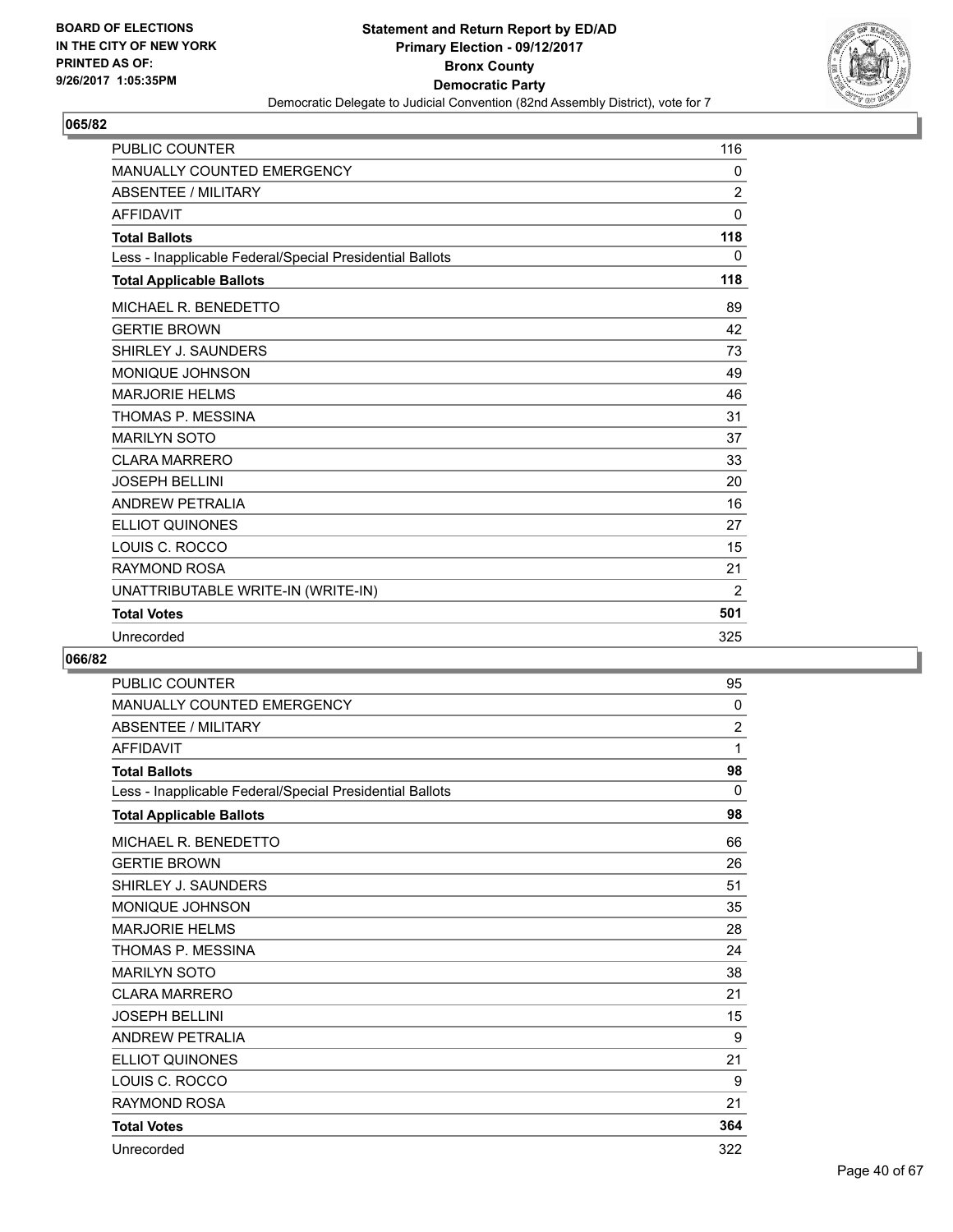**BOARD OF ELECTIONS IN THE CITY OF NEW YORK PRINTED AS OF: 9/26/2017 1:05:35PM**

**Statement and Return Report by ED/AD**
**Primary Election - 09/12/2017**
**Bronx County**
**Democratic Party**
Democratic Delegate to Judicial Convention (82nd Assembly District), vote for 7

## 065/82

| | |
|---|---|
| PUBLIC COUNTER | 116 |
| MANUALLY COUNTED EMERGENCY | 0 |
| ABSENTEE / MILITARY | 2 |
| AFFIDAVIT | 0 |
| **Total Ballots** | **118** |
| Less - Inapplicable Federal/Special Presidential Ballots | 0 |
| **Total Applicable Ballots** | **118** |
| MICHAEL R. BENEDETTO | 89 |
| GERTIE BROWN | 42 |
| SHIRLEY J. SAUNDERS | 73 |
| MONIQUE JOHNSON | 49 |
| MARJORIE HELMS | 46 |
| THOMAS P. MESSINA | 31 |
| MARILYN SOTO | 37 |
| CLARA MARRERO | 33 |
| JOSEPH BELLINI | 20 |
| ANDREW PETRALIA | 16 |
| ELLIOT QUINONES | 27 |
| LOUIS C. ROCCO | 15 |
| RAYMOND ROSA | 21 |
| UNATTRIBUTABLE WRITE-IN (WRITE-IN) | 2 |
| **Total Votes** | **501** |
| Unrecorded | 325 |

## 066/82

| | |
|---|---|
| PUBLIC COUNTER | 95 |
| MANUALLY COUNTED EMERGENCY | 0 |
| ABSENTEE / MILITARY | 2 |
| AFFIDAVIT | 1 |
| **Total Ballots** | **98** |
| Less - Inapplicable Federal/Special Presidential Ballots | 0 |
| **Total Applicable Ballots** | **98** |
| MICHAEL R. BENEDETTO | 66 |
| GERTIE BROWN | 26 |
| SHIRLEY J. SAUNDERS | 51 |
| MONIQUE JOHNSON | 35 |
| MARJORIE HELMS | 28 |
| THOMAS P. MESSINA | 24 |
| MARILYN SOTO | 38 |
| CLARA MARRERO | 21 |
| JOSEPH BELLINI | 15 |
| ANDREW PETRALIA | 9 |
| ELLIOT QUINONES | 21 |
| LOUIS C. ROCCO | 9 |
| RAYMOND ROSA | 21 |
| **Total Votes** | **364** |
| Unrecorded | 322 |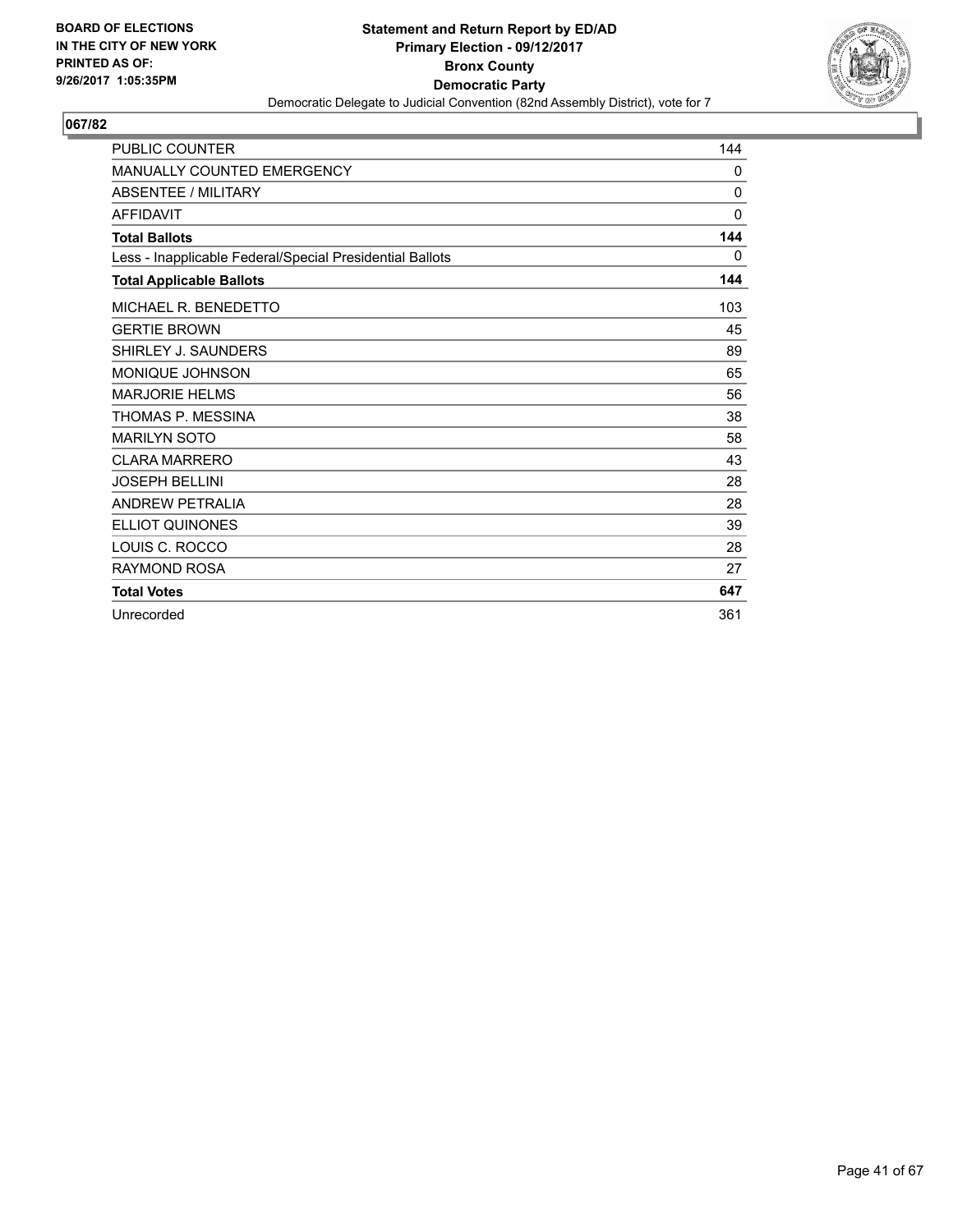**BOARD OF ELECTIONS IN THE CITY OF NEW YORK PRINTED AS OF: 9/26/2017 1:05:35PM**

# Statement and Return Report by ED/AD
## Primary Election - 09/12/2017
## Bronx County
## Democratic Party
Democratic Delegate to Judicial Convention (82nd Assembly District), vote for 7

**067/82**

| | |
|---|---|
| PUBLIC COUNTER | 144 |
| MANUALLY COUNTED EMERGENCY | 0 |
| ABSENTEE / MILITARY | 0 |
| AFFIDAVIT | 0 |
| **Total Ballots** | **144** |
| Less - Inapplicable Federal/Special Presidential Ballots | 0 |
| **Total Applicable Ballots** | **144** |
| MICHAEL R. BENEDETTO | 103 |
| GERTIE BROWN | 45 |
| SHIRLEY J. SAUNDERS | 89 |
| MONIQUE JOHNSON | 65 |
| MARJORIE HELMS | 56 |
| THOMAS P. MESSINA | 38 |
| MARILYN SOTO | 58 |
| CLARA MARRERO | 43 |
| JOSEPH BELLINI | 28 |
| ANDREW PETRALIA | 28 |
| ELLIOT QUINONES | 39 |
| LOUIS C. ROCCO | 28 |
| RAYMOND ROSA | 27 |
| **Total Votes** | **647** |
| Unrecorded | 361 |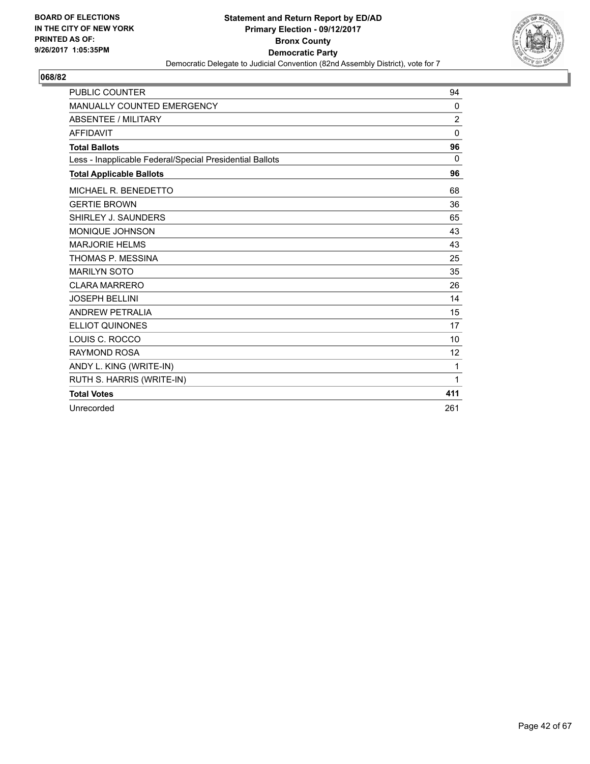BOARD OF ELECTIONS
IN THE CITY OF NEW YORK
PRINTED AS OF:
9/26/2017 1:05:35PM

**Statement and Return Report by ED/AD**
**Primary Election - 09/12/2017**
**Bronx County**
**Democratic Party**
Democratic Delegate to Judicial Convention (82nd Assembly District), vote for 7

**068/82**

| | |
|---|---|
| PUBLIC COUNTER | 94 |
| MANUALLY COUNTED EMERGENCY | 0 |
| ABSENTEE / MILITARY | 2 |
| AFFIDAVIT | 0 |
| **Total Ballots** | **96** |
| Less - Inapplicable Federal/Special Presidential Ballots | 0 |
| **Total Applicable Ballots** | **96** |
| MICHAEL R. BENEDETTO | 68 |
| GERTIE BROWN | 36 |
| SHIRLEY J. SAUNDERS | 65 |
| MONIQUE JOHNSON | 43 |
| MARJORIE HELMS | 43 |
| THOMAS P. MESSINA | 25 |
| MARILYN SOTO | 35 |
| CLARA MARRERO | 26 |
| JOSEPH BELLINI | 14 |
| ANDREW PETRALIA | 15 |
| ELLIOT QUINONES | 17 |
| LOUIS C. ROCCO | 10 |
| RAYMOND ROSA | 12 |
| ANDY L. KING (WRITE-IN) | 1 |
| RUTH S. HARRIS (WRITE-IN) | 1 |
| **Total Votes** | **411** |
| Unrecorded | 261 |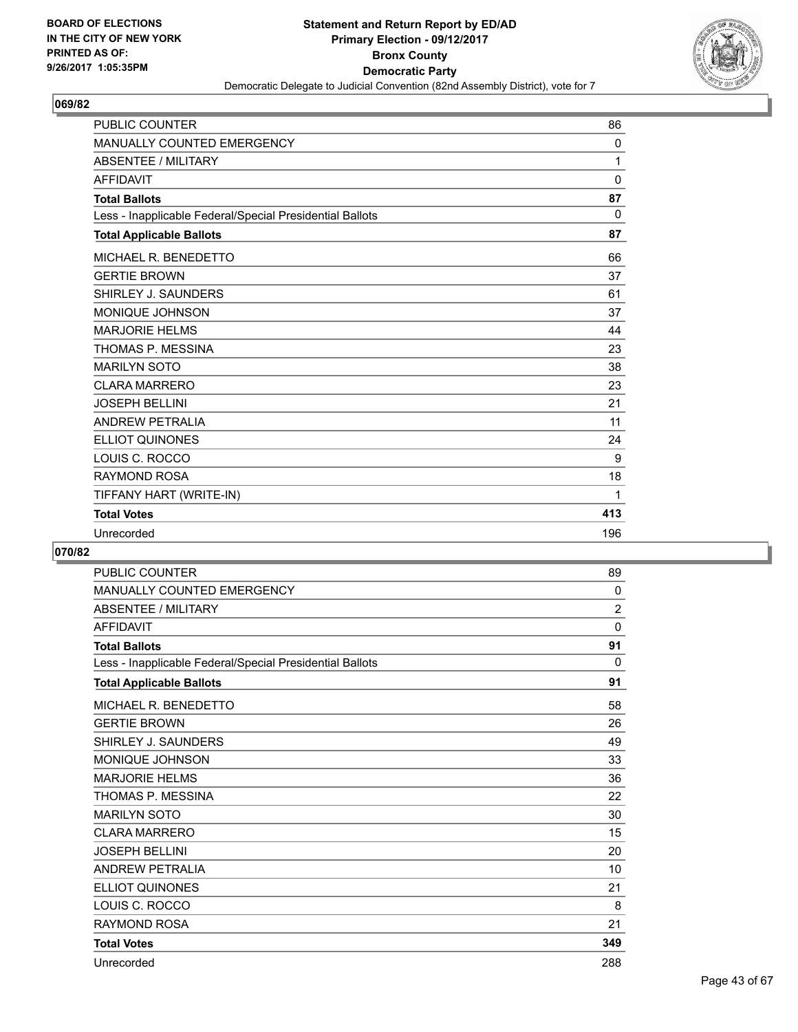BOARD OF ELECTIONS
IN THE CITY OF NEW YORK
PRINTED AS OF:
9/26/2017 1:05:35PM

**Statement and Return Report by ED/AD**
**Primary Election - 09/12/2017**
**Bronx County**
**Democratic Party**
Democratic Delegate to Judicial Convention (82nd Assembly District), vote for 7

## 069/82

| | |
|---|---|
| PUBLIC COUNTER | 86 |
| MANUALLY COUNTED EMERGENCY | 0 |
| ABSENTEE / MILITARY | 1 |
| AFFIDAVIT | 0 |
| **Total Ballots** | **87** |
| Less - Inapplicable Federal/Special Presidential Ballots | 0 |
| **Total Applicable Ballots** | **87** |
| MICHAEL R. BENEDETTO | 66 |
| GERTIE BROWN | 37 |
| SHIRLEY J. SAUNDERS | 61 |
| MONIQUE JOHNSON | 37 |
| MARJORIE HELMS | 44 |
| THOMAS P. MESSINA | 23 |
| MARILYN SOTO | 38 |
| CLARA MARRERO | 23 |
| JOSEPH BELLINI | 21 |
| ANDREW PETRALIA | 11 |
| ELLIOT QUINONES | 24 |
| LOUIS C. ROCCO | 9 |
| RAYMOND ROSA | 18 |
| TIFFANY HART (WRITE-IN) | 1 |
| **Total Votes** | **413** |
| Unrecorded | 196 |

## 070/82

| | |
|---|---|
| PUBLIC COUNTER | 89 |
| MANUALLY COUNTED EMERGENCY | 0 |
| ABSENTEE / MILITARY | 2 |
| AFFIDAVIT | 0 |
| **Total Ballots** | **91** |
| Less - Inapplicable Federal/Special Presidential Ballots | 0 |
| **Total Applicable Ballots** | **91** |
| MICHAEL R. BENEDETTO | 58 |
| GERTIE BROWN | 26 |
| SHIRLEY J. SAUNDERS | 49 |
| MONIQUE JOHNSON | 33 |
| MARJORIE HELMS | 36 |
| THOMAS P. MESSINA | 22 |
| MARILYN SOTO | 30 |
| CLARA MARRERO | 15 |
| JOSEPH BELLINI | 20 |
| ANDREW PETRALIA | 10 |
| ELLIOT QUINONES | 21 |
| LOUIS C. ROCCO | 8 |
| RAYMOND ROSA | 21 |
| **Total Votes** | **349** |
| Unrecorded | 288 |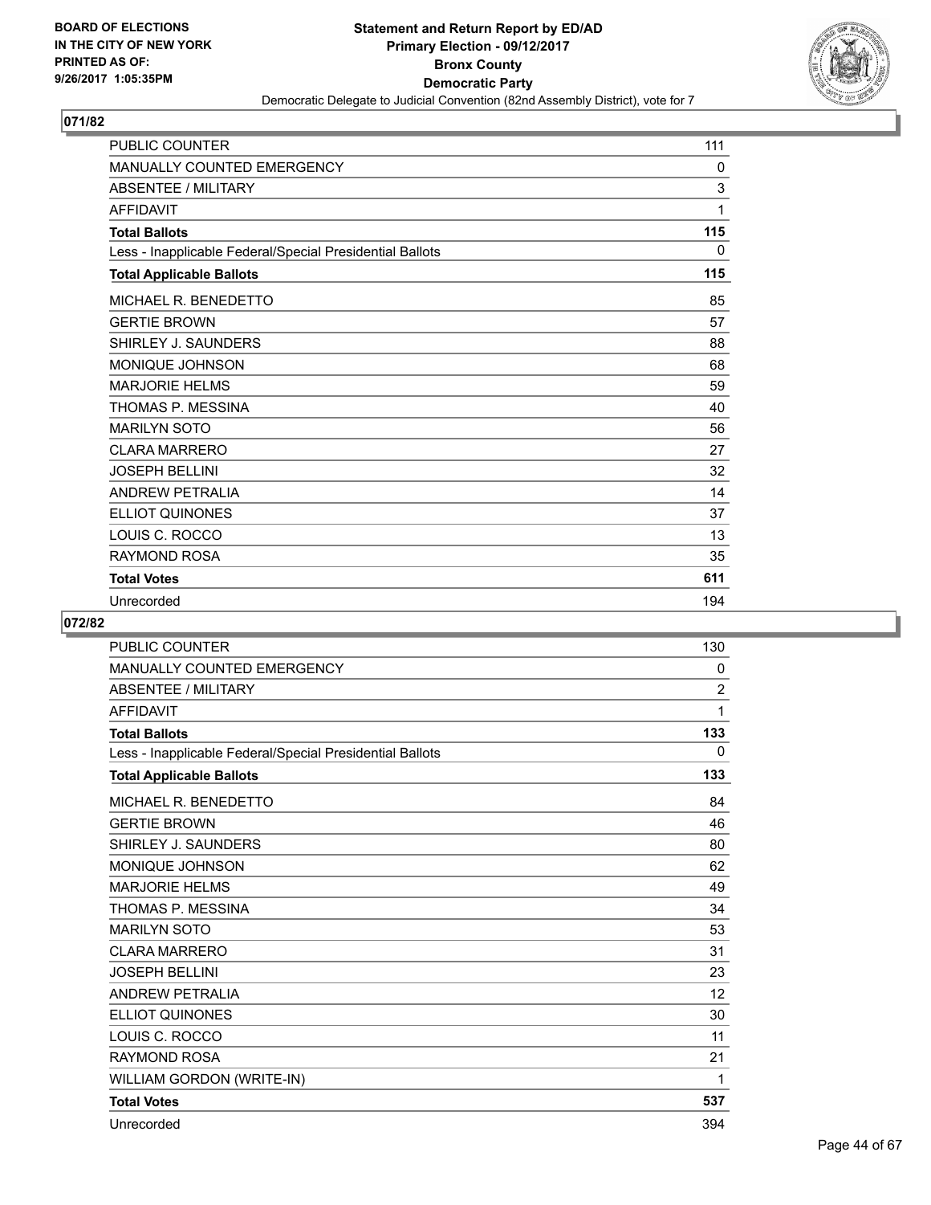BOARD OF ELECTIONS
IN THE CITY OF NEW YORK
PRINTED AS OF:
9/26/2017 1:05:35PM

**Statement and Return Report by ED/AD**
**Primary Election - 09/12/2017**
**Bronx County**
**Democratic Party**
Democratic Delegate to Judicial Convention (82nd Assembly District), vote for 7

## 071/82

| | |
|---|---|
| PUBLIC COUNTER | 111 |
| MANUALLY COUNTED EMERGENCY | 0 |
| ABSENTEE / MILITARY | 3 |
| AFFIDAVIT | 1 |
| **Total Ballots** | **115** |
| Less - Inapplicable Federal/Special Presidential Ballots | 0 |
| **Total Applicable Ballots** | **115** |
| MICHAEL R. BENEDETTO | 85 |
| GERTIE BROWN | 57 |
| SHIRLEY J. SAUNDERS | 88 |
| MONIQUE JOHNSON | 68 |
| MARJORIE HELMS | 59 |
| THOMAS P. MESSINA | 40 |
| MARILYN SOTO | 56 |
| CLARA MARRERO | 27 |
| JOSEPH BELLINI | 32 |
| ANDREW PETRALIA | 14 |
| ELLIOT QUINONES | 37 |
| LOUIS C. ROCCO | 13 |
| RAYMOND ROSA | 35 |
| **Total Votes** | **611** |
| Unrecorded | 194 |

## 072/82

| | |
|---|---|
| PUBLIC COUNTER | 130 |
| MANUALLY COUNTED EMERGENCY | 0 |
| ABSENTEE / MILITARY | 2 |
| AFFIDAVIT | 1 |
| **Total Ballots** | **133** |
| Less - Inapplicable Federal/Special Presidential Ballots | 0 |
| **Total Applicable Ballots** | **133** |
| MICHAEL R. BENEDETTO | 84 |
| GERTIE BROWN | 46 |
| SHIRLEY J. SAUNDERS | 80 |
| MONIQUE JOHNSON | 62 |
| MARJORIE HELMS | 49 |
| THOMAS P. MESSINA | 34 |
| MARILYN SOTO | 53 |
| CLARA MARRERO | 31 |
| JOSEPH BELLINI | 23 |
| ANDREW PETRALIA | 12 |
| ELLIOT QUINONES | 30 |
| LOUIS C. ROCCO | 11 |
| RAYMOND ROSA | 21 |
| WILLIAM GORDON (WRITE-IN) | 1 |
| **Total Votes** | **537** |
| Unrecorded | 394 |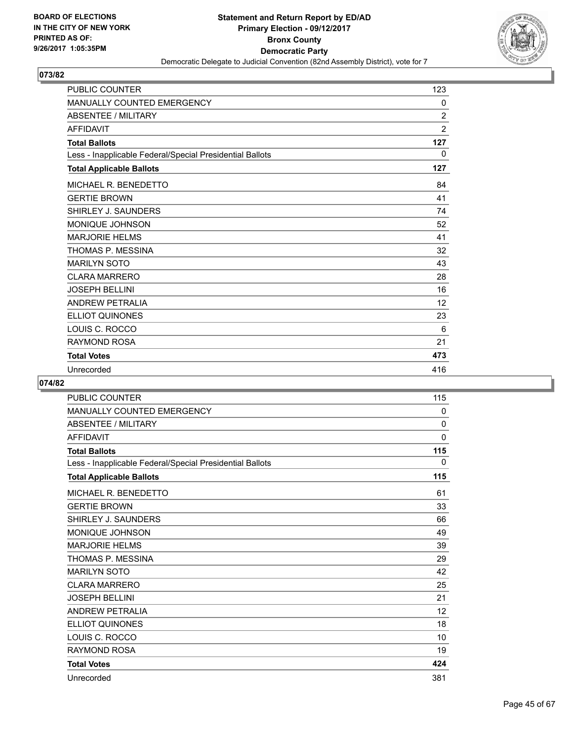BOARD OF ELECTIONS
IN THE CITY OF NEW YORK
PRINTED AS OF:
9/26/2017 1:05:35PM

**Statement and Return Report by ED/AD**
**Primary Election - 09/12/2017**
**Bronx County**
**Democratic Party**
Democratic Delegate to Judicial Convention (82nd Assembly District), vote for 7

## 073/82

| | |
|---|---|
| PUBLIC COUNTER | 123 |
| MANUALLY COUNTED EMERGENCY | 0 |
| ABSENTEE / MILITARY | 2 |
| AFFIDAVIT | 2 |
| **Total Ballots** | **127** |
| Less - Inapplicable Federal/Special Presidential Ballots | 0 |
| **Total Applicable Ballots** | **127** |
| MICHAEL R. BENEDETTO | 84 |
| GERTIE BROWN | 41 |
| SHIRLEY J. SAUNDERS | 74 |
| MONIQUE JOHNSON | 52 |
| MARJORIE HELMS | 41 |
| THOMAS P. MESSINA | 32 |
| MARILYN SOTO | 43 |
| CLARA MARRERO | 28 |
| JOSEPH BELLINI | 16 |
| ANDREW PETRALIA | 12 |
| ELLIOT QUINONES | 23 |
| LOUIS C. ROCCO | 6 |
| RAYMOND ROSA | 21 |
| **Total Votes** | **473** |
| Unrecorded | 416 |

## 074/82

| | |
|---|---|
| PUBLIC COUNTER | 115 |
| MANUALLY COUNTED EMERGENCY | 0 |
| ABSENTEE / MILITARY | 0 |
| AFFIDAVIT | 0 |
| **Total Ballots** | **115** |
| Less - Inapplicable Federal/Special Presidential Ballots | 0 |
| **Total Applicable Ballots** | **115** |
| MICHAEL R. BENEDETTO | 61 |
| GERTIE BROWN | 33 |
| SHIRLEY J. SAUNDERS | 66 |
| MONIQUE JOHNSON | 49 |
| MARJORIE HELMS | 39 |
| THOMAS P. MESSINA | 29 |
| MARILYN SOTO | 42 |
| CLARA MARRERO | 25 |
| JOSEPH BELLINI | 21 |
| ANDREW PETRALIA | 12 |
| ELLIOT QUINONES | 18 |
| LOUIS C. ROCCO | 10 |
| RAYMOND ROSA | 19 |
| **Total Votes** | **424** |
| Unrecorded | 381 |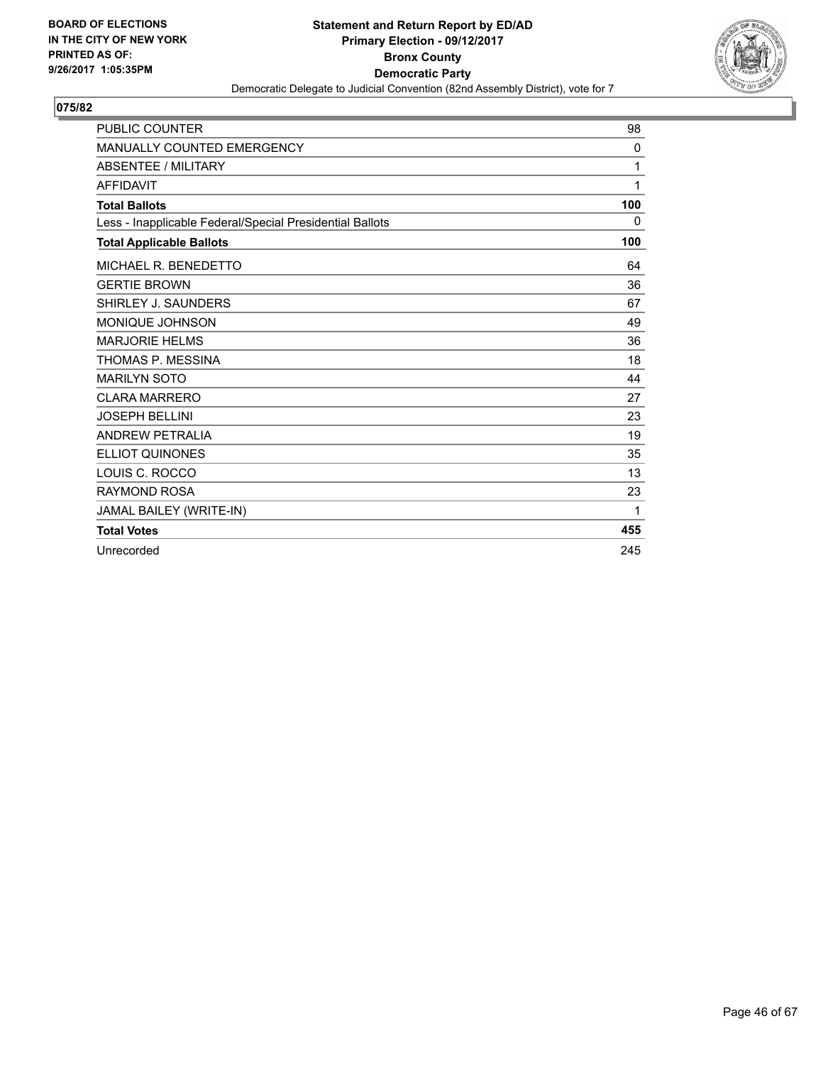BOARD OF ELECTIONS
IN THE CITY OF NEW YORK
PRINTED AS OF:
9/26/2017 1:05:35PM

**Statement and Return Report by ED/AD**
**Primary Election - 09/12/2017**
**Bronx County**
**Democratic Party**
Democratic Delegate to Judicial Convention (82nd Assembly District), vote for 7

## 075/82

| | |
|---|---|
| PUBLIC COUNTER | 98 |
| MANUALLY COUNTED EMERGENCY | 0 |
| ABSENTEE / MILITARY | 1 |
| AFFIDAVIT | 1 |
| **Total Ballots** | **100** |
| Less - Inapplicable Federal/Special Presidential Ballots | 0 |
| **Total Applicable Ballots** | **100** |
| MICHAEL R. BENEDETTO | 64 |
| GERTIE BROWN | 36 |
| SHIRLEY J. SAUNDERS | 67 |
| MONIQUE JOHNSON | 49 |
| MARJORIE HELMS | 36 |
| THOMAS P. MESSINA | 18 |
| MARILYN SOTO | 44 |
| CLARA MARRERO | 27 |
| JOSEPH BELLINI | 23 |
| ANDREW PETRALIA | 19 |
| ELLIOT QUINONES | 35 |
| LOUIS C. ROCCO | 13 |
| RAYMOND ROSA | 23 |
| JAMAL BAILEY (WRITE-IN) | 1 |
| **Total Votes** | **455** |
| Unrecorded | 245 |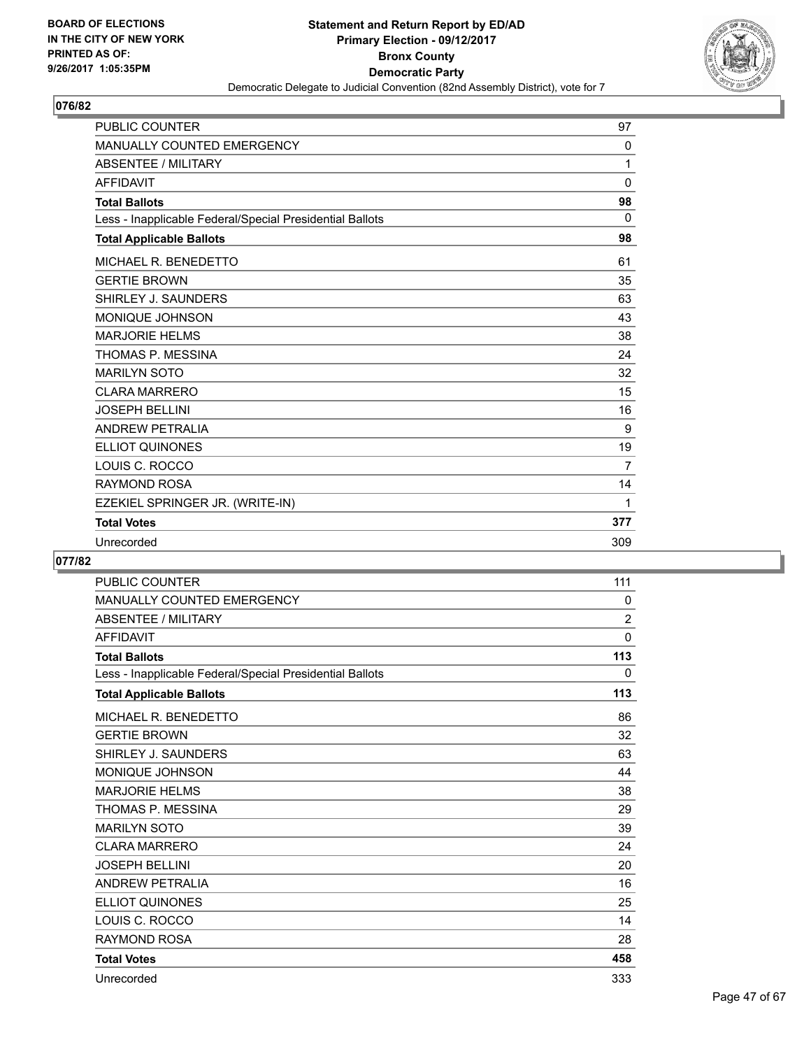BOARD OF ELECTIONS
IN THE CITY OF NEW YORK
PRINTED AS OF:
9/26/2017 1:05:35PM

**Statement and Return Report by ED/AD**
**Primary Election - 09/12/2017**
**Bronx County**
**Democratic Party**
Democratic Delegate to Judicial Convention (82nd Assembly District), vote for 7

## 076/82

| | |
|---|---|
| PUBLIC COUNTER | 97 |
| MANUALLY COUNTED EMERGENCY | 0 |
| ABSENTEE / MILITARY | 1 |
| AFFIDAVIT | 0 |
| **Total Ballots** | **98** |
| Less - Inapplicable Federal/Special Presidential Ballots | 0 |
| **Total Applicable Ballots** | **98** |
| MICHAEL R. BENEDETTO | 61 |
| GERTIE BROWN | 35 |
| SHIRLEY J. SAUNDERS | 63 |
| MONIQUE JOHNSON | 43 |
| MARJORIE HELMS | 38 |
| THOMAS P. MESSINA | 24 |
| MARILYN SOTO | 32 |
| CLARA MARRERO | 15 |
| JOSEPH BELLINI | 16 |
| ANDREW PETRALIA | 9 |
| ELLIOT QUINONES | 19 |
| LOUIS C. ROCCO | 7 |
| RAYMOND ROSA | 14 |
| EZEKIEL SPRINGER JR. (WRITE-IN) | 1 |
| **Total Votes** | **377** |
| Unrecorded | 309 |

## 077/82

| | |
|---|---|
| PUBLIC COUNTER | 111 |
| MANUALLY COUNTED EMERGENCY | 0 |
| ABSENTEE / MILITARY | 2 |
| AFFIDAVIT | 0 |
| **Total Ballots** | **113** |
| Less - Inapplicable Federal/Special Presidential Ballots | 0 |
| **Total Applicable Ballots** | **113** |
| MICHAEL R. BENEDETTO | 86 |
| GERTIE BROWN | 32 |
| SHIRLEY J. SAUNDERS | 63 |
| MONIQUE JOHNSON | 44 |
| MARJORIE HELMS | 38 |
| THOMAS P. MESSINA | 29 |
| MARILYN SOTO | 39 |
| CLARA MARRERO | 24 |
| JOSEPH BELLINI | 20 |
| ANDREW PETRALIA | 16 |
| ELLIOT QUINONES | 25 |
| LOUIS C. ROCCO | 14 |
| RAYMOND ROSA | 28 |
| **Total Votes** | **458** |
| Unrecorded | 333 |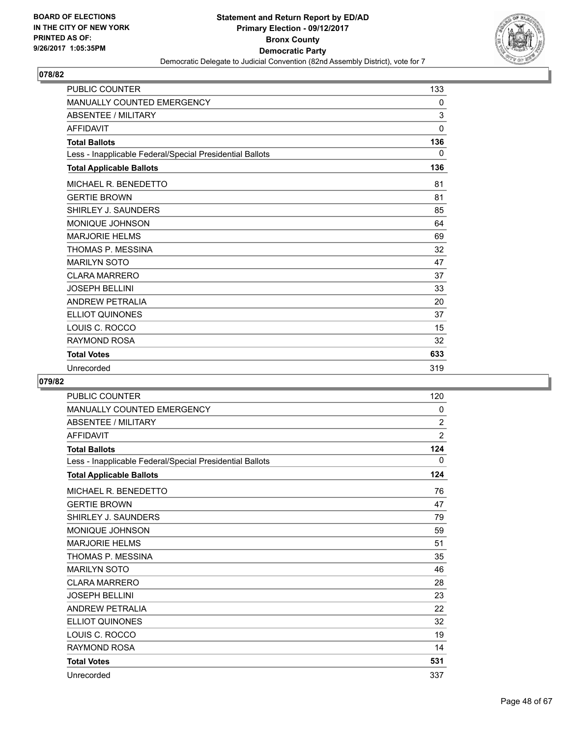**BOARD OF ELECTIONS IN THE CITY OF NEW YORK PRINTED AS OF: 9/26/2017 1:05:35PM**

# Statement and Return Report by ED/AD
## Primary Election - 09/12/2017
## Bronx County
## Democratic Party
### Democratic Delegate to Judicial Convention (82nd Assembly District), vote for 7

**078/82**

| | |
|---|---|
| PUBLIC COUNTER | 133 |
| MANUALLY COUNTED EMERGENCY | 0 |
| ABSENTEE / MILITARY | 3 |
| AFFIDAVIT | 0 |
| **Total Ballots** | **136** |
| Less - Inapplicable Federal/Special Presidential Ballots | 0 |
| **Total Applicable Ballots** | **136** |
| MICHAEL R. BENEDETTO | 81 |
| GERTIE BROWN | 81 |
| SHIRLEY J. SAUNDERS | 85 |
| MONIQUE JOHNSON | 64 |
| MARJORIE HELMS | 69 |
| THOMAS P. MESSINA | 32 |
| MARILYN SOTO | 47 |
| CLARA MARRERO | 37 |
| JOSEPH BELLINI | 33 |
| ANDREW PETRALIA | 20 |
| ELLIOT QUINONES | 37 |
| LOUIS C. ROCCO | 15 |
| RAYMOND ROSA | 32 |
| **Total Votes** | **633** |
| Unrecorded | 319 |

**079/82**

| | |
|---|---|
| PUBLIC COUNTER | 120 |
| MANUALLY COUNTED EMERGENCY | 0 |
| ABSENTEE / MILITARY | 2 |
| AFFIDAVIT | 2 |
| **Total Ballots** | **124** |
| Less - Inapplicable Federal/Special Presidential Ballots | 0 |
| **Total Applicable Ballots** | **124** |
| MICHAEL R. BENEDETTO | 76 |
| GERTIE BROWN | 47 |
| SHIRLEY J. SAUNDERS | 79 |
| MONIQUE JOHNSON | 59 |
| MARJORIE HELMS | 51 |
| THOMAS P. MESSINA | 35 |
| MARILYN SOTO | 46 |
| CLARA MARRERO | 28 |
| JOSEPH BELLINI | 23 |
| ANDREW PETRALIA | 22 |
| ELLIOT QUINONES | 32 |
| LOUIS C. ROCCO | 19 |
| RAYMOND ROSA | 14 |
| **Total Votes** | **531** |
| Unrecorded | 337 |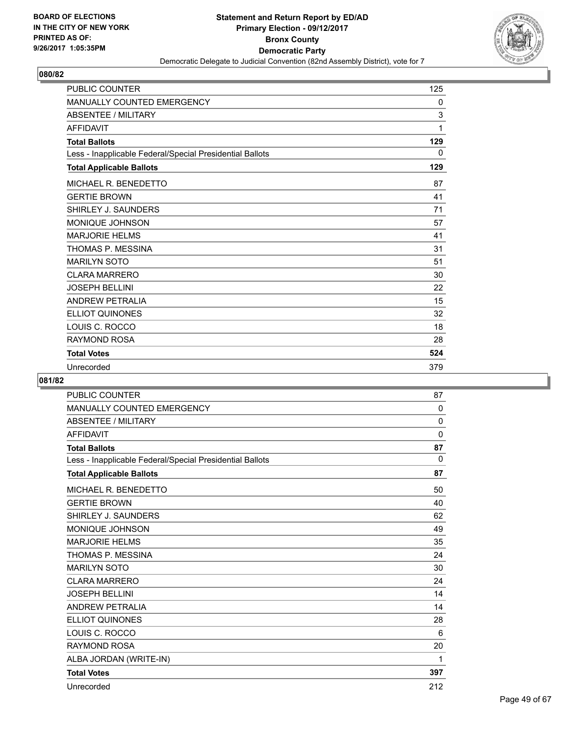BOARD OF ELECTIONS
IN THE CITY OF NEW YORK
PRINTED AS OF:
9/26/2017 1:05:35PM

**Statement and Return Report by ED/AD**
**Primary Election - 09/12/2017**
**Bronx County**
**Democratic Party**
Democratic Delegate to Judicial Convention (82nd Assembly District), vote for 7

## 080/82

| | |
|---|---|
| PUBLIC COUNTER | 125 |
| MANUALLY COUNTED EMERGENCY | 0 |
| ABSENTEE / MILITARY | 3 |
| AFFIDAVIT | 1 |
| **Total Ballots** | **129** |
| Less - Inapplicable Federal/Special Presidential Ballots | 0 |
| **Total Applicable Ballots** | **129** |
| MICHAEL R. BENEDETTO | 87 |
| GERTIE BROWN | 41 |
| SHIRLEY J. SAUNDERS | 71 |
| MONIQUE JOHNSON | 57 |
| MARJORIE HELMS | 41 |
| THOMAS P. MESSINA | 31 |
| MARILYN SOTO | 51 |
| CLARA MARRERO | 30 |
| JOSEPH BELLINI | 22 |
| ANDREW PETRALIA | 15 |
| ELLIOT QUINONES | 32 |
| LOUIS C. ROCCO | 18 |
| RAYMOND ROSA | 28 |
| **Total Votes** | **524** |
| Unrecorded | 379 |

## 081/82

| | |
|---|---|
| PUBLIC COUNTER | 87 |
| MANUALLY COUNTED EMERGENCY | 0 |
| ABSENTEE / MILITARY | 0 |
| AFFIDAVIT | 0 |
| **Total Ballots** | **87** |
| Less - Inapplicable Federal/Special Presidential Ballots | 0 |
| **Total Applicable Ballots** | **87** |
| MICHAEL R. BENEDETTO | 50 |
| GERTIE BROWN | 40 |
| SHIRLEY J. SAUNDERS | 62 |
| MONIQUE JOHNSON | 49 |
| MARJORIE HELMS | 35 |
| THOMAS P. MESSINA | 24 |
| MARILYN SOTO | 30 |
| CLARA MARRERO | 24 |
| JOSEPH BELLINI | 14 |
| ANDREW PETRALIA | 14 |
| ELLIOT QUINONES | 28 |
| LOUIS C. ROCCO | 6 |
| RAYMOND ROSA | 20 |
| ALBA JORDAN (WRITE-IN) | 1 |
| **Total Votes** | **397** |
| Unrecorded | 212 |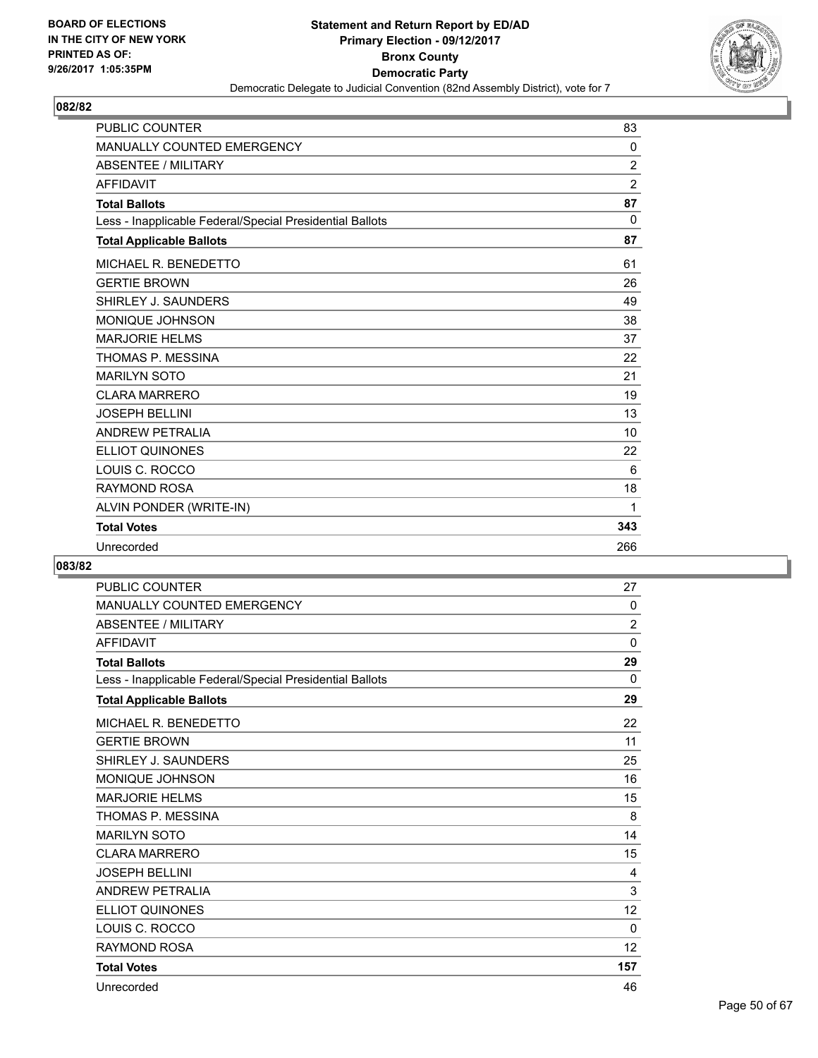BOARD OF ELECTIONS
IN THE CITY OF NEW YORK
PRINTED AS OF:
9/26/2017 1:05:35PM

**Statement and Return Report by ED/AD**
**Primary Election - 09/12/2017**
**Bronx County**
**Democratic Party**
Democratic Delegate to Judicial Convention (82nd Assembly District), vote for 7

## 082/82

| | |
|---|---|
| PUBLIC COUNTER | 83 |
| MANUALLY COUNTED EMERGENCY | 0 |
| ABSENTEE / MILITARY | 2 |
| AFFIDAVIT | 2 |
| **Total Ballots** | **87** |
| Less - Inapplicable Federal/Special Presidential Ballots | 0 |
| **Total Applicable Ballots** | **87** |
| MICHAEL R. BENEDETTO | 61 |
| GERTIE BROWN | 26 |
| SHIRLEY J. SAUNDERS | 49 |
| MONIQUE JOHNSON | 38 |
| MARJORIE HELMS | 37 |
| THOMAS P. MESSINA | 22 |
| MARILYN SOTO | 21 |
| CLARA MARRERO | 19 |
| JOSEPH BELLINI | 13 |
| ANDREW PETRALIA | 10 |
| ELLIOT QUINONES | 22 |
| LOUIS C. ROCCO | 6 |
| RAYMOND ROSA | 18 |
| ALVIN PONDER (WRITE-IN) | 1 |
| **Total Votes** | **343** |
| Unrecorded | 266 |

## 083/82

| | |
|---|---|
| PUBLIC COUNTER | 27 |
| MANUALLY COUNTED EMERGENCY | 0 |
| ABSENTEE / MILITARY | 2 |
| AFFIDAVIT | 0 |
| **Total Ballots** | **29** |
| Less - Inapplicable Federal/Special Presidential Ballots | 0 |
| **Total Applicable Ballots** | **29** |
| MICHAEL R. BENEDETTO | 22 |
| GERTIE BROWN | 11 |
| SHIRLEY J. SAUNDERS | 25 |
| MONIQUE JOHNSON | 16 |
| MARJORIE HELMS | 15 |
| THOMAS P. MESSINA | 8 |
| MARILYN SOTO | 14 |
| CLARA MARRERO | 15 |
| JOSEPH BELLINI | 4 |
| ANDREW PETRALIA | 3 |
| ELLIOT QUINONES | 12 |
| LOUIS C. ROCCO | 0 |
| RAYMOND ROSA | 12 |
| **Total Votes** | **157** |
| Unrecorded | 46 |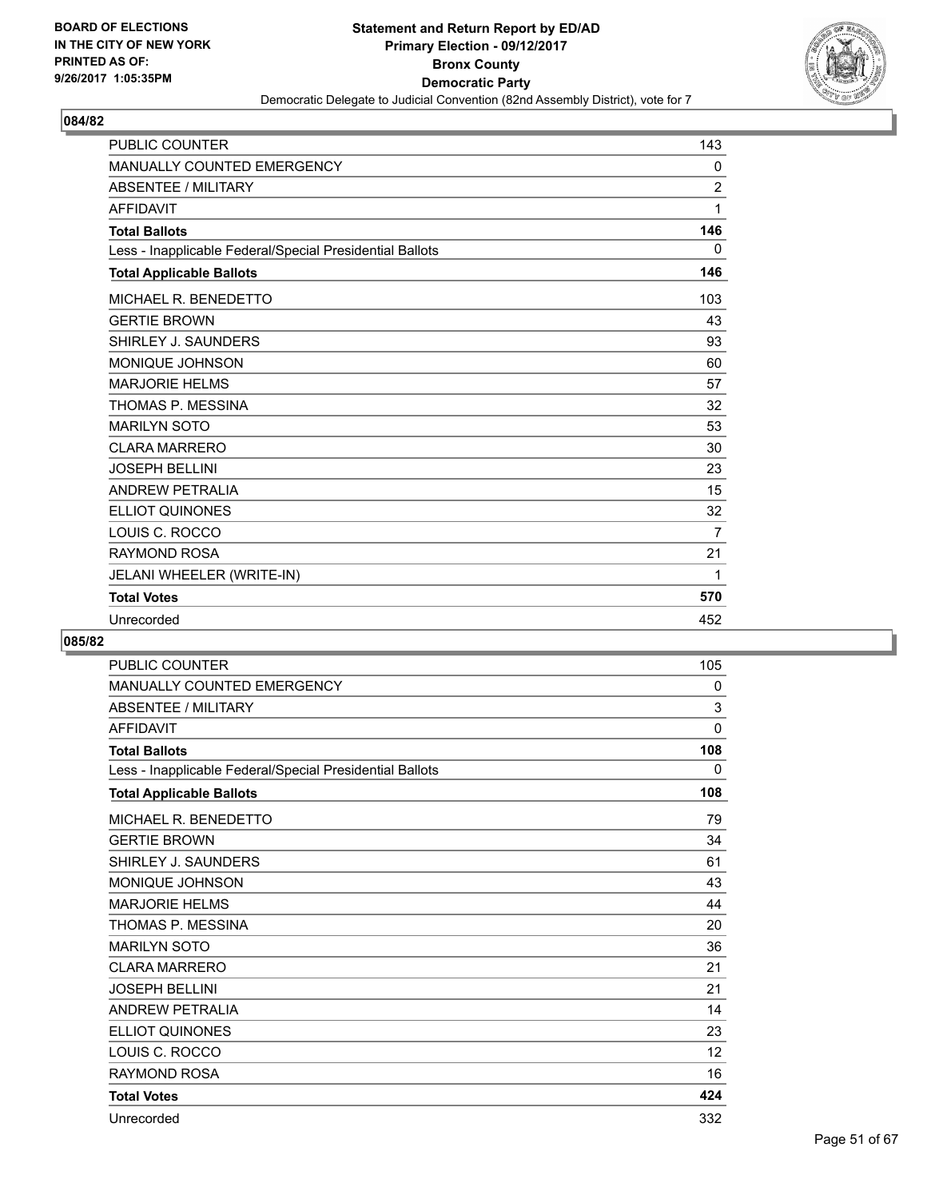BOARD OF ELECTIONS
IN THE CITY OF NEW YORK
PRINTED AS OF:
9/26/2017 1:05:35PM

**Statement and Return Report by ED/AD**
**Primary Election - 09/12/2017**
**Bronx County**
**Democratic Party**
Democratic Delegate to Judicial Convention (82nd Assembly District), vote for 7

## 084/82

| | |
|---|---|
| PUBLIC COUNTER | 143 |
| MANUALLY COUNTED EMERGENCY | 0 |
| ABSENTEE / MILITARY | 2 |
| AFFIDAVIT | 1 |
| **Total Ballots** | **146** |
| Less - Inapplicable Federal/Special Presidential Ballots | 0 |
| **Total Applicable Ballots** | **146** |
| MICHAEL R. BENEDETTO | 103 |
| GERTIE BROWN | 43 |
| SHIRLEY J. SAUNDERS | 93 |
| MONIQUE JOHNSON | 60 |
| MARJORIE HELMS | 57 |
| THOMAS P. MESSINA | 32 |
| MARILYN SOTO | 53 |
| CLARA MARRERO | 30 |
| JOSEPH BELLINI | 23 |
| ANDREW PETRALIA | 15 |
| ELLIOT QUINONES | 32 |
| LOUIS C. ROCCO | 7 |
| RAYMOND ROSA | 21 |
| JELANI WHEELER (WRITE-IN) | 1 |
| **Total Votes** | **570** |
| Unrecorded | 452 |

## 085/82

| | |
|---|---|
| PUBLIC COUNTER | 105 |
| MANUALLY COUNTED EMERGENCY | 0 |
| ABSENTEE / MILITARY | 3 |
| AFFIDAVIT | 0 |
| **Total Ballots** | **108** |
| Less - Inapplicable Federal/Special Presidential Ballots | 0 |
| **Total Applicable Ballots** | **108** |
| MICHAEL R. BENEDETTO | 79 |
| GERTIE BROWN | 34 |
| SHIRLEY J. SAUNDERS | 61 |
| MONIQUE JOHNSON | 43 |
| MARJORIE HELMS | 44 |
| THOMAS P. MESSINA | 20 |
| MARILYN SOTO | 36 |
| CLARA MARRERO | 21 |
| JOSEPH BELLINI | 21 |
| ANDREW PETRALIA | 14 |
| ELLIOT QUINONES | 23 |
| LOUIS C. ROCCO | 12 |
| RAYMOND ROSA | 16 |
| **Total Votes** | **424** |
| Unrecorded | 332 |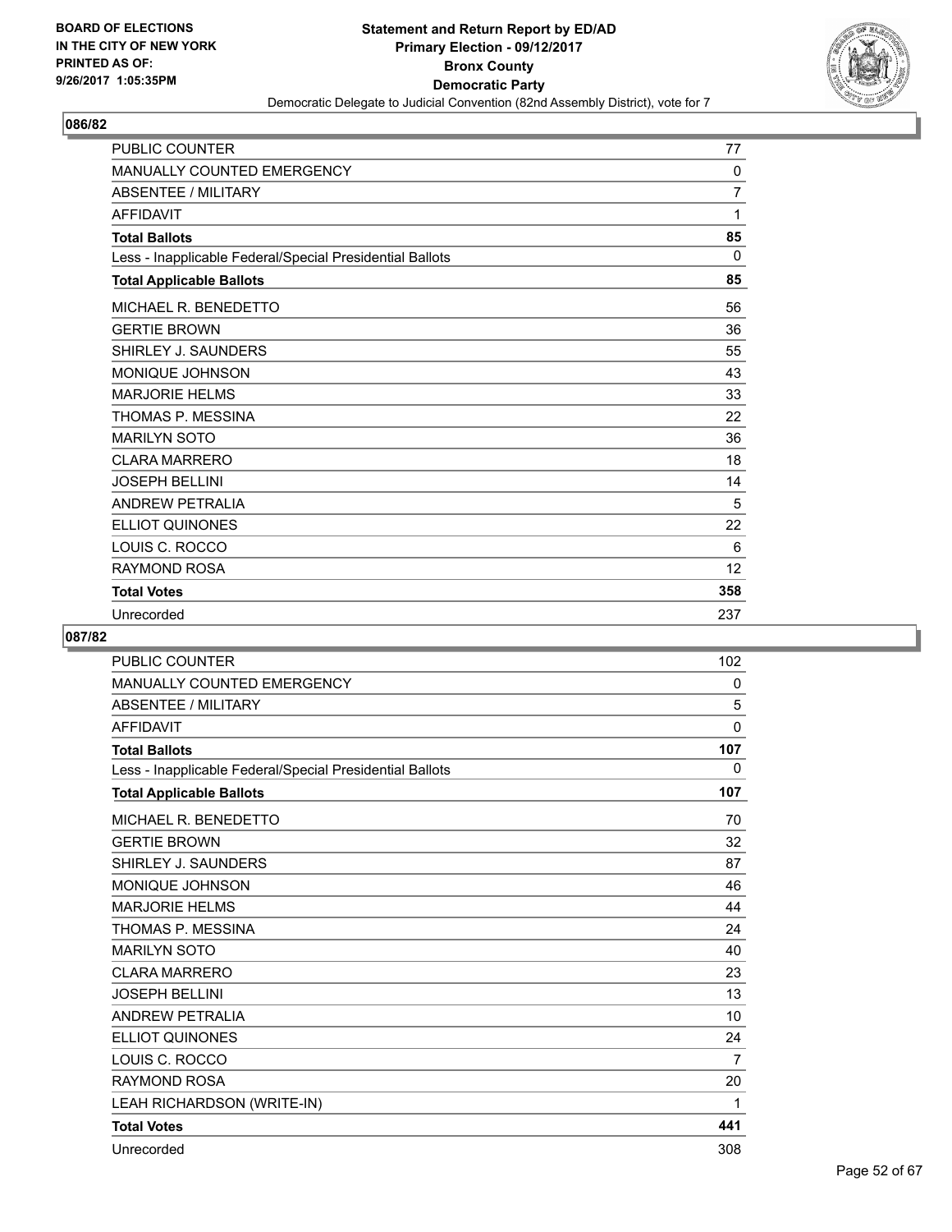BOARD OF ELECTIONS
IN THE CITY OF NEW YORK
PRINTED AS OF:
9/26/2017 1:05:35PM

**Statement and Return Report by ED/AD**
**Primary Election - 09/12/2017**
**Bronx County**
**Democratic Party**
Democratic Delegate to Judicial Convention (82nd Assembly District), vote for 7

## 086/82

| | |
|---|---|
| PUBLIC COUNTER | 77 |
| MANUALLY COUNTED EMERGENCY | 0 |
| ABSENTEE / MILITARY | 7 |
| AFFIDAVIT | 1 |
| **Total Ballots** | **85** |
| Less - Inapplicable Federal/Special Presidential Ballots | 0 |
| **Total Applicable Ballots** | **85** |
| MICHAEL R. BENEDETTO | 56 |
| GERTIE BROWN | 36 |
| SHIRLEY J. SAUNDERS | 55 |
| MONIQUE JOHNSON | 43 |
| MARJORIE HELMS | 33 |
| THOMAS P. MESSINA | 22 |
| MARILYN SOTO | 36 |
| CLARA MARRERO | 18 |
| JOSEPH BELLINI | 14 |
| ANDREW PETRALIA | 5 |
| ELLIOT QUINONES | 22 |
| LOUIS C. ROCCO | 6 |
| RAYMOND ROSA | 12 |
| **Total Votes** | **358** |
| Unrecorded | 237 |

## 087/82

| | |
|---|---|
| PUBLIC COUNTER | 102 |
| MANUALLY COUNTED EMERGENCY | 0 |
| ABSENTEE / MILITARY | 5 |
| AFFIDAVIT | 0 |
| **Total Ballots** | **107** |
| Less - Inapplicable Federal/Special Presidential Ballots | 0 |
| **Total Applicable Ballots** | **107** |
| MICHAEL R. BENEDETTO | 70 |
| GERTIE BROWN | 32 |
| SHIRLEY J. SAUNDERS | 87 |
| MONIQUE JOHNSON | 46 |
| MARJORIE HELMS | 44 |
| THOMAS P. MESSINA | 24 |
| MARILYN SOTO | 40 |
| CLARA MARRERO | 23 |
| JOSEPH BELLINI | 13 |
| ANDREW PETRALIA | 10 |
| ELLIOT QUINONES | 24 |
| LOUIS C. ROCCO | 7 |
| RAYMOND ROSA | 20 |
| LEAH RICHARDSON (WRITE-IN) | 1 |
| **Total Votes** | **441** |
| Unrecorded | 308 |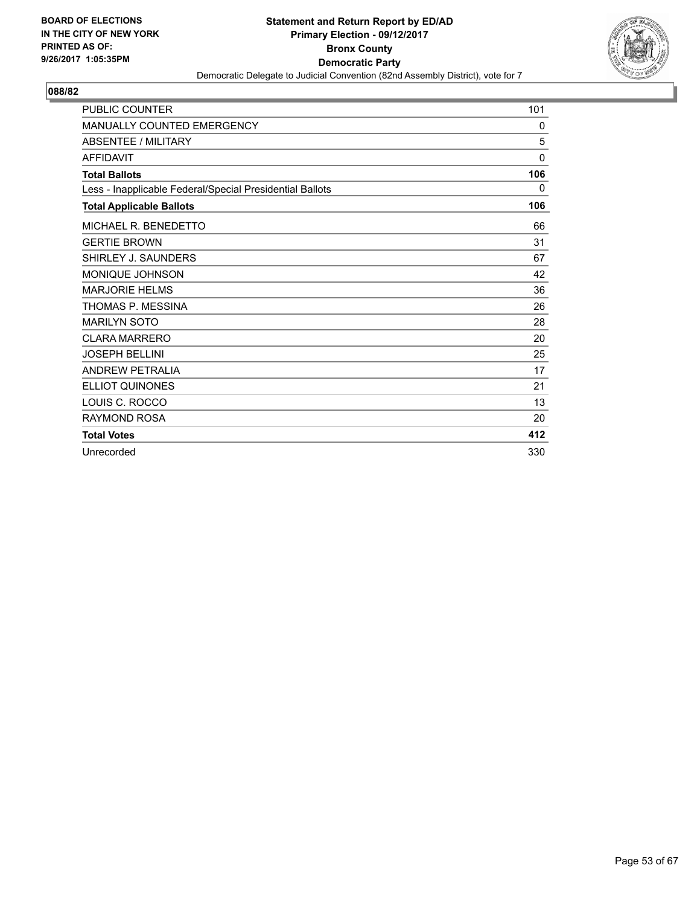**BOARD OF ELECTIONS IN THE CITY OF NEW YORK PRINTED AS OF: 9/26/2017 1:05:35PM**

**Statement and Return Report by ED/AD Primary Election - 09/12/2017 Bronx County Democratic Party**

Democratic Delegate to Judicial Convention (82nd Assembly District), vote for 7

## 088/82

| | |
|---|---|
| PUBLIC COUNTER | 101 |
| MANUALLY COUNTED EMERGENCY | 0 |
| ABSENTEE / MILITARY | 5 |
| AFFIDAVIT | 0 |
| **Total Ballots** | **106** |
| Less - Inapplicable Federal/Special Presidential Ballots | 0 |
| **Total Applicable Ballots** | **106** |
| MICHAEL R. BENEDETTO | 66 |
| GERTIE BROWN | 31 |
| SHIRLEY J. SAUNDERS | 67 |
| MONIQUE JOHNSON | 42 |
| MARJORIE HELMS | 36 |
| THOMAS P. MESSINA | 26 |
| MARILYN SOTO | 28 |
| CLARA MARRERO | 20 |
| JOSEPH BELLINI | 25 |
| ANDREW PETRALIA | 17 |
| ELLIOT QUINONES | 21 |
| LOUIS C. ROCCO | 13 |
| RAYMOND ROSA | 20 |
| **Total Votes** | **412** |
| Unrecorded | 330 |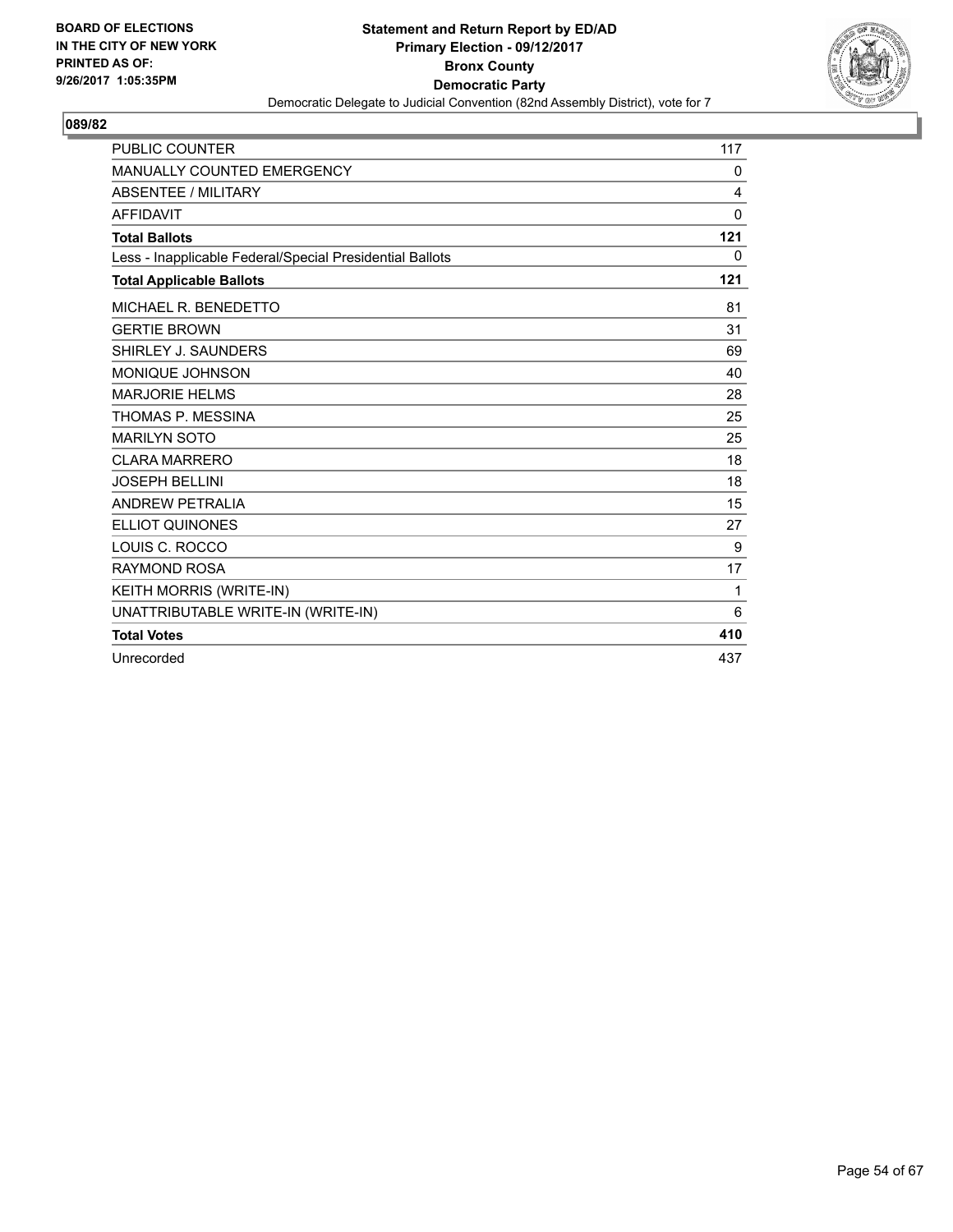BOARD OF ELECTIONS
IN THE CITY OF NEW YORK
PRINTED AS OF:
9/26/2017 1:05:35PM

**Statement and Return Report by ED/AD**
**Primary Election - 09/12/2017**
**Bronx County**
**Democratic Party**
Democratic Delegate to Judicial Convention (82nd Assembly District), vote for 7

## 089/82

| | |
|---|---|
| PUBLIC COUNTER | 117 |
| MANUALLY COUNTED EMERGENCY | 0 |
| ABSENTEE / MILITARY | 4 |
| AFFIDAVIT | 0 |
| **Total Ballots** | **121** |
| Less - Inapplicable Federal/Special Presidential Ballots | 0 |
| **Total Applicable Ballots** | **121** |
| MICHAEL R. BENEDETTO | 81 |
| GERTIE BROWN | 31 |
| SHIRLEY J. SAUNDERS | 69 |
| MONIQUE JOHNSON | 40 |
| MARJORIE HELMS | 28 |
| THOMAS P. MESSINA | 25 |
| MARILYN SOTO | 25 |
| CLARA MARRERO | 18 |
| JOSEPH BELLINI | 18 |
| ANDREW PETRALIA | 15 |
| ELLIOT QUINONES | 27 |
| LOUIS C. ROCCO | 9 |
| RAYMOND ROSA | 17 |
| KEITH MORRIS (WRITE-IN) | 1 |
| UNATTRIBUTABLE WRITE-IN (WRITE-IN) | 6 |
| **Total Votes** | **410** |
| Unrecorded | 437 |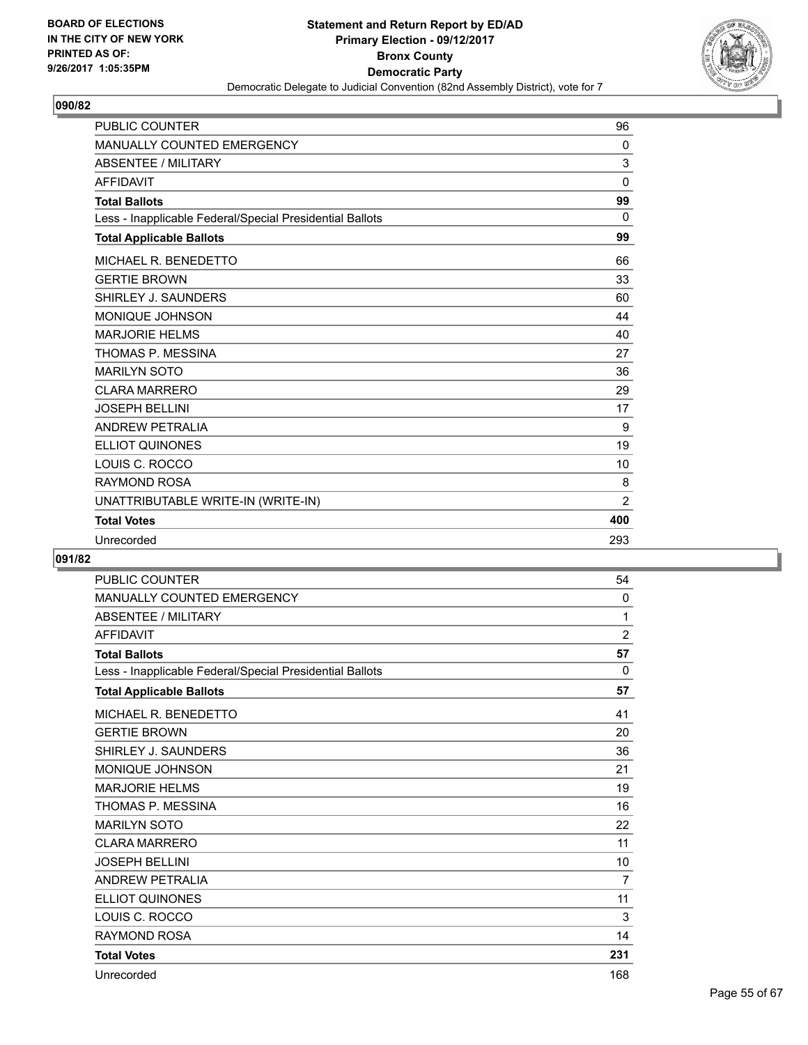**Statement and Return Report by ED/AD**
**Primary Election - 09/12/2017**
**Bronx County**
**Democratic Party**
Democratic Delegate to Judicial Convention (82nd Assembly District), vote for 7

BOARD OF ELECTIONS
IN THE CITY OF NEW YORK
PRINTED AS OF:
9/26/2017 1:05:35PM

### 090/82

| | |
|---|---|
| PUBLIC COUNTER | 96 |
| MANUALLY COUNTED EMERGENCY | 0 |
| ABSENTEE / MILITARY | 3 |
| AFFIDAVIT | 0 |
| **Total Ballots** | **99** |
| Less - Inapplicable Federal/Special Presidential Ballots | 0 |
| **Total Applicable Ballots** | **99** |
| MICHAEL R. BENEDETTO | 66 |
| GERTIE BROWN | 33 |
| SHIRLEY J. SAUNDERS | 60 |
| MONIQUE JOHNSON | 44 |
| MARJORIE HELMS | 40 |
| THOMAS P. MESSINA | 27 |
| MARILYN SOTO | 36 |
| CLARA MARRERO | 29 |
| JOSEPH BELLINI | 17 |
| ANDREW PETRALIA | 9 |
| ELLIOT QUINONES | 19 |
| LOUIS C. ROCCO | 10 |
| RAYMOND ROSA | 8 |
| UNATTRIBUTABLE WRITE-IN (WRITE-IN) | 2 |
| **Total Votes** | **400** |
| Unrecorded | 293 |

### 091/82

| | |
|---|---|
| PUBLIC COUNTER | 54 |
| MANUALLY COUNTED EMERGENCY | 0 |
| ABSENTEE / MILITARY | 1 |
| AFFIDAVIT | 2 |
| **Total Ballots** | **57** |
| Less - Inapplicable Federal/Special Presidential Ballots | 0 |
| **Total Applicable Ballots** | **57** |
| MICHAEL R. BENEDETTO | 41 |
| GERTIE BROWN | 20 |
| SHIRLEY J. SAUNDERS | 36 |
| MONIQUE JOHNSON | 21 |
| MARJORIE HELMS | 19 |
| THOMAS P. MESSINA | 16 |
| MARILYN SOTO | 22 |
| CLARA MARRERO | 11 |
| JOSEPH BELLINI | 10 |
| ANDREW PETRALIA | 7 |
| ELLIOT QUINONES | 11 |
| LOUIS C. ROCCO | 3 |
| RAYMOND ROSA | 14 |
| **Total Votes** | **231** |
| Unrecorded | 168 |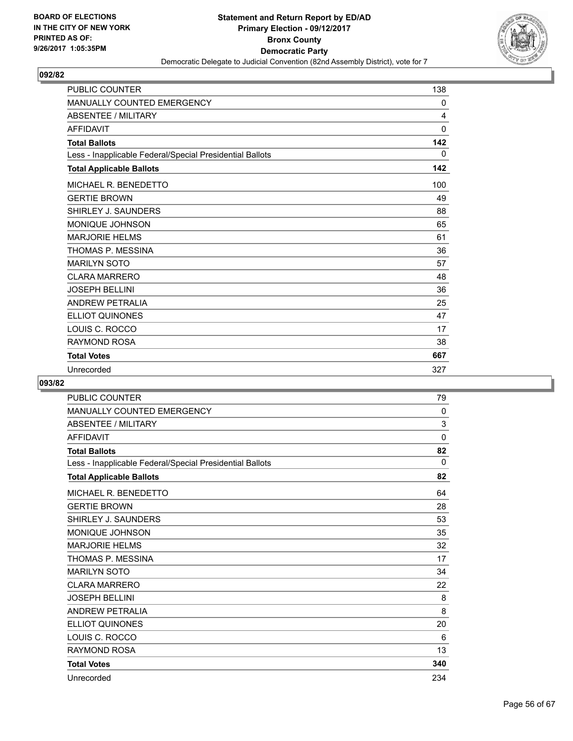BOARD OF ELECTIONS
IN THE CITY OF NEW YORK
PRINTED AS OF:
9/26/2017 1:05:35PM

**Statement and Return Report by ED/AD**
**Primary Election - 09/12/2017**
**Bronx County**
**Democratic Party**
Democratic Delegate to Judicial Convention (82nd Assembly District), vote for 7

## 092/82

| | |
|---|---|
| PUBLIC COUNTER | 138 |
| MANUALLY COUNTED EMERGENCY | 0 |
| ABSENTEE / MILITARY | 4 |
| AFFIDAVIT | 0 |
| **Total Ballots** | **142** |
| Less - Inapplicable Federal/Special Presidential Ballots | 0 |
| **Total Applicable Ballots** | **142** |
| MICHAEL R. BENEDETTO | 100 |
| GERTIE BROWN | 49 |
| SHIRLEY J. SAUNDERS | 88 |
| MONIQUE JOHNSON | 65 |
| MARJORIE HELMS | 61 |
| THOMAS P. MESSINA | 36 |
| MARILYN SOTO | 57 |
| CLARA MARRERO | 48 |
| JOSEPH BELLINI | 36 |
| ANDREW PETRALIA | 25 |
| ELLIOT QUINONES | 47 |
| LOUIS C. ROCCO | 17 |
| RAYMOND ROSA | 38 |
| **Total Votes** | **667** |
| Unrecorded | 327 |

## 093/82

| | |
|---|---|
| PUBLIC COUNTER | 79 |
| MANUALLY COUNTED EMERGENCY | 0 |
| ABSENTEE / MILITARY | 3 |
| AFFIDAVIT | 0 |
| **Total Ballots** | **82** |
| Less - Inapplicable Federal/Special Presidential Ballots | 0 |
| **Total Applicable Ballots** | **82** |
| MICHAEL R. BENEDETTO | 64 |
| GERTIE BROWN | 28 |
| SHIRLEY J. SAUNDERS | 53 |
| MONIQUE JOHNSON | 35 |
| MARJORIE HELMS | 32 |
| THOMAS P. MESSINA | 17 |
| MARILYN SOTO | 34 |
| CLARA MARRERO | 22 |
| JOSEPH BELLINI | 8 |
| ANDREW PETRALIA | 8 |
| ELLIOT QUINONES | 20 |
| LOUIS C. ROCCO | 6 |
| RAYMOND ROSA | 13 |
| **Total Votes** | **340** |
| Unrecorded | 234 |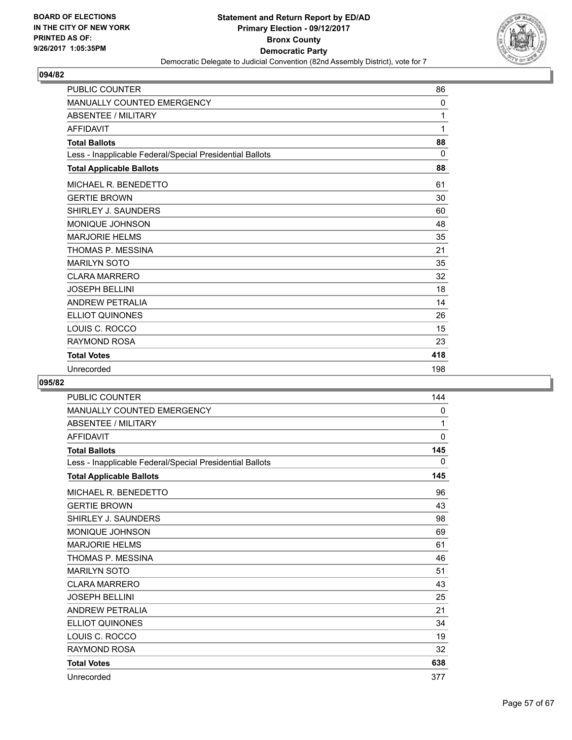BOARD OF ELECTIONS
IN THE CITY OF NEW YORK
PRINTED AS OF:
9/26/2017 1:05:35PM

**Statement and Return Report by ED/AD**
**Primary Election - 09/12/2017**
**Bronx County**
**Democratic Party**
Democratic Delegate to Judicial Convention (82nd Assembly District), vote for 7

## 094/82

| | |
|---|---|
| PUBLIC COUNTER | 86 |
| MANUALLY COUNTED EMERGENCY | 0 |
| ABSENTEE / MILITARY | 1 |
| AFFIDAVIT | 1 |
| **Total Ballots** | **88** |
| Less - Inapplicable Federal/Special Presidential Ballots | 0 |
| **Total Applicable Ballots** | **88** |
| MICHAEL R. BENEDETTO | 61 |
| GERTIE BROWN | 30 |
| SHIRLEY J. SAUNDERS | 60 |
| MONIQUE JOHNSON | 48 |
| MARJORIE HELMS | 35 |
| THOMAS P. MESSINA | 21 |
| MARILYN SOTO | 35 |
| CLARA MARRERO | 32 |
| JOSEPH BELLINI | 18 |
| ANDREW PETRALIA | 14 |
| ELLIOT QUINONES | 26 |
| LOUIS C. ROCCO | 15 |
| RAYMOND ROSA | 23 |
| **Total Votes** | **418** |
| Unrecorded | 198 |

## 095/82

| | |
|---|---|
| PUBLIC COUNTER | 144 |
| MANUALLY COUNTED EMERGENCY | 0 |
| ABSENTEE / MILITARY | 1 |
| AFFIDAVIT | 0 |
| **Total Ballots** | **145** |
| Less - Inapplicable Federal/Special Presidential Ballots | 0 |
| **Total Applicable Ballots** | **145** |
| MICHAEL R. BENEDETTO | 96 |
| GERTIE BROWN | 43 |
| SHIRLEY J. SAUNDERS | 98 |
| MONIQUE JOHNSON | 69 |
| MARJORIE HELMS | 61 |
| THOMAS P. MESSINA | 46 |
| MARILYN SOTO | 51 |
| CLARA MARRERO | 43 |
| JOSEPH BELLINI | 25 |
| ANDREW PETRALIA | 21 |
| ELLIOT QUINONES | 34 |
| LOUIS C. ROCCO | 19 |
| RAYMOND ROSA | 32 |
| **Total Votes** | **638** |
| Unrecorded | 377 |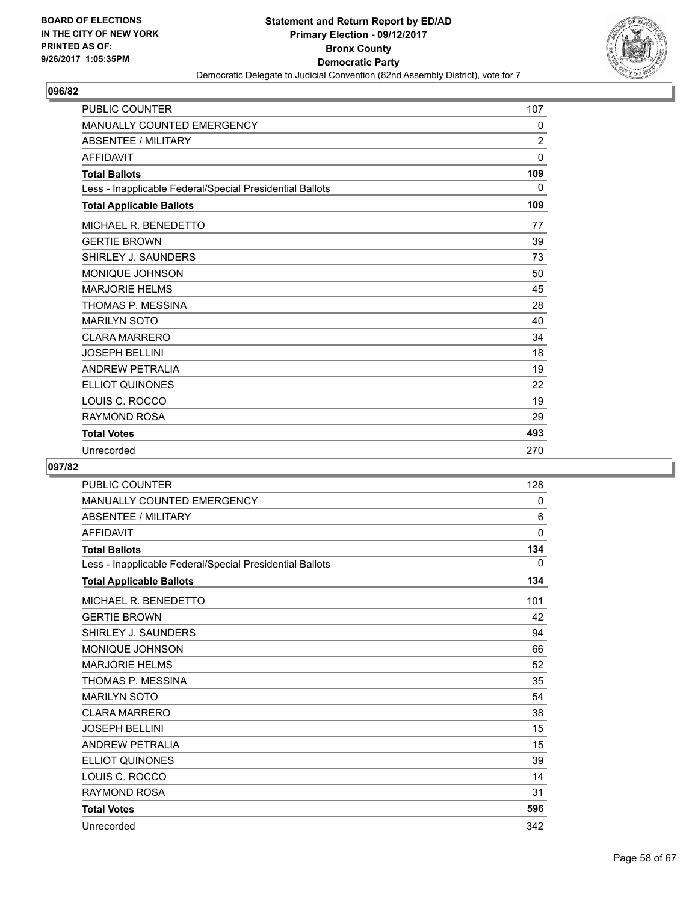**Statement and Return Report by ED/AD**
**Primary Election - 09/12/2017**
**Bronx County**
**Democratic Party**
Democratic Delegate to Judicial Convention (82nd Assembly District), vote for 7

BOARD OF ELECTIONS IN THE CITY OF NEW YORK PRINTED AS OF: 9/26/2017 1:05:35PM

## 096/82

| | |
|---|---|
| PUBLIC COUNTER | 107 |
| MANUALLY COUNTED EMERGENCY | 0 |
| ABSENTEE / MILITARY | 2 |
| AFFIDAVIT | 0 |
| **Total Ballots** | **109** |
| Less - Inapplicable Federal/Special Presidential Ballots | 0 |
| **Total Applicable Ballots** | **109** |
| MICHAEL R. BENEDETTO | 77 |
| GERTIE BROWN | 39 |
| SHIRLEY J. SAUNDERS | 73 |
| MONIQUE JOHNSON | 50 |
| MARJORIE HELMS | 45 |
| THOMAS P. MESSINA | 28 |
| MARILYN SOTO | 40 |
| CLARA MARRERO | 34 |
| JOSEPH BELLINI | 18 |
| ANDREW PETRALIA | 19 |
| ELLIOT QUINONES | 22 |
| LOUIS C. ROCCO | 19 |
| RAYMOND ROSA | 29 |
| **Total Votes** | **493** |
| Unrecorded | 270 |

## 097/82

| | |
|---|---|
| PUBLIC COUNTER | 128 |
| MANUALLY COUNTED EMERGENCY | 0 |
| ABSENTEE / MILITARY | 6 |
| AFFIDAVIT | 0 |
| **Total Ballots** | **134** |
| Less - Inapplicable Federal/Special Presidential Ballots | 0 |
| **Total Applicable Ballots** | **134** |
| MICHAEL R. BENEDETTO | 101 |
| GERTIE BROWN | 42 |
| SHIRLEY J. SAUNDERS | 94 |
| MONIQUE JOHNSON | 66 |
| MARJORIE HELMS | 52 |
| THOMAS P. MESSINA | 35 |
| MARILYN SOTO | 54 |
| CLARA MARRERO | 38 |
| JOSEPH BELLINI | 15 |
| ANDREW PETRALIA | 15 |
| ELLIOT QUINONES | 39 |
| LOUIS C. ROCCO | 14 |
| RAYMOND ROSA | 31 |
| **Total Votes** | **596** |
| Unrecorded | 342 |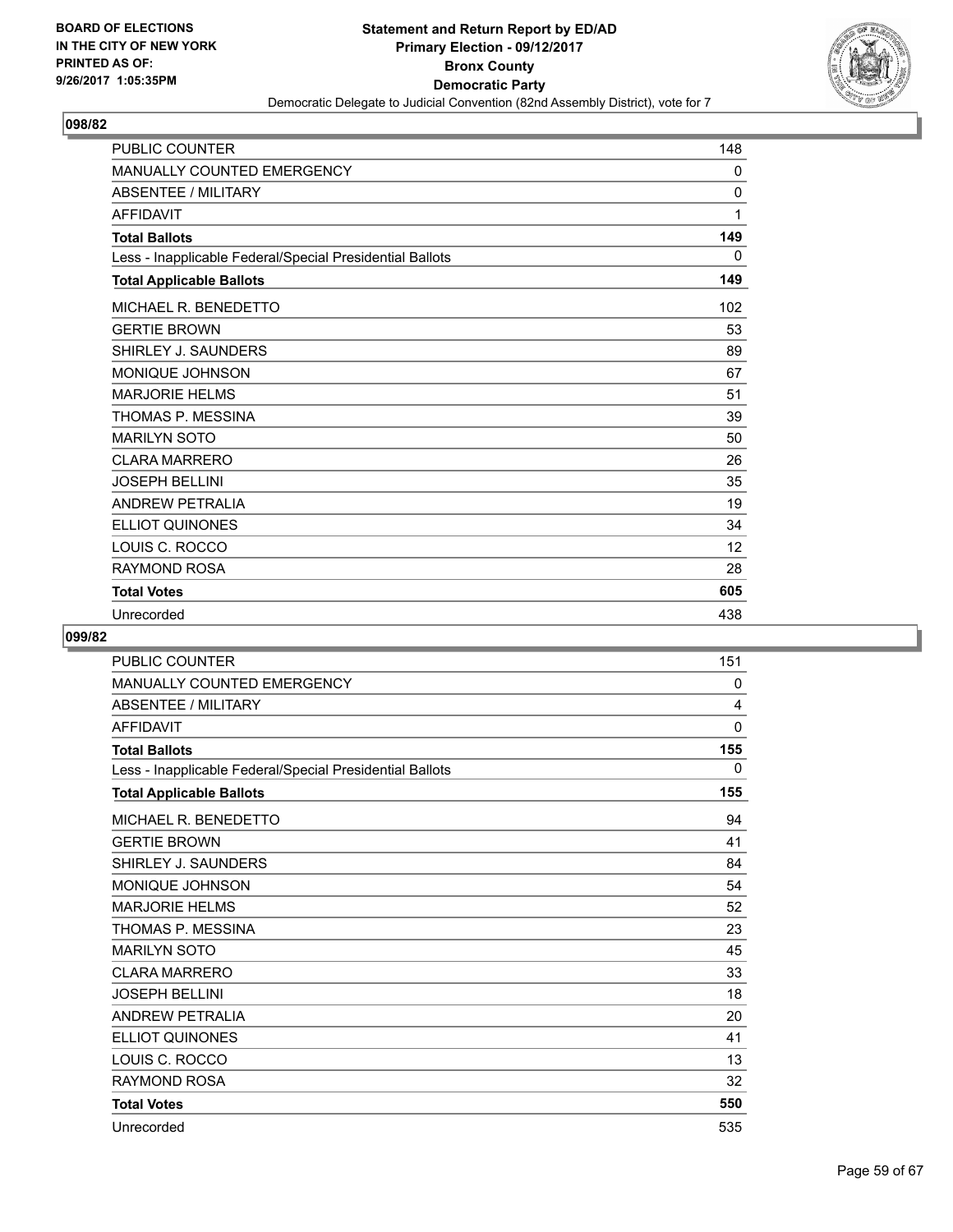BOARD OF ELECTIONS
IN THE CITY OF NEW YORK
PRINTED AS OF:
9/26/2017 1:05:35PM

**Statement and Return Report by ED/AD**
**Primary Election - 09/12/2017**
**Bronx County**
**Democratic Party**
Democratic Delegate to Judicial Convention (82nd Assembly District), vote for 7

## 098/82

| | |
|---|---|
| PUBLIC COUNTER | 148 |
| MANUALLY COUNTED EMERGENCY | 0 |
| ABSENTEE / MILITARY | 0 |
| AFFIDAVIT | 1 |
| **Total Ballots** | **149** |
| Less - Inapplicable Federal/Special Presidential Ballots | 0 |
| **Total Applicable Ballots** | **149** |
| MICHAEL R. BENEDETTO | 102 |
| GERTIE BROWN | 53 |
| SHIRLEY J. SAUNDERS | 89 |
| MONIQUE JOHNSON | 67 |
| MARJORIE HELMS | 51 |
| THOMAS P. MESSINA | 39 |
| MARILYN SOTO | 50 |
| CLARA MARRERO | 26 |
| JOSEPH BELLINI | 35 |
| ANDREW PETRALIA | 19 |
| ELLIOT QUINONES | 34 |
| LOUIS C. ROCCO | 12 |
| RAYMOND ROSA | 28 |
| **Total Votes** | **605** |
| Unrecorded | 438 |

## 099/82

| | |
|---|---|
| PUBLIC COUNTER | 151 |
| MANUALLY COUNTED EMERGENCY | 0 |
| ABSENTEE / MILITARY | 4 |
| AFFIDAVIT | 0 |
| **Total Ballots** | **155** |
| Less - Inapplicable Federal/Special Presidential Ballots | 0 |
| **Total Applicable Ballots** | **155** |
| MICHAEL R. BENEDETTO | 94 |
| GERTIE BROWN | 41 |
| SHIRLEY J. SAUNDERS | 84 |
| MONIQUE JOHNSON | 54 |
| MARJORIE HELMS | 52 |
| THOMAS P. MESSINA | 23 |
| MARILYN SOTO | 45 |
| CLARA MARRERO | 33 |
| JOSEPH BELLINI | 18 |
| ANDREW PETRALIA | 20 |
| ELLIOT QUINONES | 41 |
| LOUIS C. ROCCO | 13 |
| RAYMOND ROSA | 32 |
| **Total Votes** | **550** |
| Unrecorded | 535 |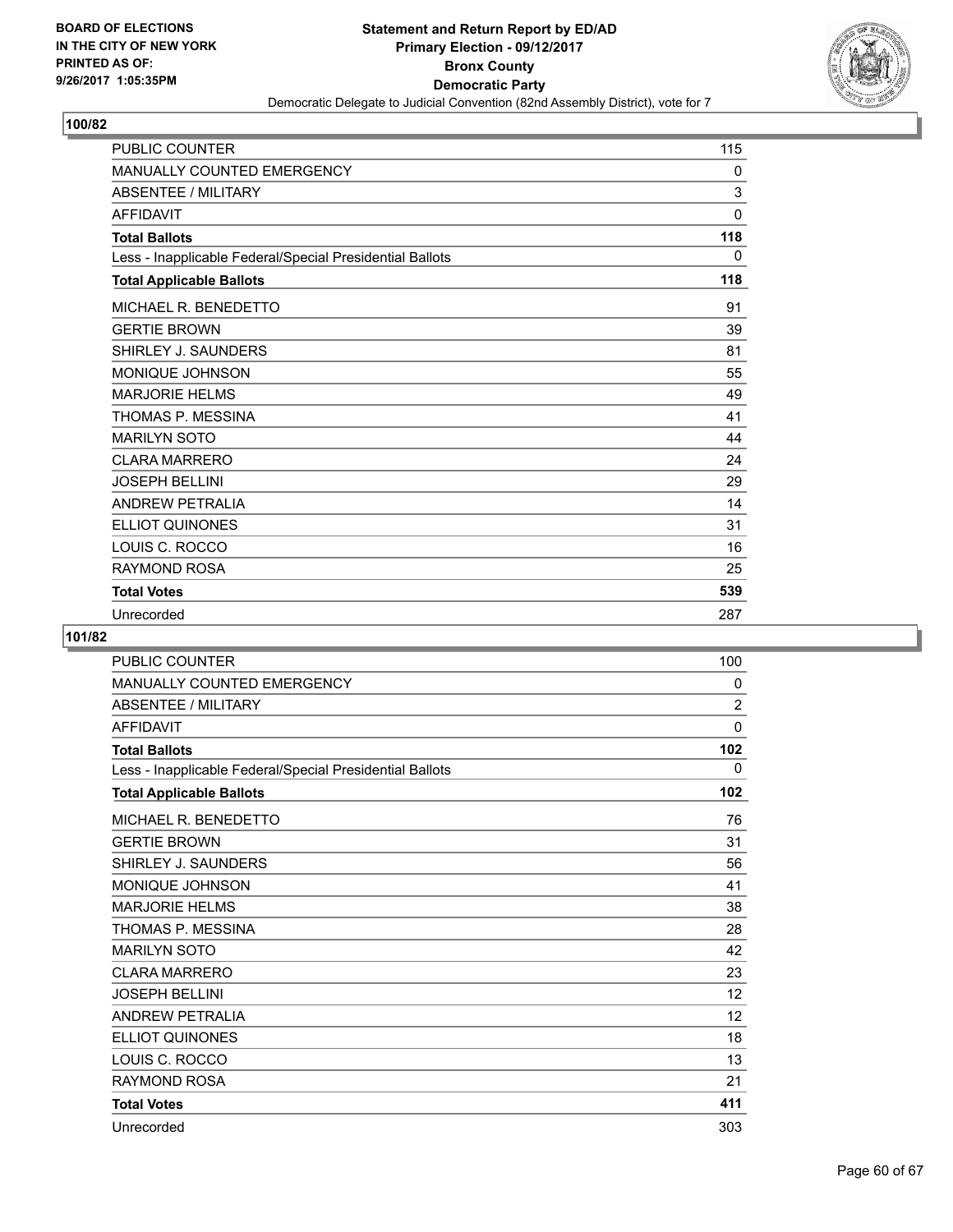**BOARD OF ELECTIONS IN THE CITY OF NEW YORK PRINTED AS OF: 9/26/2017 1:05:35PM**

**Statement and Return Report by ED/AD Primary Election - 09/12/2017 Bronx County Democratic Party**

Democratic Delegate to Judicial Convention (82nd Assembly District), vote for 7

## 100/82

| | |
|---|---|
| PUBLIC COUNTER | 115 |
| MANUALLY COUNTED EMERGENCY | 0 |
| ABSENTEE / MILITARY | 3 |
| AFFIDAVIT | 0 |
| **Total Ballots** | **118** |
| Less - Inapplicable Federal/Special Presidential Ballots | 0 |
| **Total Applicable Ballots** | **118** |
| MICHAEL R. BENEDETTO | 91 |
| GERTIE BROWN | 39 |
| SHIRLEY J. SAUNDERS | 81 |
| MONIQUE JOHNSON | 55 |
| MARJORIE HELMS | 49 |
| THOMAS P. MESSINA | 41 |
| MARILYN SOTO | 44 |
| CLARA MARRERO | 24 |
| JOSEPH BELLINI | 29 |
| ANDREW PETRALIA | 14 |
| ELLIOT QUINONES | 31 |
| LOUIS C. ROCCO | 16 |
| RAYMOND ROSA | 25 |
| **Total Votes** | **539** |
| Unrecorded | 287 |

## 101/82

| | |
|---|---|
| PUBLIC COUNTER | 100 |
| MANUALLY COUNTED EMERGENCY | 0 |
| ABSENTEE / MILITARY | 2 |
| AFFIDAVIT | 0 |
| **Total Ballots** | **102** |
| Less - Inapplicable Federal/Special Presidential Ballots | 0 |
| **Total Applicable Ballots** | **102** |
| MICHAEL R. BENEDETTO | 76 |
| GERTIE BROWN | 31 |
| SHIRLEY J. SAUNDERS | 56 |
| MONIQUE JOHNSON | 41 |
| MARJORIE HELMS | 38 |
| THOMAS P. MESSINA | 28 |
| MARILYN SOTO | 42 |
| CLARA MARRERO | 23 |
| JOSEPH BELLINI | 12 |
| ANDREW PETRALIA | 12 |
| ELLIOT QUINONES | 18 |
| LOUIS C. ROCCO | 13 |
| RAYMOND ROSA | 21 |
| **Total Votes** | **411** |
| Unrecorded | 303 |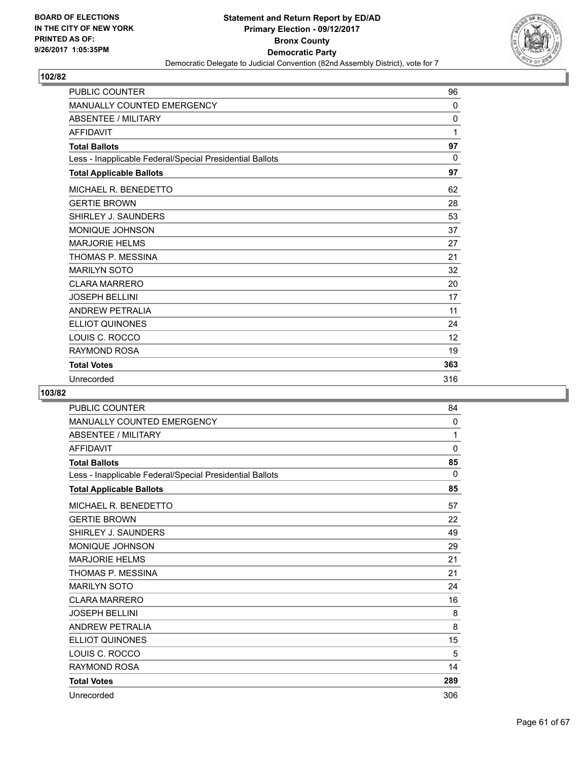BOARD OF ELECTIONS
IN THE CITY OF NEW YORK
PRINTED AS OF:
9/26/2017 1:05:35PM

**Statement and Return Report by ED/AD**
**Primary Election - 09/12/2017**
**Bronx County**
**Democratic Party**
Democratic Delegate to Judicial Convention (82nd Assembly District), vote for 7

**102/82**

| | |
|---|---|
| PUBLIC COUNTER | 96 |
| MANUALLY COUNTED EMERGENCY | 0 |
| ABSENTEE / MILITARY | 0 |
| AFFIDAVIT | 1 |
| **Total Ballots** | **97** |
| Less - Inapplicable Federal/Special Presidential Ballots | 0 |
| **Total Applicable Ballots** | **97** |
| MICHAEL R. BENEDETTO | 62 |
| GERTIE BROWN | 28 |
| SHIRLEY J. SAUNDERS | 53 |
| MONIQUE JOHNSON | 37 |
| MARJORIE HELMS | 27 |
| THOMAS P. MESSINA | 21 |
| MARILYN SOTO | 32 |
| CLARA MARRERO | 20 |
| JOSEPH BELLINI | 17 |
| ANDREW PETRALIA | 11 |
| ELLIOT QUINONES | 24 |
| LOUIS C. ROCCO | 12 |
| RAYMOND ROSA | 19 |
| **Total Votes** | **363** |
| Unrecorded | 316 |

**103/82**

| | |
|---|---|
| PUBLIC COUNTER | 84 |
| MANUALLY COUNTED EMERGENCY | 0 |
| ABSENTEE / MILITARY | 1 |
| AFFIDAVIT | 0 |
| **Total Ballots** | **85** |
| Less - Inapplicable Federal/Special Presidential Ballots | 0 |
| **Total Applicable Ballots** | **85** |
| MICHAEL R. BENEDETTO | 57 |
| GERTIE BROWN | 22 |
| SHIRLEY J. SAUNDERS | 49 |
| MONIQUE JOHNSON | 29 |
| MARJORIE HELMS | 21 |
| THOMAS P. MESSINA | 21 |
| MARILYN SOTO | 24 |
| CLARA MARRERO | 16 |
| JOSEPH BELLINI | 8 |
| ANDREW PETRALIA | 8 |
| ELLIOT QUINONES | 15 |
| LOUIS C. ROCCO | 5 |
| RAYMOND ROSA | 14 |
| **Total Votes** | **289** |
| Unrecorded | 306 |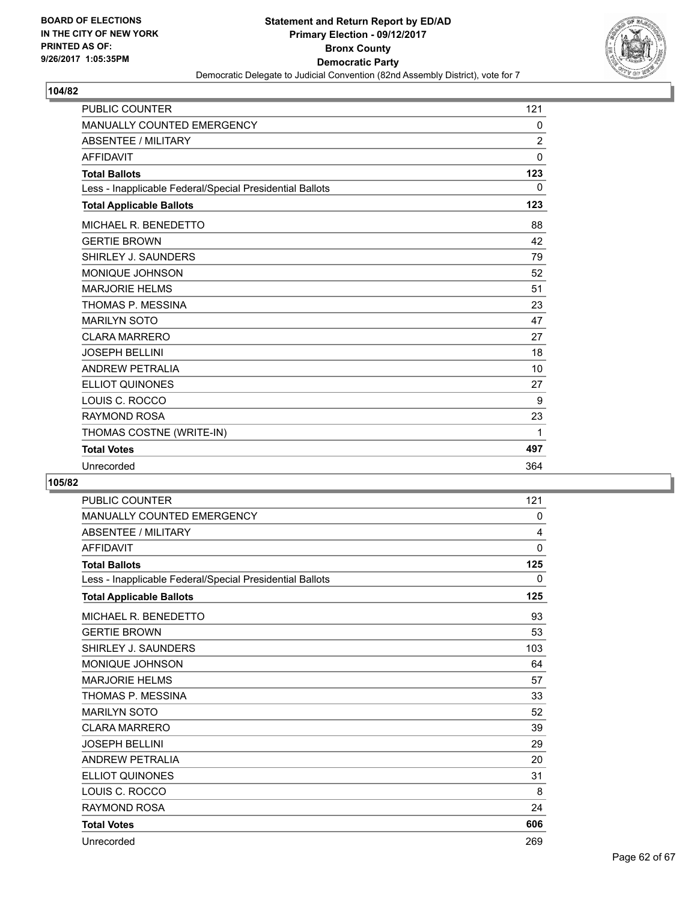**BOARD OF ELECTIONS IN THE CITY OF NEW YORK PRINTED AS OF: 9/26/2017 1:05:35PM**

**Statement and Return Report by ED/AD**
**Primary Election - 09/12/2017**
**Bronx County**
**Democratic Party**
Democratic Delegate to Judicial Convention (82nd Assembly District), vote for 7

**104/82**

| | |
|---|---|
| PUBLIC COUNTER | 121 |
| MANUALLY COUNTED EMERGENCY | 0 |
| ABSENTEE / MILITARY | 2 |
| AFFIDAVIT | 0 |
| **Total Ballots** | **123** |
| Less - Inapplicable Federal/Special Presidential Ballots | 0 |
| **Total Applicable Ballots** | **123** |
| MICHAEL R. BENEDETTO | 88 |
| GERTIE BROWN | 42 |
| SHIRLEY J. SAUNDERS | 79 |
| MONIQUE JOHNSON | 52 |
| MARJORIE HELMS | 51 |
| THOMAS P. MESSINA | 23 |
| MARILYN SOTO | 47 |
| CLARA MARRERO | 27 |
| JOSEPH BELLINI | 18 |
| ANDREW PETRALIA | 10 |
| ELLIOT QUINONES | 27 |
| LOUIS C. ROCCO | 9 |
| RAYMOND ROSA | 23 |
| THOMAS COSTNE (WRITE-IN) | 1 |
| **Total Votes** | **497** |
| Unrecorded | 364 |

**105/82**

| | |
|---|---|
| PUBLIC COUNTER | 121 |
| MANUALLY COUNTED EMERGENCY | 0 |
| ABSENTEE / MILITARY | 4 |
| AFFIDAVIT | 0 |
| **Total Ballots** | **125** |
| Less - Inapplicable Federal/Special Presidential Ballots | 0 |
| **Total Applicable Ballots** | **125** |
| MICHAEL R. BENEDETTO | 93 |
| GERTIE BROWN | 53 |
| SHIRLEY J. SAUNDERS | 103 |
| MONIQUE JOHNSON | 64 |
| MARJORIE HELMS | 57 |
| THOMAS P. MESSINA | 33 |
| MARILYN SOTO | 52 |
| CLARA MARRERO | 39 |
| JOSEPH BELLINI | 29 |
| ANDREW PETRALIA | 20 |
| ELLIOT QUINONES | 31 |
| LOUIS C. ROCCO | 8 |
| RAYMOND ROSA | 24 |
| **Total Votes** | **606** |
| Unrecorded | 269 |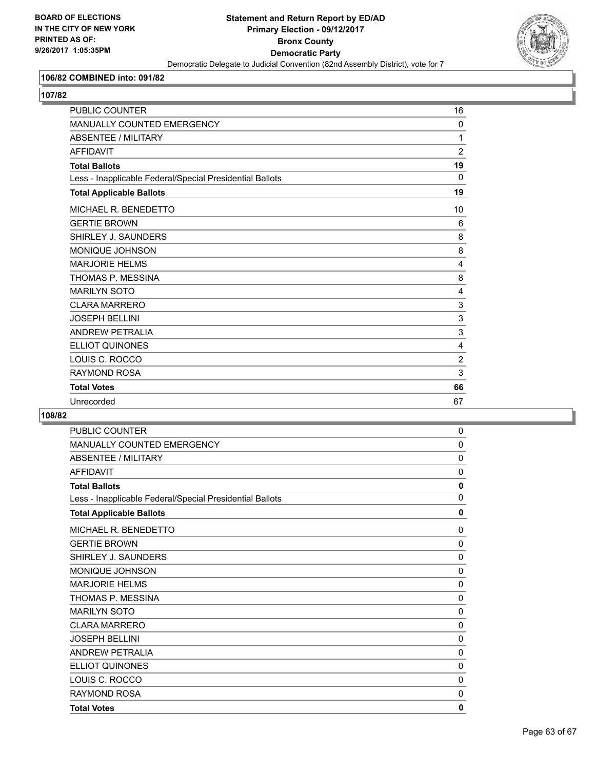**106/82 COMBINED into: 091/82**

**107/82**

| | |
|---|---|
| PUBLIC COUNTER | 16 |
| MANUALLY COUNTED EMERGENCY | 0 |
| ABSENTEE / MILITARY | 1 |
| AFFIDAVIT | 2 |
| **Total Ballots** | **19** |
| Less - Inapplicable Federal/Special Presidential Ballots | 0 |
| **Total Applicable Ballots** | **19** |
| MICHAEL R. BENEDETTO | 10 |
| GERTIE BROWN | 6 |
| SHIRLEY J. SAUNDERS | 8 |
| MONIQUE JOHNSON | 8 |
| MARJORIE HELMS | 4 |
| THOMAS P. MESSINA | 8 |
| MARILYN SOTO | 4 |
| CLARA MARRERO | 3 |
| JOSEPH BELLINI | 3 |
| ANDREW PETRALIA | 3 |
| ELLIOT QUINONES | 4 |
| LOUIS C. ROCCO | 2 |
| RAYMOND ROSA | 3 |
| **Total Votes** | **66** |
| Unrecorded | 67 |

**108/82**

| | |
|---|---|
| PUBLIC COUNTER | 0 |
| MANUALLY COUNTED EMERGENCY | 0 |
| ABSENTEE / MILITARY | 0 |
| AFFIDAVIT | 0 |
| **Total Ballots** | **0** |
| Less - Inapplicable Federal/Special Presidential Ballots | 0 |
| **Total Applicable Ballots** | **0** |
| MICHAEL R. BENEDETTO | 0 |
| GERTIE BROWN | 0 |
| SHIRLEY J. SAUNDERS | 0 |
| MONIQUE JOHNSON | 0 |
| MARJORIE HELMS | 0 |
| THOMAS P. MESSINA | 0 |
| MARILYN SOTO | 0 |
| CLARA MARRERO | 0 |
| JOSEPH BELLINI | 0 |
| ANDREW PETRALIA | 0 |
| ELLIOT QUINONES | 0 |
| LOUIS C. ROCCO | 0 |
| RAYMOND ROSA | 0 |
| **Total Votes** | **0** |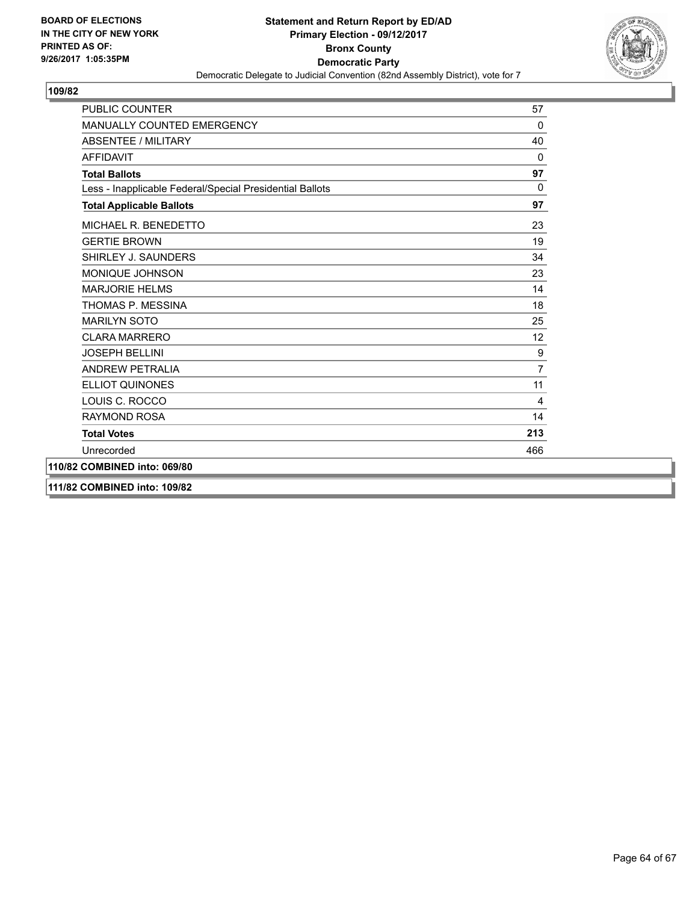BOARD OF ELECTIONS
IN THE CITY OF NEW YORK
PRINTED AS OF:
9/26/2017 1:05:35PM

**Statement and Return Report by ED/AD**
**Primary Election - 09/12/2017**
**Bronx County**
**Democratic Party**
Democratic Delegate to Judicial Convention (82nd Assembly District), vote for 7

**109/82**

| | |
|---|---|
| PUBLIC COUNTER | 57 |
| MANUALLY COUNTED EMERGENCY | 0 |
| ABSENTEE / MILITARY | 40 |
| AFFIDAVIT | 0 |
| **Total Ballots** | **97** |
| Less - Inapplicable Federal/Special Presidential Ballots | 0 |
| **Total Applicable Ballots** | **97** |
| MICHAEL R. BENEDETTO | 23 |
| GERTIE BROWN | 19 |
| SHIRLEY J. SAUNDERS | 34 |
| MONIQUE JOHNSON | 23 |
| MARJORIE HELMS | 14 |
| THOMAS P. MESSINA | 18 |
| MARILYN SOTO | 25 |
| CLARA MARRERO | 12 |
| JOSEPH BELLINI | 9 |
| ANDREW PETRALIA | 7 |
| ELLIOT QUINONES | 11 |
| LOUIS C. ROCCO | 4 |
| RAYMOND ROSA | 14 |
| **Total Votes** | **213** |
| Unrecorded | 466 |

**110/82 COMBINED into: 069/80**

**111/82 COMBINED into: 109/82**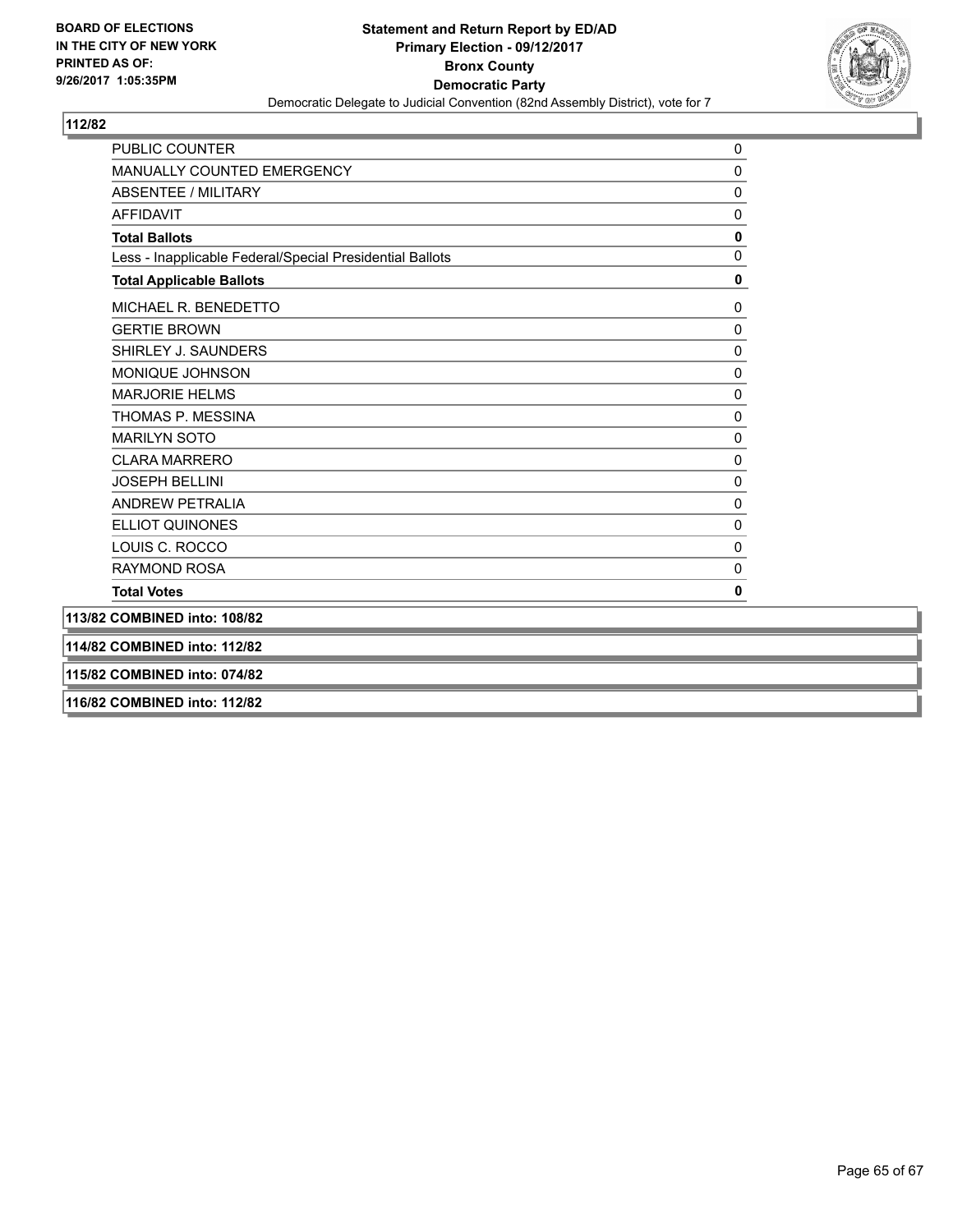**112/82**

| | |
|---|---|
| PUBLIC COUNTER | 0 |
| MANUALLY COUNTED EMERGENCY | 0 |
| ABSENTEE / MILITARY | 0 |
| AFFIDAVIT | 0 |
| **Total Ballots** | **0** |
| Less - Inapplicable Federal/Special Presidential Ballots | 0 |
| **Total Applicable Ballots** | **0** |
| MICHAEL R. BENEDETTO | 0 |
| GERTIE BROWN | 0 |
| SHIRLEY J. SAUNDERS | 0 |
| MONIQUE JOHNSON | 0 |
| MARJORIE HELMS | 0 |
| THOMAS P. MESSINA | 0 |
| MARILYN SOTO | 0 |
| CLARA MARRERO | 0 |
| JOSEPH BELLINI | 0 |
| ANDREW PETRALIA | 0 |
| ELLIOT QUINONES | 0 |
| LOUIS C. ROCCO | 0 |
| RAYMOND ROSA | 0 |
| **Total Votes** | **0** |

**113/82 COMBINED into: 108/82**

**114/82 COMBINED into: 112/82**

**115/82 COMBINED into: 074/82**

**116/82 COMBINED into: 112/82**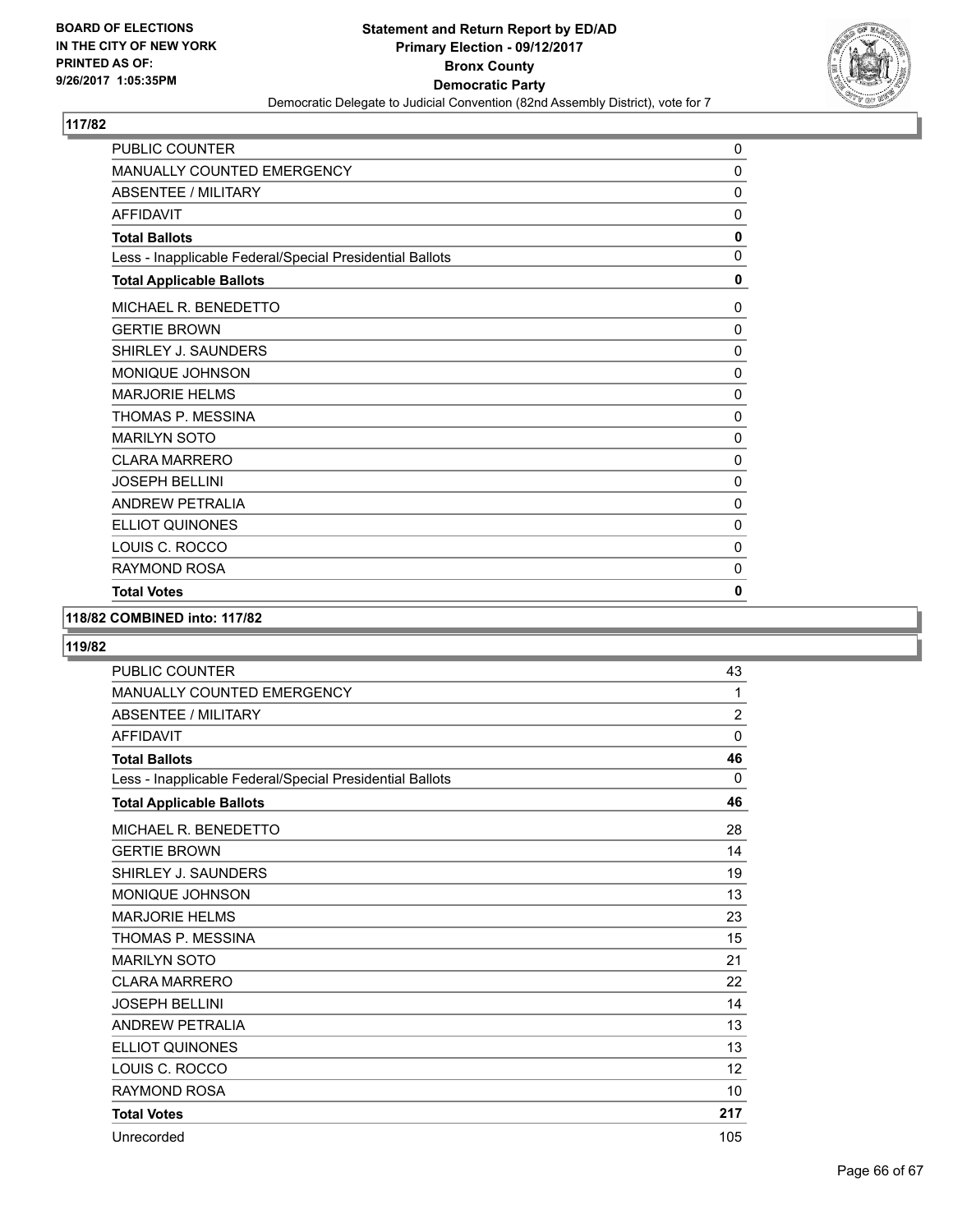**BOARD OF ELECTIONS IN THE CITY OF NEW YORK PRINTED AS OF: 9/26/2017 1:05:35PM**

**Statement and Return Report by ED/AD**
**Primary Election - 09/12/2017**
**Bronx County**
**Democratic Party**
Democratic Delegate to Judicial Convention (82nd Assembly District), vote for 7

### 117/82

| | |
|---|---|
| PUBLIC COUNTER | 0 |
| MANUALLY COUNTED EMERGENCY | 0 |
| ABSENTEE / MILITARY | 0 |
| AFFIDAVIT | 0 |
| **Total Ballots** | **0** |
| Less - Inapplicable Federal/Special Presidential Ballots | 0 |
| **Total Applicable Ballots** | **0** |
| MICHAEL R. BENEDETTO | 0 |
| GERTIE BROWN | 0 |
| SHIRLEY J. SAUNDERS | 0 |
| MONIQUE JOHNSON | 0 |
| MARJORIE HELMS | 0 |
| THOMAS P. MESSINA | 0 |
| MARILYN SOTO | 0 |
| CLARA MARRERO | 0 |
| JOSEPH BELLINI | 0 |
| ANDREW PETRALIA | 0 |
| ELLIOT QUINONES | 0 |
| LOUIS C. ROCCO | 0 |
| RAYMOND ROSA | 0 |
| **Total Votes** | **0** |

### 118/82 COMBINED into: 117/82

### 119/82

| | |
|---|---|
| PUBLIC COUNTER | 43 |
| MANUALLY COUNTED EMERGENCY | 1 |
| ABSENTEE / MILITARY | 2 |
| AFFIDAVIT | 0 |
| **Total Ballots** | **46** |
| Less - Inapplicable Federal/Special Presidential Ballots | 0 |
| **Total Applicable Ballots** | **46** |
| MICHAEL R. BENEDETTO | 28 |
| GERTIE BROWN | 14 |
| SHIRLEY J. SAUNDERS | 19 |
| MONIQUE JOHNSON | 13 |
| MARJORIE HELMS | 23 |
| THOMAS P. MESSINA | 15 |
| MARILYN SOTO | 21 |
| CLARA MARRERO | 22 |
| JOSEPH BELLINI | 14 |
| ANDREW PETRALIA | 13 |
| ELLIOT QUINONES | 13 |
| LOUIS C. ROCCO | 12 |
| RAYMOND ROSA | 10 |
| **Total Votes** | **217** |
| Unrecorded | 105 |